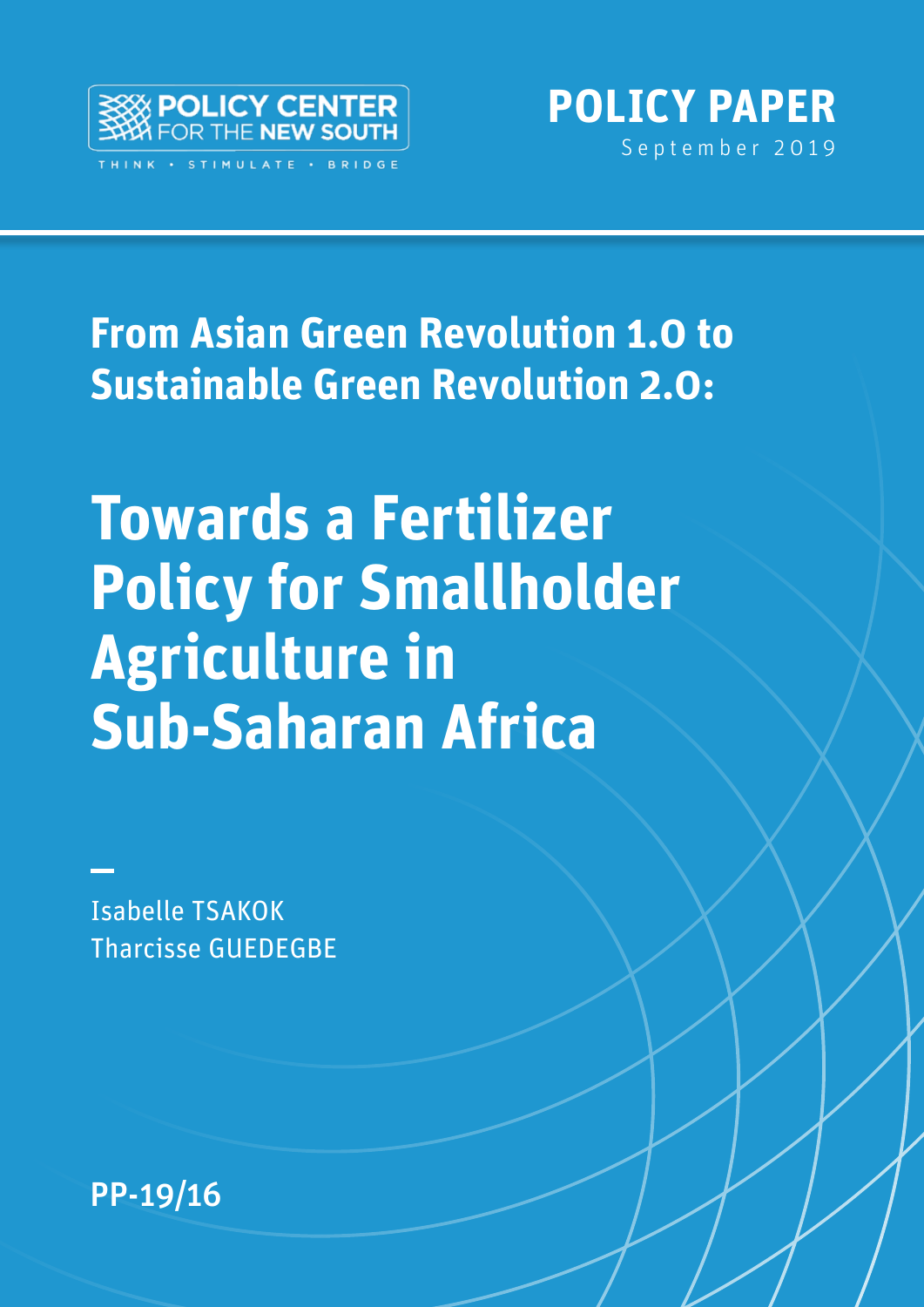POLICY CENTER FOR THE NEW SOUTH

THINK • STIMULATE • BRIDGE

**POLICY PAPER**

September 2019

## From Asian Green Revolution 1.0 to Sustainable Green Revolution 2.0:

# Towards a Fertilizer Policy for Smallholder Agriculture in Sub-Saharan Africa

Isabelle TSAKOK
Tharcisse GUEDEGBE

PP-19/16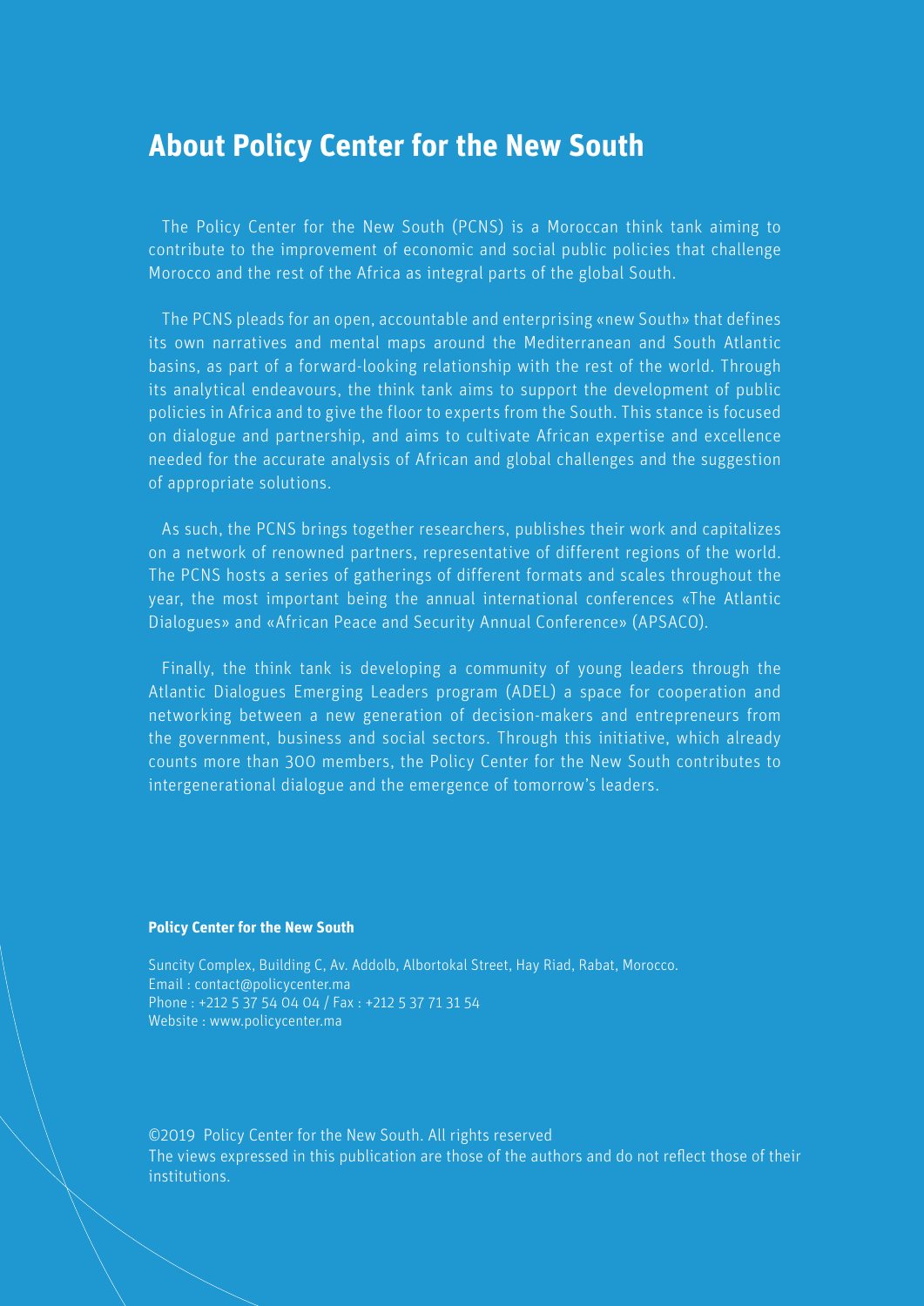## About Policy Center for the New South

The Policy Center for the New South (PCNS) is a Moroccan think tank aiming to contribute to the improvement of economic and social public policies that challenge Morocco and the rest of the Africa as integral parts of the global South.

The PCNS pleads for an open, accountable and enterprising «new South» that defines its own narratives and mental maps around the Mediterranean and South Atlantic basins, as part of a forward-looking relationship with the rest of the world. Through its analytical endeavours, the think tank aims to support the development of public policies in Africa and to give the floor to experts from the South. This stance is focused on dialogue and partnership, and aims to cultivate African expertise and excellence needed for the accurate analysis of African and global challenges and the suggestion of appropriate solutions.

As such, the PCNS brings together researchers, publishes their work and capitalizes on a network of renowned partners, representative of different regions of the world. The PCNS hosts a series of gatherings of different formats and scales throughout the year, the most important being the annual international conferences «The Atlantic Dialogues» and «African Peace and Security Annual Conference» (APSACO).

Finally, the think tank is developing a community of young leaders through the Atlantic Dialogues Emerging Leaders program (ADEL) a space for cooperation and networking between a new generation of decision-makers and entrepreneurs from the government, business and social sectors. Through this initiative, which already counts more than 300 members, the Policy Center for the New South contributes to intergenerational dialogue and the emergence of tomorrow's leaders.

**Policy Center for the New South**

Suncity Complex, Building C, Av. Addolb, Albortokal Street, Hay Riad, Rabat, Morocco.
Email : contact@policycenter.ma
Phone : +212 5 37 54 04 04 / Fax : +212 5 37 71 31 54
Website : www.policycenter.ma

©2019 Policy Center for the New South. All rights reserved
The views expressed in this publication are those of the authors and do not reflect those of their institutions.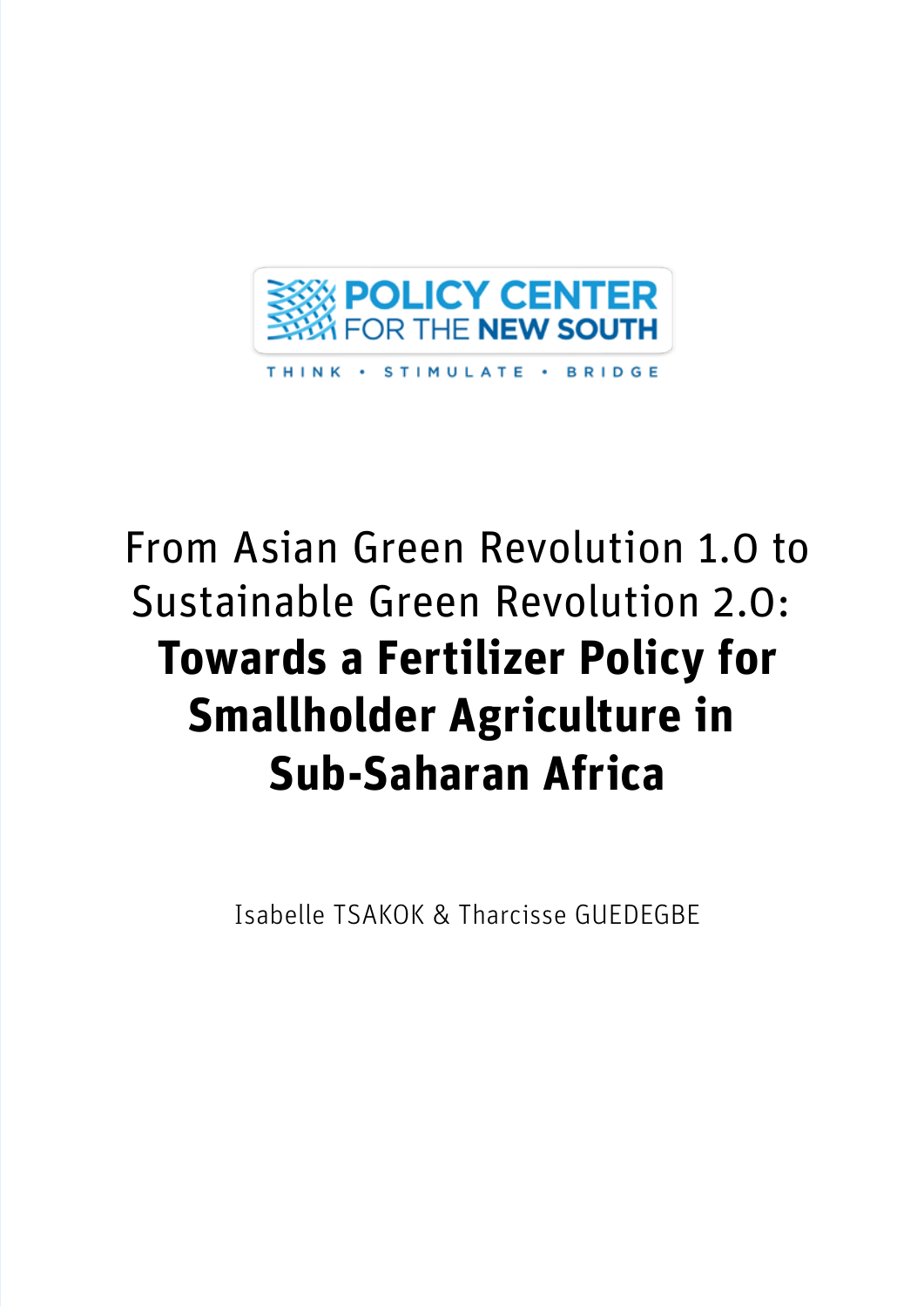POLICY CENTER FOR THE NEW SOUTH

THINK • STIMULATE • BRIDGE

# From Asian Green Revolution 1.0 to Sustainable Green Revolution 2.0: **Towards a Fertilizer Policy for Smallholder Agriculture in Sub-Saharan Africa**

Isabelle TSAKOK & Tharcisse GUEDEGBE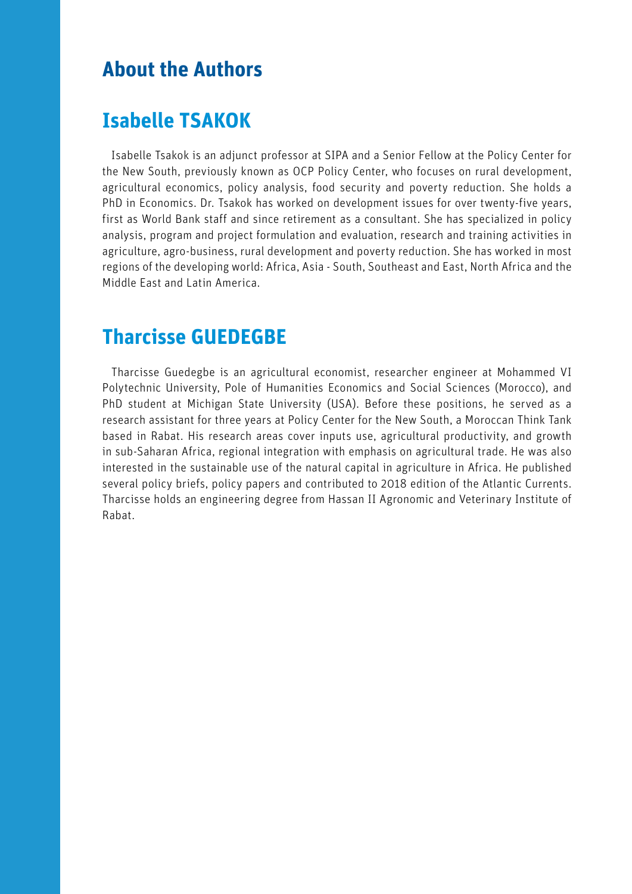# About the Authors

## Isabelle TSAKOK

Isabelle Tsakok is an adjunct professor at SIPA and a Senior Fellow at the Policy Center for the New South, previously known as OCP Policy Center, who focuses on rural development, agricultural economics, policy analysis, food security and poverty reduction. She holds a PhD in Economics. Dr. Tsakok has worked on development issues for over twenty-five years, first as World Bank staff and since retirement as a consultant. She has specialized in policy analysis, program and project formulation and evaluation, research and training activities in agriculture, agro-business, rural development and poverty reduction. She has worked in most regions of the developing world: Africa, Asia - South, Southeast and East, North Africa and the Middle East and Latin America.

## Tharcisse GUEDEGBE

Tharcisse Guedegbe is an agricultural economist, researcher engineer at Mohammed VI Polytechnic University, Pole of Humanities Economics and Social Sciences (Morocco), and PhD student at Michigan State University (USA). Before these positions, he served as a research assistant for three years at Policy Center for the New South, a Moroccan Think Tank based in Rabat. His research areas cover inputs use, agricultural productivity, and growth in sub-Saharan Africa, regional integration with emphasis on agricultural trade. He was also interested in the sustainable use of the natural capital in agriculture in Africa. He published several policy briefs, policy papers and contributed to 2018 edition of the Atlantic Currents. Tharcisse holds an engineering degree from Hassan II Agronomic and Veterinary Institute of Rabat.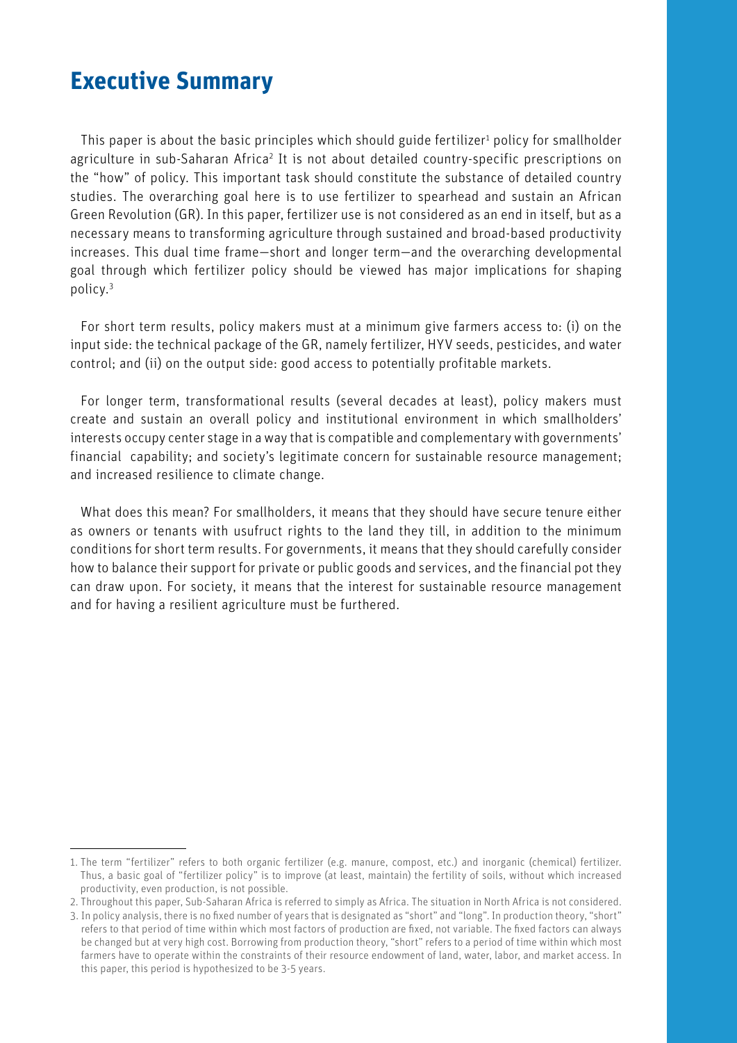# Executive Summary

This paper is about the basic principles which should guide fertilizer[1] policy for smallholder agriculture in sub-Saharan Africa[2] It is not about detailed country-specific prescriptions on the "how" of policy. This important task should constitute the substance of detailed country studies. The overarching goal here is to use fertilizer to spearhead and sustain an African Green Revolution (GR). In this paper, fertilizer use is not considered as an end in itself, but as a necessary means to transforming agriculture through sustained and broad-based productivity increases. This dual time frame—short and longer term—and the overarching developmental goal through which fertilizer policy should be viewed has major implications for shaping policy.[3]

For short term results, policy makers must at a minimum give farmers access to: (i) on the input side: the technical package of the GR, namely fertilizer, HYV seeds, pesticides, and water control; and (ii) on the output side: good access to potentially profitable markets.

For longer term, transformational results (several decades at least), policy makers must create and sustain an overall policy and institutional environment in which smallholders' interests occupy center stage in a way that is compatible and complementary with governments' financial capability; and society's legitimate concern for sustainable resource management; and increased resilience to climate change.

What does this mean? For smallholders, it means that they should have secure tenure either as owners or tenants with usufruct rights to the land they till, in addition to the minimum conditions for short term results. For governments, it means that they should carefully consider how to balance their support for private or public goods and services, and the financial pot they can draw upon. For society, it means that the interest for sustainable resource management and for having a resilient agriculture must be furthered.

---

1. The term "fertilizer" refers to both organic fertilizer (e.g. manure, compost, etc.) and inorganic (chemical) fertilizer. Thus, a basic goal of "fertilizer policy" is to improve (at least, maintain) the fertility of soils, without which increased productivity, even production, is not possible.
2. Throughout this paper, Sub-Saharan Africa is referred to simply as Africa. The situation in North Africa is not considered.
3. In policy analysis, there is no fixed number of years that is designated as "short" and "long". In production theory, "short" refers to that period of time within which most factors of production are fixed, not variable. The fixed factors can always be changed but at very high cost. Borrowing from production theory, "short" refers to a period of time within which most farmers have to operate within the constraints of their resource endowment of land, water, labor, and market access. In this paper, this period is hypothesized to be 3-5 years.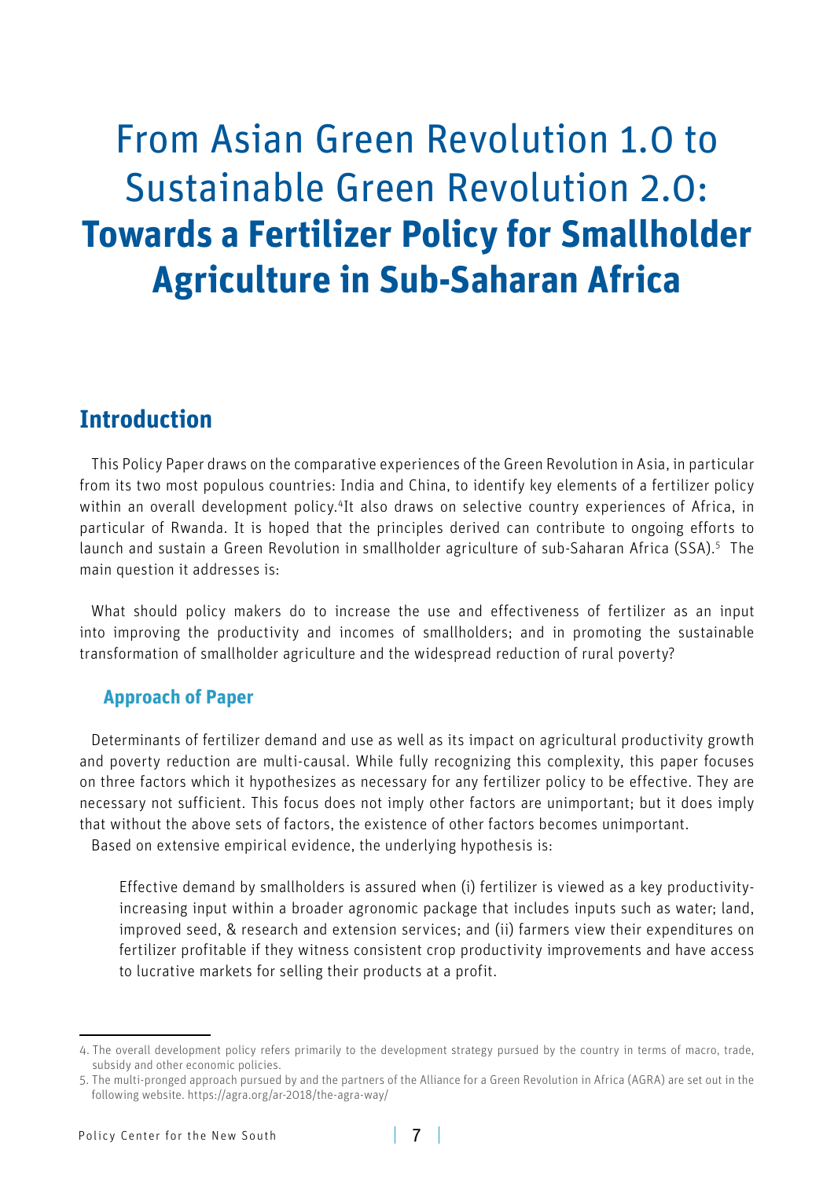# From Asian Green Revolution 1.0 to Sustainable Green Revolution 2.0: **Towards a Fertilizer Policy for Smallholder Agriculture in Sub-Saharan Africa**

## Introduction

This Policy Paper draws on the comparative experiences of the Green Revolution in Asia, in particular from its two most populous countries: India and China, to identify key elements of a fertilizer policy within an overall development policy.[4]It also draws on selective country experiences of Africa, in particular of Rwanda. It is hoped that the principles derived can contribute to ongoing efforts to launch and sustain a Green Revolution in smallholder agriculture of sub-Saharan Africa (SSA).[5] The main question it addresses is:

What should policy makers do to increase the use and effectiveness of fertilizer as an input into improving the productivity and incomes of smallholders; and in promoting the sustainable transformation of smallholder agriculture and the widespread reduction of rural poverty?

### Approach of Paper

Determinants of fertilizer demand and use as well as its impact on agricultural productivity growth and poverty reduction are multi-causal. While fully recognizing this complexity, this paper focuses on three factors which it hypothesizes as necessary for any fertilizer policy to be effective. They are necessary not sufficient. This focus does not imply other factors are unimportant; but it does imply that without the above sets of factors, the existence of other factors becomes unimportant.

Based on extensive empirical evidence, the underlying hypothesis is:

> Effective demand by smallholders is assured when (i) fertilizer is viewed as a key productivity-increasing input within a broader agronomic package that includes inputs such as water; land, improved seed, & research and extension services; and (ii) farmers view their expenditures on fertilizer profitable if they witness consistent crop productivity improvements and have access to lucrative markets for selling their products at a profit.

---

4. The overall development policy refers primarily to the development strategy pursued by the country in terms of macro, trade, subsidy and other economic policies.

5. The multi-pronged approach pursued by and the partners of the Alliance for a Green Revolution in Africa (AGRA) are set out in the following website. https://agra.org/ar-2018/the-agra-way/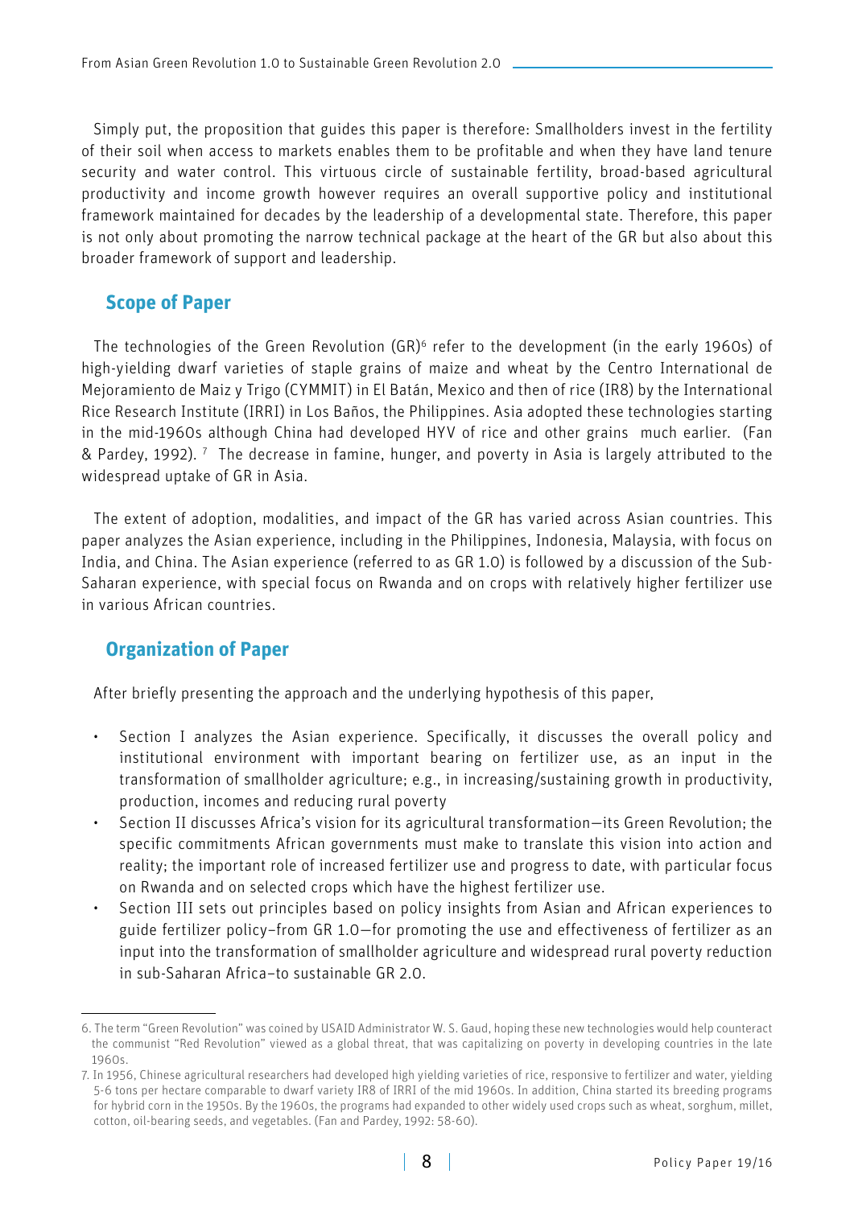Simply put, the proposition that guides this paper is therefore: Smallholders invest in the fertility of their soil when access to markets enables them to be profitable and when they have land tenure security and water control. This virtuous circle of sustainable fertility, broad-based agricultural productivity and income growth however requires an overall supportive policy and institutional framework maintained for decades by the leadership of a developmental state. Therefore, this paper is not only about promoting the narrow technical package at the heart of the GR but also about this broader framework of support and leadership.

## Scope of Paper

The technologies of the Green Revolution (GR)[6] refer to the development (in the early 1960s) of high-yielding dwarf varieties of staple grains of maize and wheat by the Centro International de Mejoramiento de Maiz y Trigo (CYMMIT) in El Batán, Mexico and then of rice (IR8) by the International Rice Research Institute (IRRI) in Los Baños, the Philippines. Asia adopted these technologies starting in the mid-1960s although China had developed HYV of rice and other grains much earlier. (Fan & Pardey, 1992). [7] The decrease in famine, hunger, and poverty in Asia is largely attributed to the widespread uptake of GR in Asia.

The extent of adoption, modalities, and impact of the GR has varied across Asian countries. This paper analyzes the Asian experience, including in the Philippines, Indonesia, Malaysia, with focus on India, and China. The Asian experience (referred to as GR 1.0) is followed by a discussion of the Sub-Saharan experience, with special focus on Rwanda and on crops with relatively higher fertilizer use in various African countries.

## Organization of Paper

After briefly presenting the approach and the underlying hypothesis of this paper,

- Section I analyzes the Asian experience. Specifically, it discusses the overall policy and institutional environment with important bearing on fertilizer use, as an input in the transformation of smallholder agriculture; e.g., in increasing/sustaining growth in productivity, production, incomes and reducing rural poverty
- Section II discusses Africa's vision for its agricultural transformation—its Green Revolution; the specific commitments African governments must make to translate this vision into action and reality; the important role of increased fertilizer use and progress to date, with particular focus on Rwanda and on selected crops which have the highest fertilizer use.
- Section III sets out principles based on policy insights from Asian and African experiences to guide fertilizer policy–from GR 1.0—for promoting the use and effectiveness of fertilizer as an input into the transformation of smallholder agriculture and widespread rural poverty reduction in sub-Saharan Africa–to sustainable GR 2.0.

---

6. The term "Green Revolution" was coined by USAID Administrator W. S. Gaud, hoping these new technologies would help counteract the communist "Red Revolution" viewed as a global threat, that was capitalizing on poverty in developing countries in the late 1960s.

7. In 1956, Chinese agricultural researchers had developed high yielding varieties of rice, responsive to fertilizer and water, yielding 5-6 tons per hectare comparable to dwarf variety IR8 of IRRI of the mid 1960s. In addition, China started its breeding programs for hybrid corn in the 1950s. By the 1960s, the programs had expanded to other widely used crops such as wheat, sorghum, millet, cotton, oil-bearing seeds, and vegetables. (Fan and Pardey, 1992: 58-60).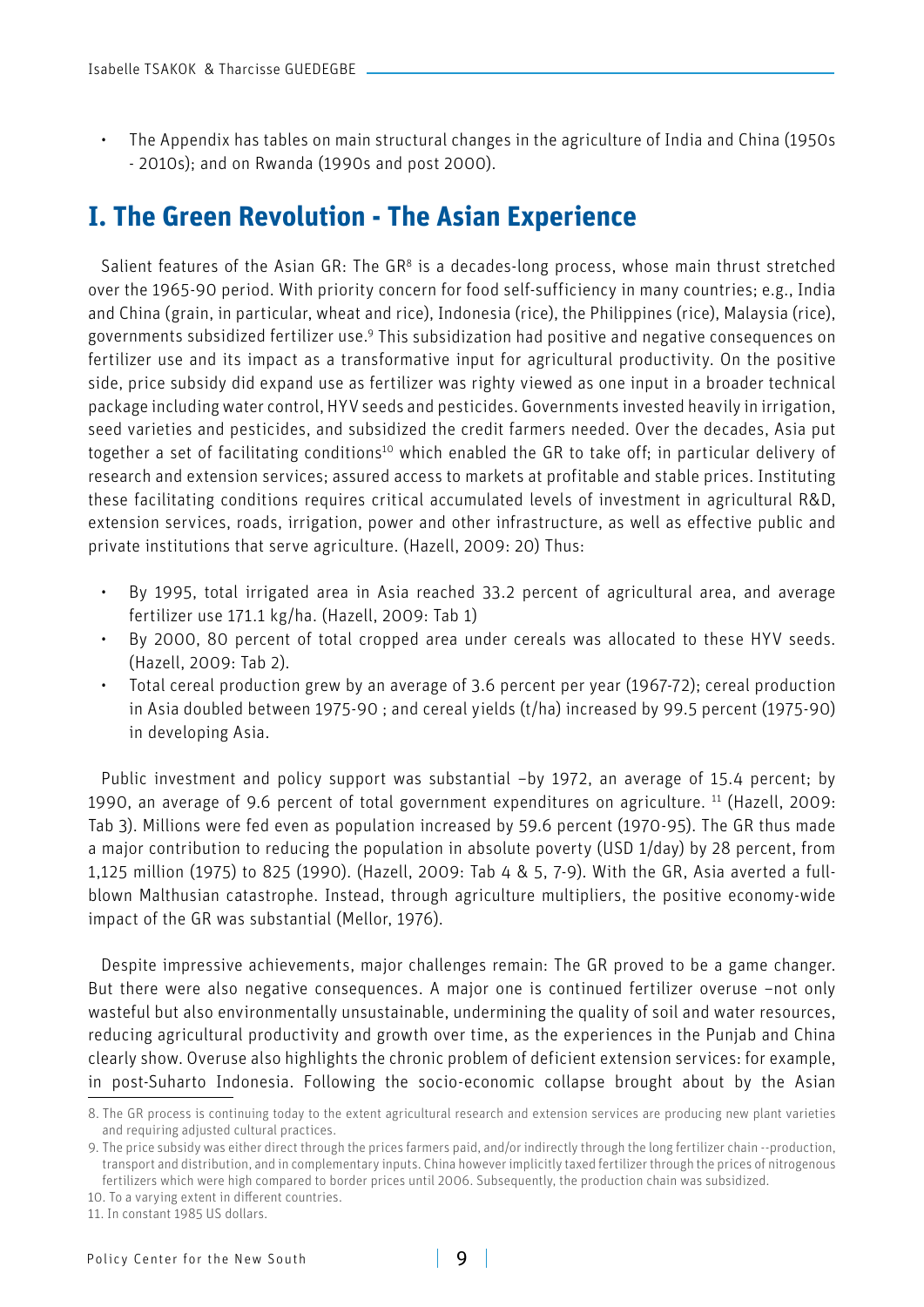- The Appendix has tables on main structural changes in the agriculture of India and China (1950s - 2010s); and on Rwanda (1990s and post 2000).

# I. The Green Revolution - The Asian Experience

Salient features of the Asian GR: The GR[8] is a decades-long process, whose main thrust stretched over the 1965-90 period. With priority concern for food self-sufficiency in many countries; e.g., India and China (grain, in particular, wheat and rice), Indonesia (rice), the Philippines (rice), Malaysia (rice), governments subsidized fertilizer use.[9] This subsidization had positive and negative consequences on fertilizer use and its impact as a transformative input for agricultural productivity. On the positive side, price subsidy did expand use as fertilizer was righty viewed as one input in a broader technical package including water control, HYV seeds and pesticides. Governments invested heavily in irrigation, seed varieties and pesticides, and subsidized the credit farmers needed. Over the decades, Asia put together a set of facilitating conditions[10] which enabled the GR to take off; in particular delivery of research and extension services; assured access to markets at profitable and stable prices. Instituting these facilitating conditions requires critical accumulated levels of investment in agricultural R&D, extension services, roads, irrigation, power and other infrastructure, as well as effective public and private institutions that serve agriculture. (Hazell, 2009: 20) Thus:

- By 1995, total irrigated area in Asia reached 33.2 percent of agricultural area, and average fertilizer use 171.1 kg/ha. (Hazell, 2009: Tab 1)
- By 2000, 80 percent of total cropped area under cereals was allocated to these HYV seeds. (Hazell, 2009: Tab 2).
- Total cereal production grew by an average of 3.6 percent per year (1967-72); cereal production in Asia doubled between 1975-90 ; and cereal yields (t/ha) increased by 99.5 percent (1975-90) in developing Asia.

Public investment and policy support was substantial –by 1972, an average of 15.4 percent; by 1990, an average of 9.6 percent of total government expenditures on agriculture. [11] (Hazell, 2009: Tab 3). Millions were fed even as population increased by 59.6 percent (1970-95). The GR thus made a major contribution to reducing the population in absolute poverty (USD 1/day) by 28 percent, from 1,125 million (1975) to 825 (1990). (Hazell, 2009: Tab 4 & 5, 7-9). With the GR, Asia averted a full-blown Malthusian catastrophe. Instead, through agriculture multipliers, the positive economy-wide impact of the GR was substantial (Mellor, 1976).

Despite impressive achievements, major challenges remain: The GR proved to be a game changer. But there were also negative consequences. A major one is continued fertilizer overuse –not only wasteful but also environmentally unsustainable, undermining the quality of soil and water resources, reducing agricultural productivity and growth over time, as the experiences in the Punjab and China clearly show. Overuse also highlights the chronic problem of deficient extension services: for example, in post-Suharto Indonesia. Following the socio-economic collapse brought about by the Asian

8. The GR process is continuing today to the extent agricultural research and extension services are producing new plant varieties and requiring adjusted cultural practices.

9. The price subsidy was either direct through the prices farmers paid, and/or indirectly through the long fertilizer chain --production, transport and distribution, and in complementary inputs. China however implicitly taxed fertilizer through the prices of nitrogenous fertilizers which were high compared to border prices until 2006. Subsequently, the production chain was subsidized.

10. To a varying extent in different countries.

11. In constant 1985 US dollars.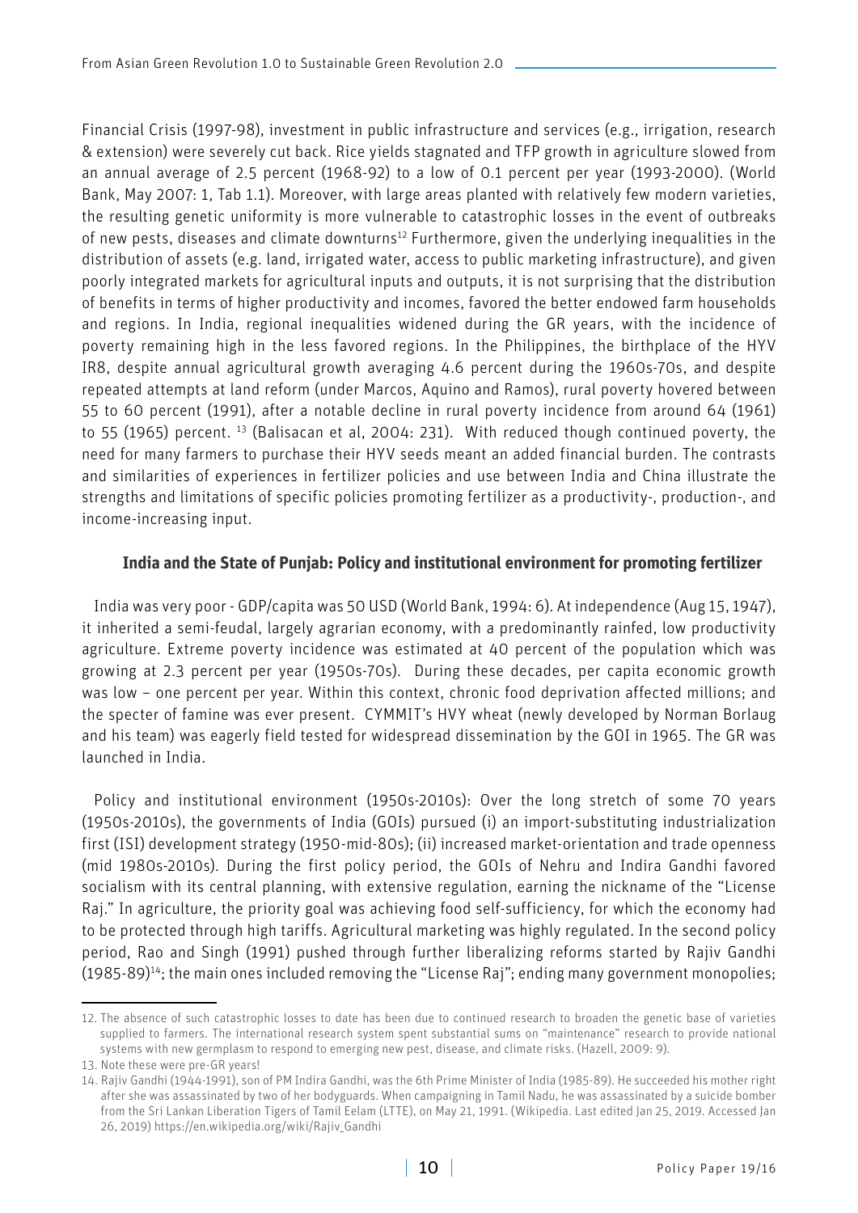Financial Crisis (1997-98), investment in public infrastructure and services (e.g., irrigation, research & extension) were severely cut back. Rice yields stagnated and TFP growth in agriculture slowed from an annual average of 2.5 percent (1968-92) to a low of 0.1 percent per year (1993-2000). (World Bank, May 2007: 1, Tab 1.1). Moreover, with large areas planted with relatively few modern varieties, the resulting genetic uniformity is more vulnerable to catastrophic losses in the event of outbreaks of new pests, diseases and climate downturns[12] Furthermore, given the underlying inequalities in the distribution of assets (e.g. land, irrigated water, access to public marketing infrastructure), and given poorly integrated markets for agricultural inputs and outputs, it is not surprising that the distribution of benefits in terms of higher productivity and incomes, favored the better endowed farm households and regions. In India, regional inequalities widened during the GR years, with the incidence of poverty remaining high in the less favored regions. In the Philippines, the birthplace of the HYV IR8, despite annual agricultural growth averaging 4.6 percent during the 1960s-70s, and despite repeated attempts at land reform (under Marcos, Aquino and Ramos), rural poverty hovered between 55 to 60 percent (1991), after a notable decline in rural poverty incidence from around 64 (1961) to 55 (1965) percent. [13] (Balisacan et al, 2004: 231). With reduced though continued poverty, the need for many farmers to purchase their HYV seeds meant an added financial burden. The contrasts and similarities of experiences in fertilizer policies and use between India and China illustrate the strengths and limitations of specific policies promoting fertilizer as a productivity-, production-, and income-increasing input.

### India and the State of Punjab: Policy and institutional environment for promoting fertilizer

India was very poor - GDP/capita was 50 USD (World Bank, 1994: 6). At independence (Aug 15, 1947), it inherited a semi-feudal, largely agrarian economy, with a predominantly rainfed, low productivity agriculture. Extreme poverty incidence was estimated at 40 percent of the population which was growing at 2.3 percent per year (1950s-70s). During these decades, per capita economic growth was low – one percent per year. Within this context, chronic food deprivation affected millions; and the specter of famine was ever present. CYMMIT's HVY wheat (newly developed by Norman Borlaug and his team) was eagerly field tested for widespread dissemination by the GOI in 1965. The GR was launched in India.

Policy and institutional environment (1950s-2010s): Over the long stretch of some 70 years (1950s-2010s), the governments of India (GOIs) pursued (i) an import-substituting industrialization first (ISI) development strategy (1950-mid-80s); (ii) increased market-orientation and trade openness (mid 1980s-2010s). During the first policy period, the GOIs of Nehru and Indira Gandhi favored socialism with its central planning, with extensive regulation, earning the nickname of the "License Raj." In agriculture, the priority goal was achieving food self-sufficiency, for which the economy had to be protected through high tariffs. Agricultural marketing was highly regulated. In the second policy period, Rao and Singh (1991) pushed through further liberalizing reforms started by Rajiv Gandhi (1985-89)[14]; the main ones included removing the "License Raj"; ending many government monopolies;

---

12. The absence of such catastrophic losses to date has been due to continued research to broaden the genetic base of varieties supplied to farmers. The international research system spent substantial sums on "maintenance" research to provide national systems with new germplasm to respond to emerging new pest, disease, and climate risks. (Hazell, 2009: 9).

13. Note these were pre-GR years!

14. Rajiv Gandhi (1944-1991), son of PM Indira Gandhi, was the 6th Prime Minister of India (1985-89). He succeeded his mother right after she was assassinated by two of her bodyguards. When campaigning in Tamil Nadu, he was assassinated by a suicide bomber from the Sri Lankan Liberation Tigers of Tamil Eelam (LTTE), on May 21, 1991. (Wikipedia. Last edited Jan 25, 2019. Accessed Jan 26, 2019) https://en.wikipedia.org/wiki/Rajiv_Gandhi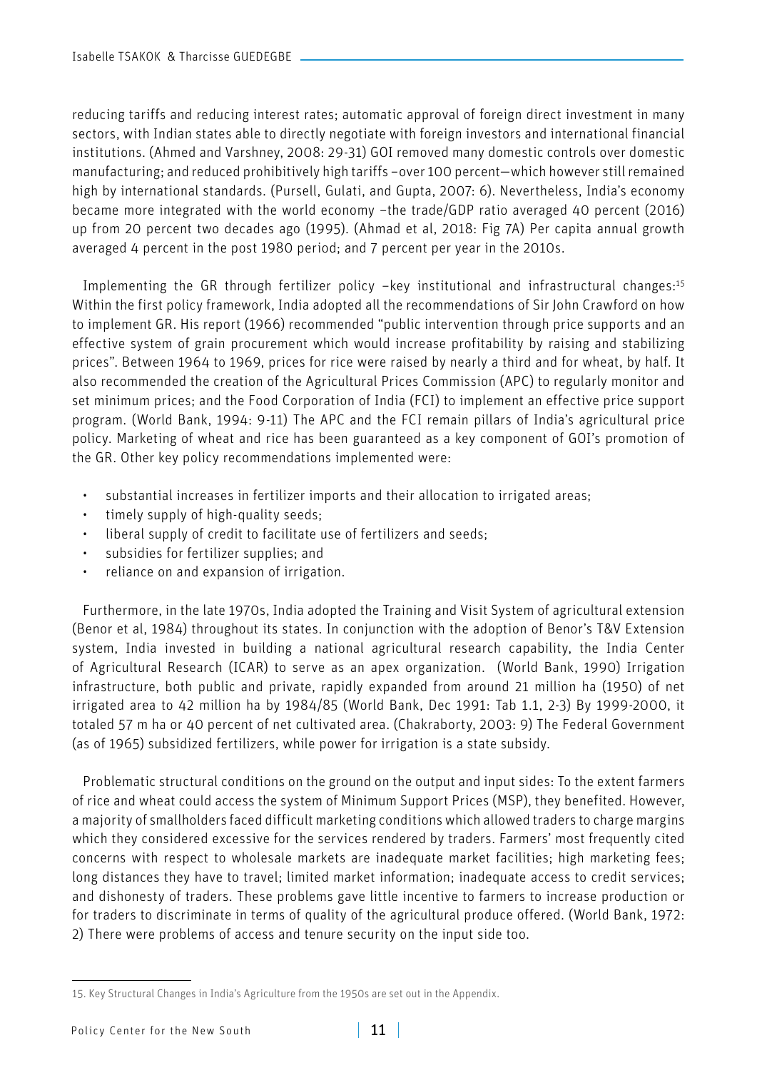reducing tariffs and reducing interest rates; automatic approval of foreign direct investment in many sectors, with Indian states able to directly negotiate with foreign investors and international financial institutions. (Ahmed and Varshney, 2008: 29-31) GOI removed many domestic controls over domestic manufacturing; and reduced prohibitively high tariffs –over 100 percent—which however still remained high by international standards. (Pursell, Gulati, and Gupta, 2007: 6). Nevertheless, India's economy became more integrated with the world economy –the trade/GDP ratio averaged 40 percent (2016) up from 20 percent two decades ago (1995). (Ahmad et al, 2018: Fig 7A) Per capita annual growth averaged 4 percent in the post 1980 period; and 7 percent per year in the 2010s.

Implementing the GR through fertilizer policy –key institutional and infrastructural changes:[15] Within the first policy framework, India adopted all the recommendations of Sir John Crawford on how to implement GR. His report (1966) recommended "public intervention through price supports and an effective system of grain procurement which would increase profitability by raising and stabilizing prices". Between 1964 to 1969, prices for rice were raised by nearly a third and for wheat, by half. It also recommended the creation of the Agricultural Prices Commission (APC) to regularly monitor and set minimum prices; and the Food Corporation of India (FCI) to implement an effective price support program. (World Bank, 1994: 9-11) The APC and the FCI remain pillars of India's agricultural price policy. Marketing of wheat and rice has been guaranteed as a key component of GOI's promotion of the GR. Other key policy recommendations implemented were:

- substantial increases in fertilizer imports and their allocation to irrigated areas;
- timely supply of high-quality seeds;
- liberal supply of credit to facilitate use of fertilizers and seeds;
- subsidies for fertilizer supplies; and
- reliance on and expansion of irrigation.

Furthermore, in the late 1970s, India adopted the Training and Visit System of agricultural extension (Benor et al, 1984) throughout its states. In conjunction with the adoption of Benor's T&V Extension system, India invested in building a national agricultural research capability, the India Center of Agricultural Research (ICAR) to serve as an apex organization. (World Bank, 1990) Irrigation infrastructure, both public and private, rapidly expanded from around 21 million ha (1950) of net irrigated area to 42 million ha by 1984/85 (World Bank, Dec 1991: Tab 1.1, 2-3) By 1999-2000, it totaled 57 m ha or 40 percent of net cultivated area. (Chakraborty, 2003: 9) The Federal Government (as of 1965) subsidized fertilizers, while power for irrigation is a state subsidy.

Problematic structural conditions on the ground on the output and input sides: To the extent farmers of rice and wheat could access the system of Minimum Support Prices (MSP), they benefited. However, a majority of smallholders faced difficult marketing conditions which allowed traders to charge margins which they considered excessive for the services rendered by traders. Farmers' most frequently cited concerns with respect to wholesale markets are inadequate market facilities; high marketing fees; long distances they have to travel; limited market information; inadequate access to credit services; and dishonesty of traders. These problems gave little incentive to farmers to increase production or for traders to discriminate in terms of quality of the agricultural produce offered. (World Bank, 1972: 2) There were problems of access and tenure security on the input side too.

15. Key Structural Changes in India's Agriculture from the 1950s are set out in the Appendix.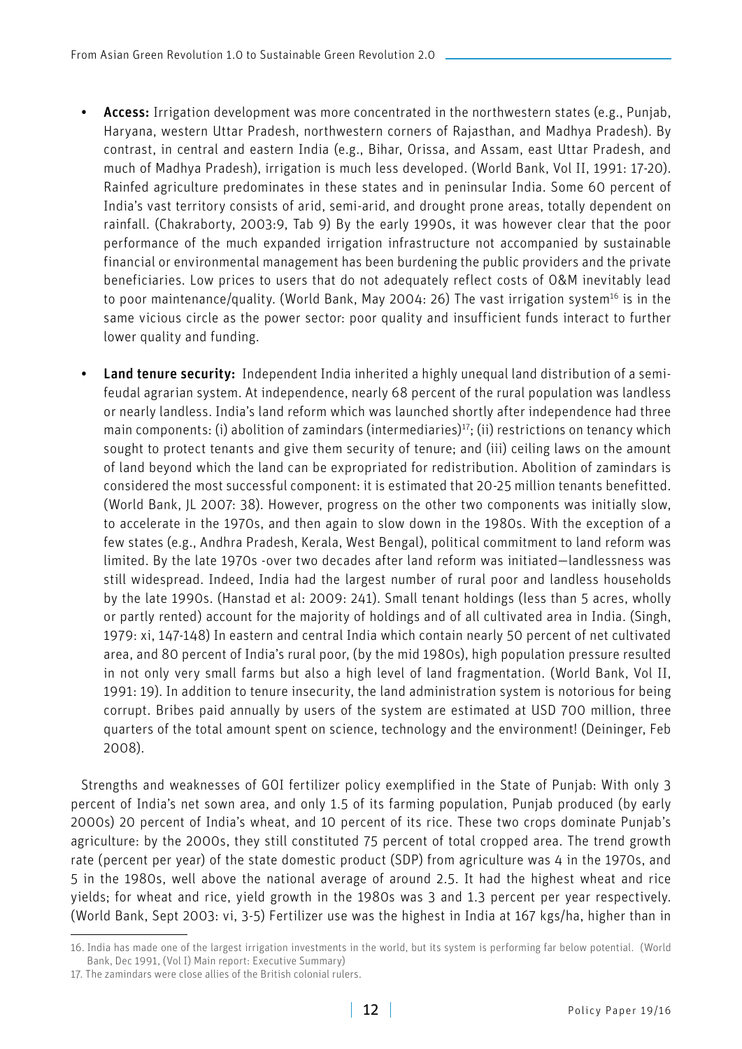- **Access:** Irrigation development was more concentrated in the northwestern states (e.g., Punjab, Haryana, western Uttar Pradesh, northwestern corners of Rajasthan, and Madhya Pradesh). By contrast, in central and eastern India (e.g., Bihar, Orissa, and Assam, east Uttar Pradesh, and much of Madhya Pradesh), irrigation is much less developed. (World Bank, Vol II, 1991: 17-20). Rainfed agriculture predominates in these states and in peninsular India. Some 60 percent of India's vast territory consists of arid, semi-arid, and drought prone areas, totally dependent on rainfall. (Chakraborty, 2003:9, Tab 9) By the early 1990s, it was however clear that the poor performance of the much expanded irrigation infrastructure not accompanied by sustainable financial or environmental management has been burdening the public providers and the private beneficiaries. Low prices to users that do not adequately reflect costs of O&M inevitably lead to poor maintenance/quality. (World Bank, May 2004: 26) The vast irrigation system[16] is in the same vicious circle as the power sector: poor quality and insufficient funds interact to further lower quality and funding.

- **Land tenure security:** Independent India inherited a highly unequal land distribution of a semi-feudal agrarian system. At independence, nearly 68 percent of the rural population was landless or nearly landless. India's land reform which was launched shortly after independence had three main components: (i) abolition of zamindars (intermediaries)[17]; (ii) restrictions on tenancy which sought to protect tenants and give them security of tenure; and (iii) ceiling laws on the amount of land beyond which the land can be expropriated for redistribution. Abolition of zamindars is considered the most successful component: it is estimated that 20-25 million tenants benefitted. (World Bank, JL 2007: 38). However, progress on the other two components was initially slow, to accelerate in the 1970s, and then again to slow down in the 1980s. With the exception of a few states (e.g., Andhra Pradesh, Kerala, West Bengal), political commitment to land reform was limited. By the late 1970s -over two decades after land reform was initiated—landlessness was still widespread. Indeed, India had the largest number of rural poor and landless households by the late 1990s. (Hanstad et al: 2009: 241). Small tenant holdings (less than 5 acres, wholly or partly rented) account for the majority of holdings and of all cultivated area in India. (Singh, 1979: xi, 147-148) In eastern and central India which contain nearly 50 percent of net cultivated area, and 80 percent of India's rural poor, (by the mid 1980s), high population pressure resulted in not only very small farms but also a high level of land fragmentation. (World Bank, Vol II, 1991: 19). In addition to tenure insecurity, the land administration system is notorious for being corrupt. Bribes paid annually by users of the system are estimated at USD 700 million, three quarters of the total amount spent on science, technology and the environment! (Deininger, Feb 2008).

Strengths and weaknesses of GOI fertilizer policy exemplified in the State of Punjab: With only 3 percent of India's net sown area, and only 1.5 of its farming population, Punjab produced (by early 2000s) 20 percent of India's wheat, and 10 percent of its rice. These two crops dominate Punjab's agriculture: by the 2000s, they still constituted 75 percent of total cropped area. The trend growth rate (percent per year) of the state domestic product (SDP) from agriculture was 4 in the 1970s, and 5 in the 1980s, well above the national average of around 2.5. It had the highest wheat and rice yields; for wheat and rice, yield growth in the 1980s was 3 and 1.3 percent per year respectively. (World Bank, Sept 2003: vi, 3-5) Fertilizer use was the highest in India at 167 kgs/ha, higher than in

16. India has made one of the largest irrigation investments in the world, but its system is performing far below potential. (World Bank, Dec 1991, (Vol I) Main report: Executive Summary)

17. The zamindars were close allies of the British colonial rulers.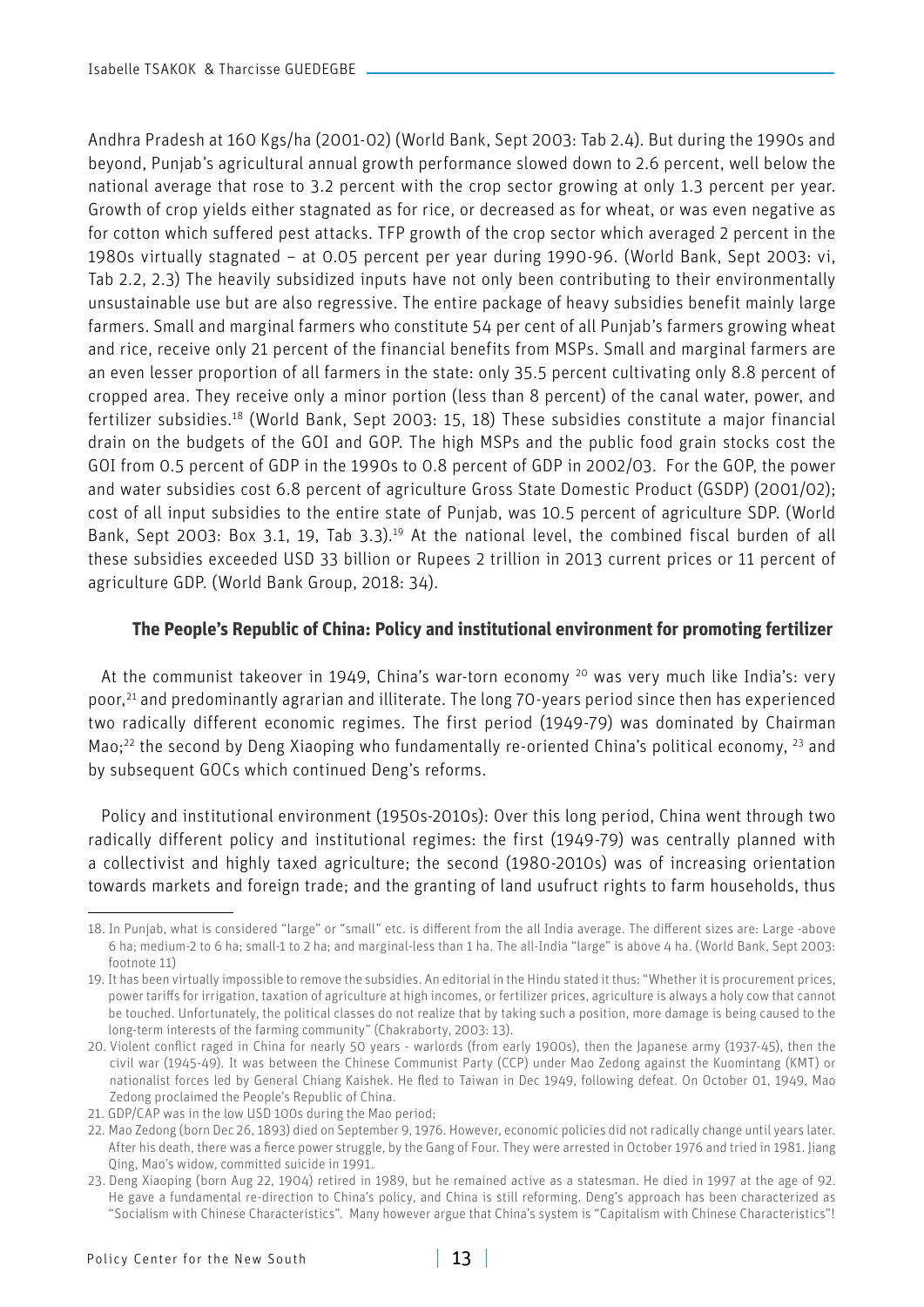Andhra Pradesh at 160 Kgs/ha (2001-02) (World Bank, Sept 2003: Tab 2.4). But during the 1990s and beyond, Punjab's agricultural annual growth performance slowed down to 2.6 percent, well below the national average that rose to 3.2 percent with the crop sector growing at only 1.3 percent per year. Growth of crop yields either stagnated as for rice, or decreased as for wheat, or was even negative as for cotton which suffered pest attacks. TFP growth of the crop sector which averaged 2 percent in the 1980s virtually stagnated – at 0.05 percent per year during 1990-96. (World Bank, Sept 2003: vi, Tab 2.2, 2.3) The heavily subsidized inputs have not only been contributing to their environmentally unsustainable use but are also regressive. The entire package of heavy subsidies benefit mainly large farmers. Small and marginal farmers who constitute 54 per cent of all Punjab's farmers growing wheat and rice, receive only 21 percent of the financial benefits from MSPs. Small and marginal farmers are an even lesser proportion of all farmers in the state: only 35.5 percent cultivating only 8.8 percent of cropped area. They receive only a minor portion (less than 8 percent) of the canal water, power, and fertilizer subsidies.[18] (World Bank, Sept 2003: 15, 18) These subsidies constitute a major financial drain on the budgets of the GOI and GOP. The high MSPs and the public food grain stocks cost the GOI from 0.5 percent of GDP in the 1990s to 0.8 percent of GDP in 2002/03. For the GOP, the power and water subsidies cost 6.8 percent of agriculture Gross State Domestic Product (GSDP) (2001/02); cost of all input subsidies to the entire state of Punjab, was 10.5 percent of agriculture SDP. (World Bank, Sept 2003: Box 3.1, 19, Tab 3.3).[19] At the national level, the combined fiscal burden of all these subsidies exceeded USD 33 billion or Rupees 2 trillion in 2013 current prices or 11 percent of agriculture GDP. (World Bank Group, 2018: 34).

### The People's Republic of China: Policy and institutional environment for promoting fertilizer

At the communist takeover in 1949, China's war-torn economy [20] was very much like India's: very poor,[21] and predominantly agrarian and illiterate. The long 70-years period since then has experienced two radically different economic regimes. The first period (1949-79) was dominated by Chairman Mao;[22] the second by Deng Xiaoping who fundamentally re-oriented China's political economy, [23] and by subsequent GOCs which continued Deng's reforms.

Policy and institutional environment (1950s-2010s): Over this long period, China went through two radically different policy and institutional regimes: the first (1949-79) was centrally planned with a collectivist and highly taxed agriculture; the second (1980-2010s) was of increasing orientation towards markets and foreign trade; and the granting of land usufruct rights to farm households, thus

---

18. In Punjab, what is considered "large" or "small" etc. is different from the all India average. The different sizes are: Large -above 6 ha; medium-2 to 6 ha; small-1 to 2 ha; and marginal-less than 1 ha. The all-India "large" is above 4 ha. (World Bank, Sept 2003: footnote 11)

19. It has been virtually impossible to remove the subsidies. An editorial in the Hindu stated it thus: "Whether it is procurement prices, power tariffs for irrigation, taxation of agriculture at high incomes, or fertilizer prices, agriculture is always a holy cow that cannot be touched. Unfortunately, the political classes do not realize that by taking such a position, more damage is being caused to the long-term interests of the farming community" (Chakraborty, 2003: 13).

20. Violent conflict raged in China for nearly 50 years - warlords (from early 1900s), then the Japanese army (1937-45), then the civil war (1945-49). It was between the Chinese Communist Party (CCP) under Mao Zedong against the Kuomintang (KMT) or nationalist forces led by General Chiang Kaishek. He fled to Taiwan in Dec 1949, following defeat. On October 01, 1949, Mao Zedong proclaimed the People's Republic of China.

21. GDP/CAP was in the low USD 100s during the Mao period;

22. Mao Zedong (born Dec 26, 1893) died on September 9, 1976. However, economic policies did not radically change until years later. After his death, there was a fierce power struggle, by the Gang of Four. They were arrested in October 1976 and tried in 1981. Jiang Qing, Mao's widow, committed suicide in 1991.

23. Deng Xiaoping (born Aug 22, 1904) retired in 1989, but he remained active as a statesman. He died in 1997 at the age of 92. He gave a fundamental re-direction to China's policy, and China is still reforming. Deng's approach has been characterized as "Socialism with Chinese Characteristics". Many however argue that China's system is "Capitalism with Chinese Characteristics"!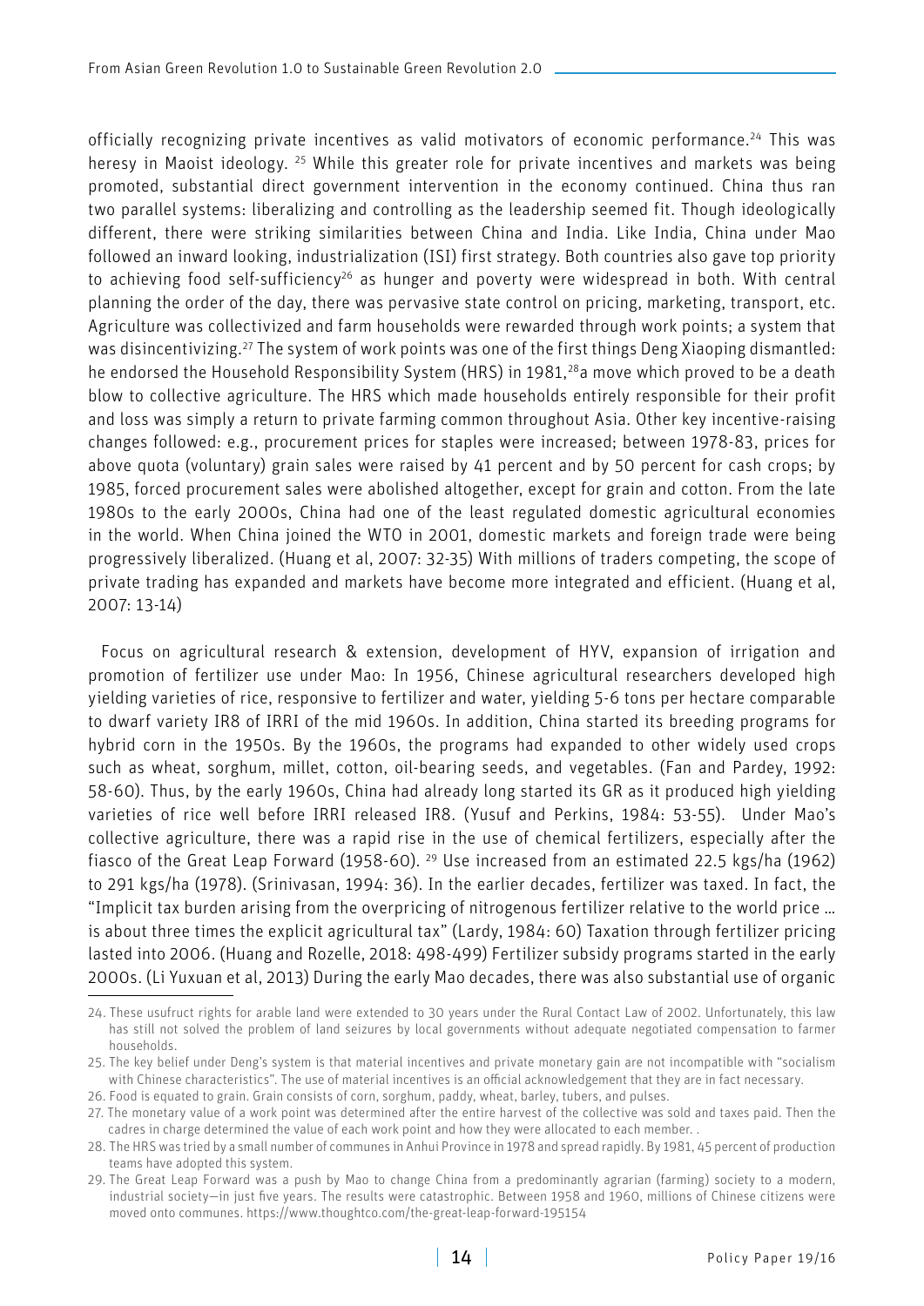officially recognizing private incentives as valid motivators of economic performance.[24] This was heresy in Maoist ideology. [25] While this greater role for private incentives and markets was being promoted, substantial direct government intervention in the economy continued. China thus ran two parallel systems: liberalizing and controlling as the leadership seemed fit. Though ideologically different, there were striking similarities between China and India. Like India, China under Mao followed an inward looking, industrialization (ISI) first strategy. Both countries also gave top priority to achieving food self-sufficiency[26] as hunger and poverty were widespread in both. With central planning the order of the day, there was pervasive state control on pricing, marketing, transport, etc. Agriculture was collectivized and farm households were rewarded through work points; a system that was disincentivizing.[27] The system of work points was one of the first things Deng Xiaoping dismantled: he endorsed the Household Responsibility System (HRS) in 1981,[28]a move which proved to be a death blow to collective agriculture. The HRS which made households entirely responsible for their profit and loss was simply a return to private farming common throughout Asia. Other key incentive-raising changes followed: e.g., procurement prices for staples were increased; between 1978-83, prices for above quota (voluntary) grain sales were raised by 41 percent and by 50 percent for cash crops; by 1985, forced procurement sales were abolished altogether, except for grain and cotton. From the late 1980s to the early 2000s, China had one of the least regulated domestic agricultural economies in the world. When China joined the WTO in 2001, domestic markets and foreign trade were being progressively liberalized. (Huang et al, 2007: 32-35) With millions of traders competing, the scope of private trading has expanded and markets have become more integrated and efficient. (Huang et al, 2007: 13-14)

Focus on agricultural research & extension, development of HYV, expansion of irrigation and promotion of fertilizer use under Mao: In 1956, Chinese agricultural researchers developed high yielding varieties of rice, responsive to fertilizer and water, yielding 5-6 tons per hectare comparable to dwarf variety IR8 of IRRI of the mid 1960s. In addition, China started its breeding programs for hybrid corn in the 1950s. By the 1960s, the programs had expanded to other widely used crops such as wheat, sorghum, millet, cotton, oil-bearing seeds, and vegetables. (Fan and Pardey, 1992: 58-60). Thus, by the early 1960s, China had already long started its GR as it produced high yielding varieties of rice well before IRRI released IR8. (Yusuf and Perkins, 1984: 53-55). Under Mao's collective agriculture, there was a rapid rise in the use of chemical fertilizers, especially after the fiasco of the Great Leap Forward (1958-60). [29] Use increased from an estimated 22.5 kgs/ha (1962) to 291 kgs/ha (1978). (Srinivasan, 1994: 36). In the earlier decades, fertilizer was taxed. In fact, the "Implicit tax burden arising from the overpricing of nitrogenous fertilizer relative to the world price … is about three times the explicit agricultural tax" (Lardy, 1984: 60) Taxation through fertilizer pricing lasted into 2006. (Huang and Rozelle, 2018: 498-499) Fertilizer subsidy programs started in the early 2000s. (Li Yuxuan et al, 2013) During the early Mao decades, there was also substantial use of organic

---

24. These usufruct rights for arable land were extended to 30 years under the Rural Contact Law of 2002. Unfortunately, this law has still not solved the problem of land seizures by local governments without adequate negotiated compensation to farmer households.
25. The key belief under Deng's system is that material incentives and private monetary gain are not incompatible with "socialism with Chinese characteristics". The use of material incentives is an official acknowledgement that they are in fact necessary.
26. Food is equated to grain. Grain consists of corn, sorghum, paddy, wheat, barley, tubers, and pulses.
27. The monetary value of a work point was determined after the entire harvest of the collective was sold and taxes paid. Then the cadres in charge determined the value of each work point and how they were allocated to each member. .
28. The HRS was tried by a small number of communes in Anhui Province in 1978 and spread rapidly. By 1981, 45 percent of production teams have adopted this system.
29. The Great Leap Forward was a push by Mao to change China from a predominantly agrarian (farming) society to a modern, industrial society—in just five years. The results were catastrophic. Between 1958 and 1960, millions of Chinese citizens were moved onto communes. https://www.thoughtco.com/the-great-leap-forward-195154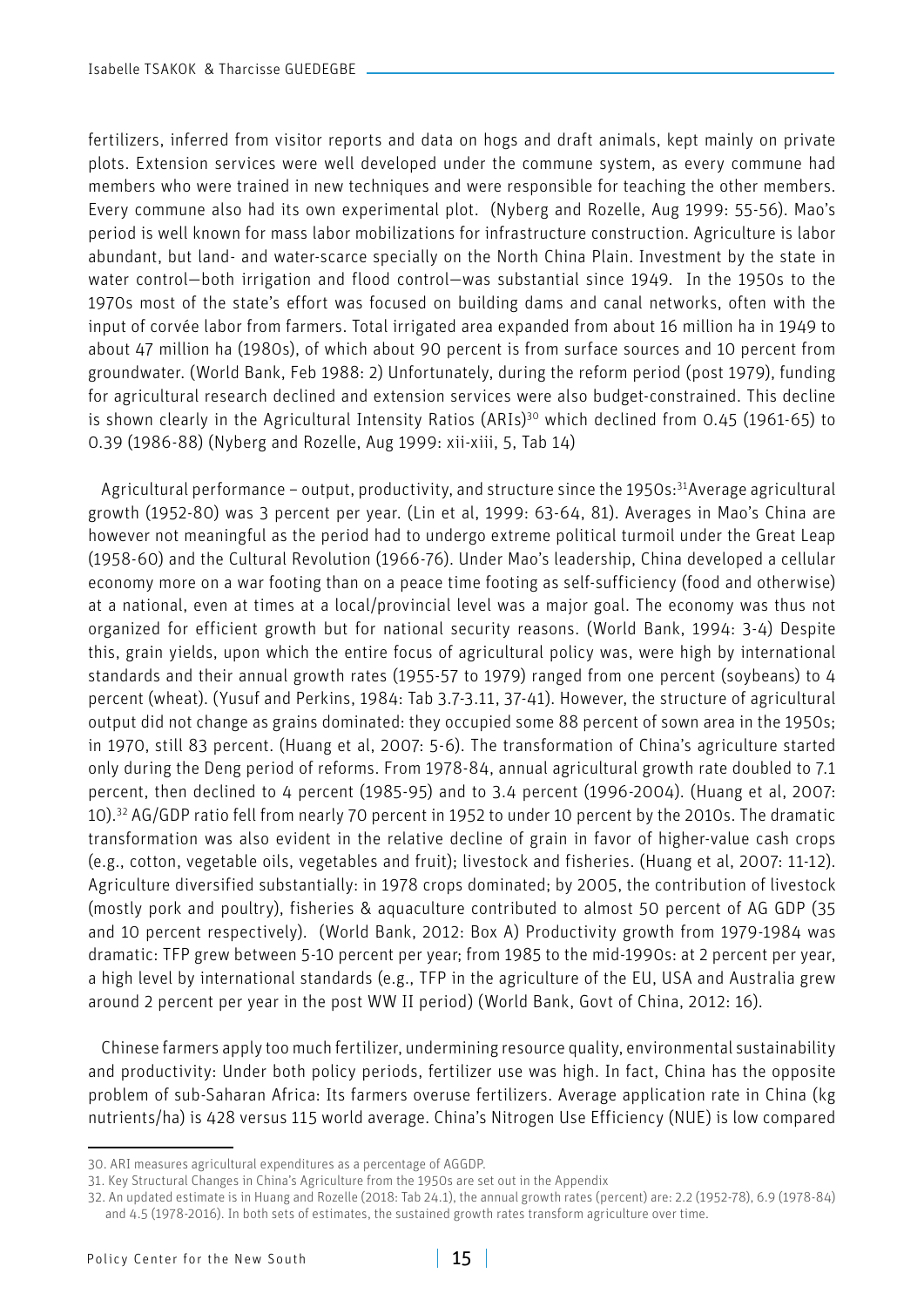fertilizers, inferred from visitor reports and data on hogs and draft animals, kept mainly on private plots. Extension services were well developed under the commune system, as every commune had members who were trained in new techniques and were responsible for teaching the other members. Every commune also had its own experimental plot. (Nyberg and Rozelle, Aug 1999: 55-56). Mao's period is well known for mass labor mobilizations for infrastructure construction. Agriculture is labor abundant, but land- and water-scarce specially on the North China Plain. Investment by the state in water control—both irrigation and flood control—was substantial since 1949. In the 1950s to the 1970s most of the state's effort was focused on building dams and canal networks, often with the input of corvée labor from farmers. Total irrigated area expanded from about 16 million ha in 1949 to about 47 million ha (1980s), of which about 90 percent is from surface sources and 10 percent from groundwater. (World Bank, Feb 1988: 2) Unfortunately, during the reform period (post 1979), funding for agricultural research declined and extension services were also budget-constrained. This decline is shown clearly in the Agricultural Intensity Ratios (ARIs)[30] which declined from 0.45 (1961-65) to 0.39 (1986-88) (Nyberg and Rozelle, Aug 1999: xii-xiii, 5, Tab 14)

Agricultural performance – output, productivity, and structure since the 1950s:[31] Average agricultural growth (1952-80) was 3 percent per year. (Lin et al, 1999: 63-64, 81). Averages in Mao's China are however not meaningful as the period had to undergo extreme political turmoil under the Great Leap (1958-60) and the Cultural Revolution (1966-76). Under Mao's leadership, China developed a cellular economy more on a war footing than on a peace time footing as self-sufficiency (food and otherwise) at a national, even at times at a local/provincial level was a major goal. The economy was thus not organized for efficient growth but for national security reasons. (World Bank, 1994: 3-4) Despite this, grain yields, upon which the entire focus of agricultural policy was, were high by international standards and their annual growth rates (1955-57 to 1979) ranged from one percent (soybeans) to 4 percent (wheat). (Yusuf and Perkins, 1984: Tab 3.7-3.11, 37-41). However, the structure of agricultural output did not change as grains dominated: they occupied some 88 percent of sown area in the 1950s; in 1970, still 83 percent. (Huang et al, 2007: 5-6). The transformation of China's agriculture started only during the Deng period of reforms. From 1978-84, annual agricultural growth rate doubled to 7.1 percent, then declined to 4 percent (1985-95) and to 3.4 percent (1996-2004). (Huang et al, 2007: 10).[32] AG/GDP ratio fell from nearly 70 percent in 1952 to under 10 percent by the 2010s. The dramatic transformation was also evident in the relative decline of grain in favor of higher-value cash crops (e.g., cotton, vegetable oils, vegetables and fruit); livestock and fisheries. (Huang et al, 2007: 11-12). Agriculture diversified substantially: in 1978 crops dominated; by 2005, the contribution of livestock (mostly pork and poultry), fisheries & aquaculture contributed to almost 50 percent of AG GDP (35 and 10 percent respectively). (World Bank, 2012: Box A) Productivity growth from 1979-1984 was dramatic: TFP grew between 5-10 percent per year; from 1985 to the mid-1990s: at 2 percent per year, a high level by international standards (e.g., TFP in the agriculture of the EU, USA and Australia grew around 2 percent per year in the post WW II period) (World Bank, Govt of China, 2012: 16).

Chinese farmers apply too much fertilizer, undermining resource quality, environmental sustainability and productivity: Under both policy periods, fertilizer use was high. In fact, China has the opposite problem of sub-Saharan Africa: Its farmers overuse fertilizers. Average application rate in China (kg nutrients/ha) is 428 versus 115 world average. China's Nitrogen Use Efficiency (NUE) is low compared

---

30. ARI measures agricultural expenditures as a percentage of AGGDP.

31. Key Structural Changes in China's Agriculture from the 1950s are set out in the Appendix

32. An updated estimate is in Huang and Rozelle (2018: Tab 24.1), the annual growth rates (percent) are: 2.2 (1952-78), 6.9 (1978-84) and 4.5 (1978-2016). In both sets of estimates, the sustained growth rates transform agriculture over time.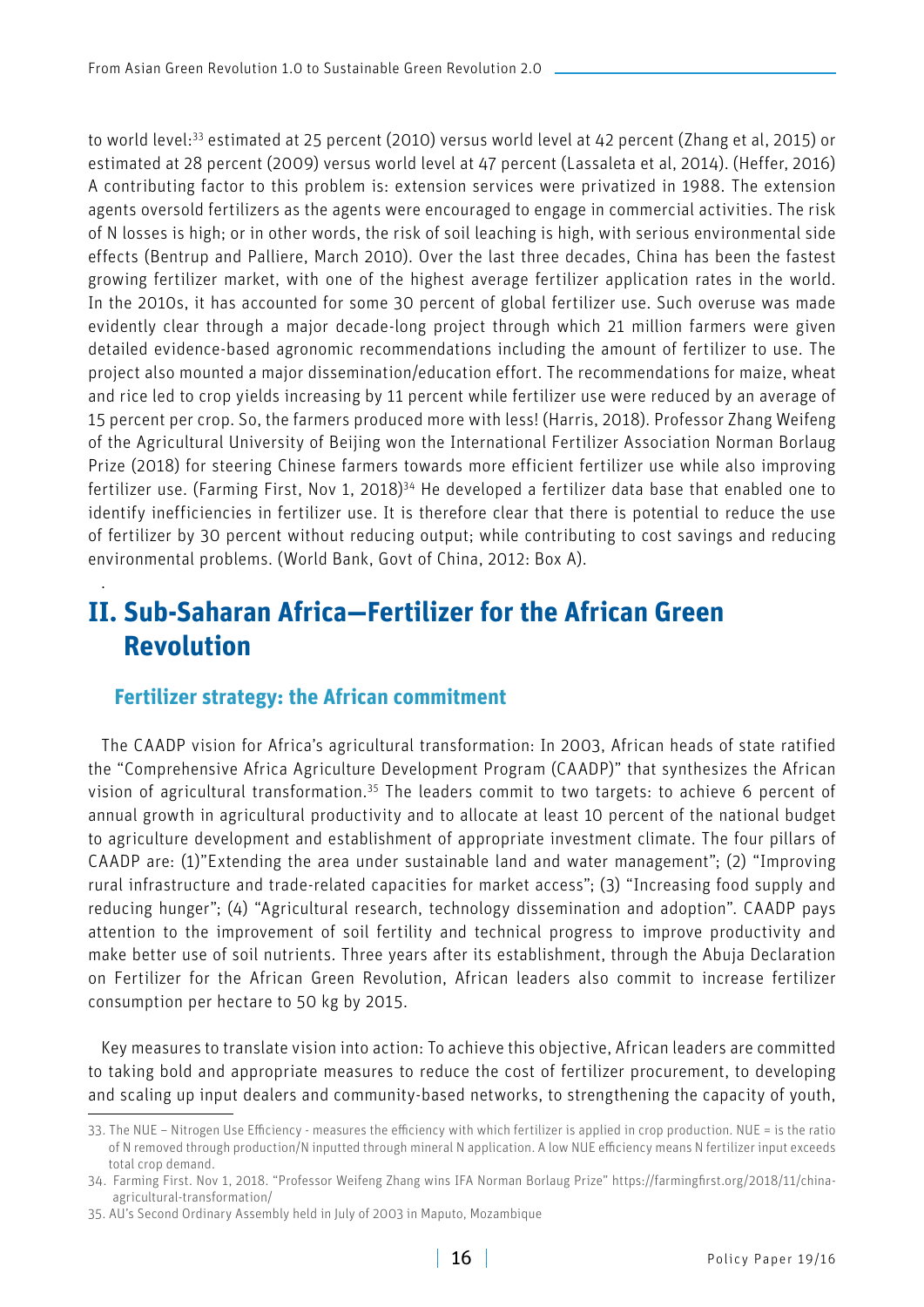to world level:[33] estimated at 25 percent (2010) versus world level at 42 percent (Zhang et al, 2015) or estimated at 28 percent (2009) versus world level at 47 percent (Lassaleta et al, 2014). (Heffer, 2016) A contributing factor to this problem is: extension services were privatized in 1988. The extension agents oversold fertilizers as the agents were encouraged to engage in commercial activities. The risk of N losses is high; or in other words, the risk of soil leaching is high, with serious environmental side effects (Bentrup and Palliere, March 2010). Over the last three decades, China has been the fastest growing fertilizer market, with one of the highest average fertilizer application rates in the world. In the 2010s, it has accounted for some 30 percent of global fertilizer use. Such overuse was made evidently clear through a major decade-long project through which 21 million farmers were given detailed evidence-based agronomic recommendations including the amount of fertilizer to use. The project also mounted a major dissemination/education effort. The recommendations for maize, wheat and rice led to crop yields increasing by 11 percent while fertilizer use were reduced by an average of 15 percent per crop. So, the farmers produced more with less! (Harris, 2018). Professor Zhang Weifeng of the Agricultural University of Beijing won the International Fertilizer Association Norman Borlaug Prize (2018) for steering Chinese farmers towards more efficient fertilizer use while also improving fertilizer use. (Farming First, Nov 1, 2018)[34] He developed a fertilizer data base that enabled one to identify inefficiencies in fertilizer use. It is therefore clear that there is potential to reduce the use of fertilizer by 30 percent without reducing output; while contributing to cost savings and reducing environmental problems. (World Bank, Govt of China, 2012: Box A).

## II. Sub-Saharan Africa—Fertilizer for the African Green Revolution

### Fertilizer strategy: the African commitment

The CAADP vision for Africa's agricultural transformation: In 2003, African heads of state ratified the "Comprehensive Africa Agriculture Development Program (CAADP)" that synthesizes the African vision of agricultural transformation.[35] The leaders commit to two targets: to achieve 6 percent of annual growth in agricultural productivity and to allocate at least 10 percent of the national budget to agriculture development and establishment of appropriate investment climate. The four pillars of CAADP are: (1)"Extending the area under sustainable land and water management"; (2) "Improving rural infrastructure and trade-related capacities for market access"; (3) "Increasing food supply and reducing hunger"; (4) "Agricultural research, technology dissemination and adoption". CAADP pays attention to the improvement of soil fertility and technical progress to improve productivity and make better use of soil nutrients. Three years after its establishment, through the Abuja Declaration on Fertilizer for the African Green Revolution, African leaders also commit to increase fertilizer consumption per hectare to 50 kg by 2015.

Key measures to translate vision into action: To achieve this objective, African leaders are committed to taking bold and appropriate measures to reduce the cost of fertilizer procurement, to developing and scaling up input dealers and community-based networks, to strengthening the capacity of youth,

---

33. The NUE – Nitrogen Use Efficiency - measures the efficiency with which fertilizer is applied in crop production. NUE = is the ratio of N removed through production/N inputted through mineral N application. A low NUE efficiency means N fertilizer input exceeds total crop demand.

34. Farming First. Nov 1, 2018. "Professor Weifeng Zhang wins IFA Norman Borlaug Prize" https://farmingfirst.org/2018/11/china-agricultural-transformation/

35. AU's Second Ordinary Assembly held in July of 2003 in Maputo, Mozambique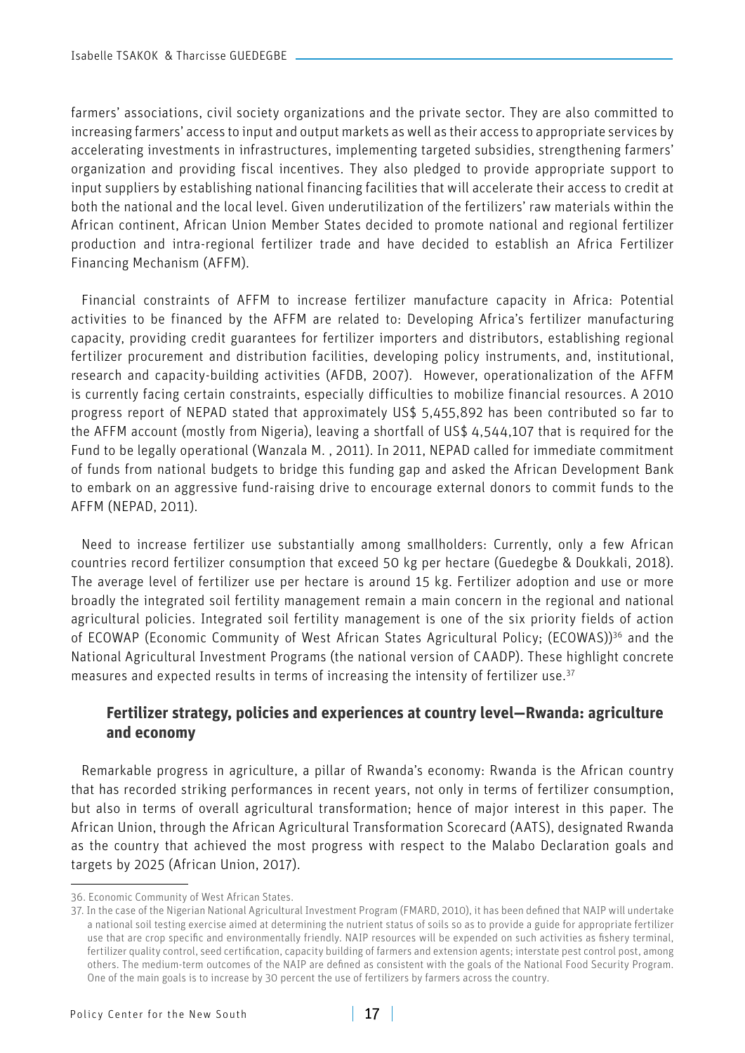farmers' associations, civil society organizations and the private sector. They are also committed to increasing farmers' access to input and output markets as well as their access to appropriate services by accelerating investments in infrastructures, implementing targeted subsidies, strengthening farmers' organization and providing fiscal incentives. They also pledged to provide appropriate support to input suppliers by establishing national financing facilities that will accelerate their access to credit at both the national and the local level. Given underutilization of the fertilizers' raw materials within the African continent, African Union Member States decided to promote national and regional fertilizer production and intra-regional fertilizer trade and have decided to establish an Africa Fertilizer Financing Mechanism (AFFM).

Financial constraints of AFFM to increase fertilizer manufacture capacity in Africa: Potential activities to be financed by the AFFM are related to: Developing Africa's fertilizer manufacturing capacity, providing credit guarantees for fertilizer importers and distributors, establishing regional fertilizer procurement and distribution facilities, developing policy instruments, and, institutional, research and capacity-building activities (AFDB, 2007). However, operationalization of the AFFM is currently facing certain constraints, especially difficulties to mobilize financial resources. A 2010 progress report of NEPAD stated that approximately US$ 5,455,892 has been contributed so far to the AFFM account (mostly from Nigeria), leaving a shortfall of US$ 4,544,107 that is required for the Fund to be legally operational (Wanzala M. , 2011). In 2011, NEPAD called for immediate commitment of funds from national budgets to bridge this funding gap and asked the African Development Bank to embark on an aggressive fund-raising drive to encourage external donors to commit funds to the AFFM (NEPAD, 2011).

Need to increase fertilizer use substantially among smallholders: Currently, only a few African countries record fertilizer consumption that exceed 50 kg per hectare (Guedegbe & Doukkali, 2018). The average level of fertilizer use per hectare is around 15 kg. Fertilizer adoption and use or more broadly the integrated soil fertility management remain a main concern in the regional and national agricultural policies. Integrated soil fertility management is one of the six priority fields of action of ECOWAP (Economic Community of West African States Agricultural Policy; (ECOWAS))[36] and the National Agricultural Investment Programs (the national version of CAADP). These highlight concrete measures and expected results in terms of increasing the intensity of fertilizer use.[37]

## Fertilizer strategy, policies and experiences at country level—Rwanda: agriculture and economy

Remarkable progress in agriculture, a pillar of Rwanda's economy: Rwanda is the African country that has recorded striking performances in recent years, not only in terms of fertilizer consumption, but also in terms of overall agricultural transformation; hence of major interest in this paper. The African Union, through the African Agricultural Transformation Scorecard (AATS), designated Rwanda as the country that achieved the most progress with respect to the Malabo Declaration goals and targets by 2025 (African Union, 2017).

---

36. Economic Community of West African States.

37. In the case of the Nigerian National Agricultural Investment Program (FMARD, 2010), it has been defined that NAIP will undertake a national soil testing exercise aimed at determining the nutrient status of soils so as to provide a guide for appropriate fertilizer use that are crop specific and environmentally friendly. NAIP resources will be expended on such activities as fishery terminal, fertilizer quality control, seed certification, capacity building of farmers and extension agents; interstate pest control post, among others. The medium-term outcomes of the NAIP are defined as consistent with the goals of the National Food Security Program. One of the main goals is to increase by 30 percent the use of fertilizers by farmers across the country.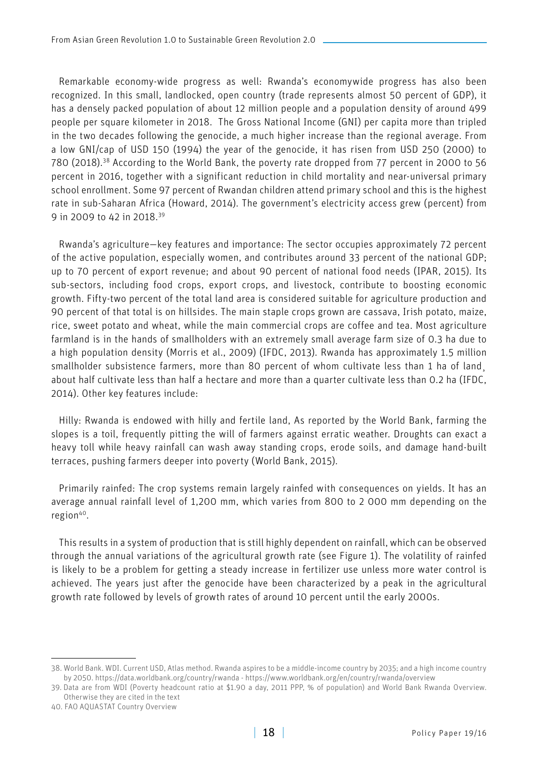Remarkable economy-wide progress as well: Rwanda's economywide progress has also been recognized. In this small, landlocked, open country (trade represents almost 50 percent of GDP), it has a densely packed population of about 12 million people and a population density of around 499 people per square kilometer in 2018. The Gross National Income (GNI) per capita more than tripled in the two decades following the genocide, a much higher increase than the regional average. From a low GNI/cap of USD 150 (1994) the year of the genocide, it has risen from USD 250 (2000) to 780 (2018).[38] According to the World Bank, the poverty rate dropped from 77 percent in 2000 to 56 percent in 2016, together with a significant reduction in child mortality and near-universal primary school enrollment. Some 97 percent of Rwandan children attend primary school and this is the highest rate in sub-Saharan Africa (Howard, 2014). The government's electricity access grew (percent) from 9 in 2009 to 42 in 2018.[39]

Rwanda's agriculture—key features and importance: The sector occupies approximately 72 percent of the active population, especially women, and contributes around 33 percent of the national GDP; up to 70 percent of export revenue; and about 90 percent of national food needs (IPAR, 2015). Its sub-sectors, including food crops, export crops, and livestock, contribute to boosting economic growth. Fifty-two percent of the total land area is considered suitable for agriculture production and 90 percent of that total is on hillsides. The main staple crops grown are cassava, Irish potato, maize, rice, sweet potato and wheat, while the main commercial crops are coffee and tea. Most agriculture farmland is in the hands of smallholders with an extremely small average farm size of 0.3 ha due to a high population density (Morris et al., 2009) (IFDC, 2013). Rwanda has approximately 1.5 million smallholder subsistence farmers, more than 80 percent of whom cultivate less than 1 ha of land, about half cultivate less than half a hectare and more than a quarter cultivate less than 0.2 ha (IFDC, 2014). Other key features include:

Hilly: Rwanda is endowed with hilly and fertile land, As reported by the World Bank, farming the slopes is a toil, frequently pitting the will of farmers against erratic weather. Droughts can exact a heavy toll while heavy rainfall can wash away standing crops, erode soils, and damage hand-built terraces, pushing farmers deeper into poverty (World Bank, 2015).

Primarily rainfed: The crop systems remain largely rainfed with consequences on yields. It has an average annual rainfall level of 1,200 mm, which varies from 800 to 2 000 mm depending on the region[40].

This results in a system of production that is still highly dependent on rainfall, which can be observed through the annual variations of the agricultural growth rate (see Figure 1). The volatility of rainfed is likely to be a problem for getting a steady increase in fertilizer use unless more water control is achieved. The years just after the genocide have been characterized by a peak in the agricultural growth rate followed by levels of growth rates of around 10 percent until the early 2000s.

---

38. World Bank. WDI. Current USD, Atlas method. Rwanda aspires to be a middle-income country by 2035; and a high income country by 2050. https://data.worldbank.org/country/rwanda - https://www.worldbank.org/en/country/rwanda/overview

39. Data are from WDI (Poverty headcount ratio at $1.90 a day, 2011 PPP, % of population) and World Bank Rwanda Overview. Otherwise they are cited in the text

40. FAO AQUASTAT Country Overview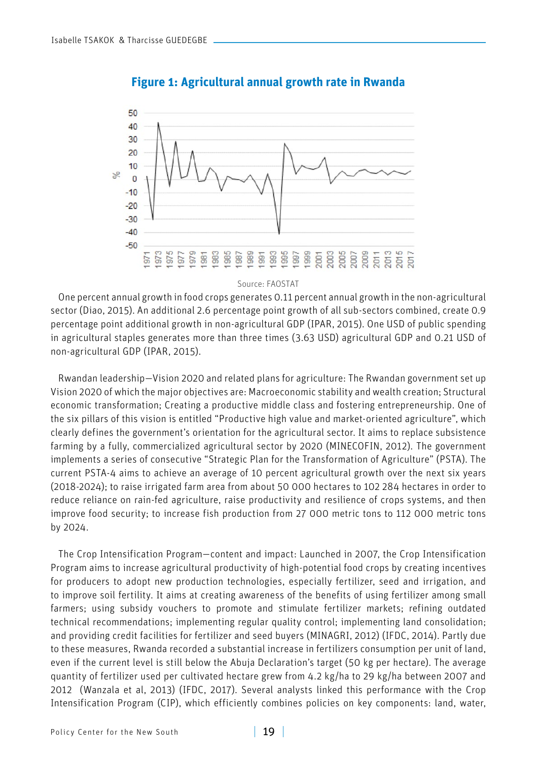**Figure 1: Agricultural annual growth rate in Rwanda**

Source: FAOSTAT

One percent annual growth in food crops generates 0.11 percent annual growth in the non-agricultural sector (Diao, 2015). An additional 2.6 percentage point growth of all sub-sectors combined, create 0.9 percentage point additional growth in non-agricultural GDP (IPAR, 2015). One USD of public spending in agricultural staples generates more than three times (3.63 USD) agricultural GDP and 0.21 USD of non-agricultural GDP (IPAR, 2015).

Rwandan leadership—Vision 2020 and related plans for agriculture: The Rwandan government set up Vision 2020 of which the major objectives are: Macroeconomic stability and wealth creation; Structural economic transformation; Creating a productive middle class and fostering entrepreneurship. One of the six pillars of this vision is entitled "Productive high value and market-oriented agriculture", which clearly defines the government's orientation for the agricultural sector. It aims to replace subsistence farming by a fully, commercialized agricultural sector by 2020 (MINECOFIN, 2012). The government implements a series of consecutive "Strategic Plan for the Transformation of Agriculture" (PSTA). The current PSTA-4 aims to achieve an average of 10 percent agricultural growth over the next six years (2018-2024); to raise irrigated farm area from about 50 000 hectares to 102 284 hectares in order to reduce reliance on rain-fed agriculture, raise productivity and resilience of crops systems, and then improve food security; to increase fish production from 27 000 metric tons to 112 000 metric tons by 2024.

The Crop Intensification Program—content and impact: Launched in 2007, the Crop Intensification Program aims to increase agricultural productivity of high-potential food crops by creating incentives for producers to adopt new production technologies, especially fertilizer, seed and irrigation, and to improve soil fertility. It aims at creating awareness of the benefits of using fertilizer among small farmers; using subsidy vouchers to promote and stimulate fertilizer markets; refining outdated technical recommendations; implementing regular quality control; implementing land consolidation; and providing credit facilities for fertilizer and seed buyers (MINAGRI, 2012) (IFDC, 2014). Partly due to these measures, Rwanda recorded a substantial increase in fertilizers consumption per unit of land, even if the current level is still below the Abuja Declaration's target (50 kg per hectare). The average quantity of fertilizer used per cultivated hectare grew from 4.2 kg/ha to 29 kg/ha between 2007 and 2012 (Wanzala et al, 2013) (IFDC, 2017). Several analysts linked this performance with the Crop Intensification Program (CIP), which efficiently combines policies on key components: land, water,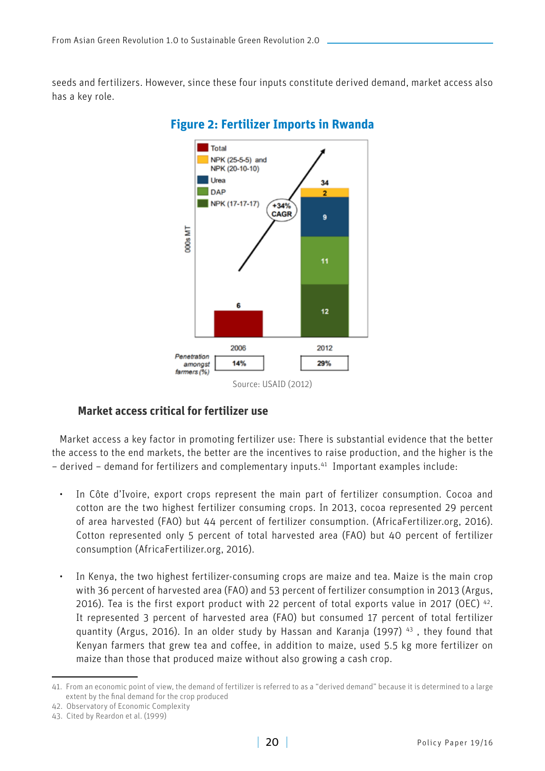seeds and fertilizers. However, since these four inputs constitute derived demand, market access also has a key role.

**Figure 2: Fertilizer Imports in Rwanda**

Source: USAID (2012)

### Market access critical for fertilizer use

Market access a key factor in promoting fertilizer use: There is substantial evidence that the better the access to the end markets, the better are the incentives to raise production, and the higher is the – derived – demand for fertilizers and complementary inputs.[41] Important examples include:

- In Côte d'Ivoire, export crops represent the main part of fertilizer consumption. Cocoa and cotton are the two highest fertilizer consuming crops. In 2013, cocoa represented 29 percent of area harvested (FAO) but 44 percent of fertilizer consumption. (AfricaFertilizer.org, 2016). Cotton represented only 5 percent of total harvested area (FAO) but 40 percent of fertilizer consumption (AfricaFertilizer.org, 2016).

- In Kenya, the two highest fertilizer-consuming crops are maize and tea. Maize is the main crop with 36 percent of harvested area (FAO) and 53 percent of fertilizer consumption in 2013 (Argus, 2016). Tea is the first export product with 22 percent of total exports value in 2017 (OEC) [42]. It represented 3 percent of harvested area (FAO) but consumed 17 percent of total fertilizer quantity (Argus, 2016). In an older study by Hassan and Karanja (1997) [43], they found that Kenyan farmers that grew tea and coffee, in addition to maize, used 5.5 kg more fertilizer on maize than those that produced maize without also growing a cash crop.

---

41. From an economic point of view, the demand of fertilizer is referred to as a "derived demand" because it is determined to a large extent by the final demand for the crop produced
42. Observatory of Economic Complexity
43. Cited by Reardon et al. (1999)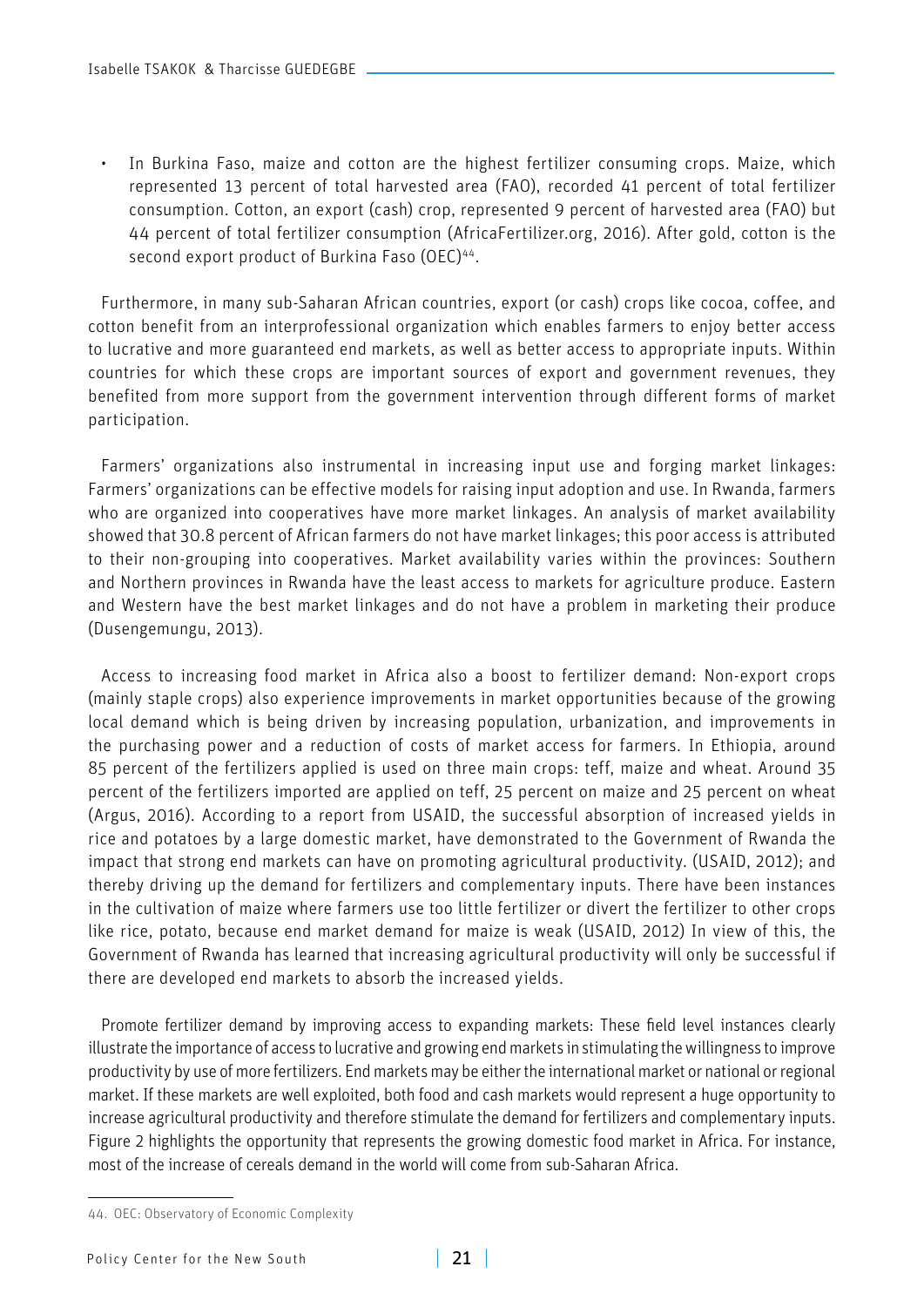- In Burkina Faso, maize and cotton are the highest fertilizer consuming crops. Maize, which represented 13 percent of total harvested area (FAO), recorded 41 percent of total fertilizer consumption. Cotton, an export (cash) crop, represented 9 percent of harvested area (FAO) but 44 percent of total fertilizer consumption (AfricaFertilizer.org, 2016). After gold, cotton is the second export product of Burkina Faso (OEC)[44].

Furthermore, in many sub-Saharan African countries, export (or cash) crops like cocoa, coffee, and cotton benefit from an interprofessional organization which enables farmers to enjoy better access to lucrative and more guaranteed end markets, as well as better access to appropriate inputs. Within countries for which these crops are important sources of export and government revenues, they benefited from more support from the government intervention through different forms of market participation.

Farmers' organizations also instrumental in increasing input use and forging market linkages: Farmers' organizations can be effective models for raising input adoption and use. In Rwanda, farmers who are organized into cooperatives have more market linkages. An analysis of market availability showed that 30.8 percent of African farmers do not have market linkages; this poor access is attributed to their non-grouping into cooperatives. Market availability varies within the provinces: Southern and Northern provinces in Rwanda have the least access to markets for agriculture produce. Eastern and Western have the best market linkages and do not have a problem in marketing their produce (Dusengemungu, 2013).

Access to increasing food market in Africa also a boost to fertilizer demand: Non-export crops (mainly staple crops) also experience improvements in market opportunities because of the growing local demand which is being driven by increasing population, urbanization, and improvements in the purchasing power and a reduction of costs of market access for farmers. In Ethiopia, around 85 percent of the fertilizers applied is used on three main crops: teff, maize and wheat. Around 35 percent of the fertilizers imported are applied on teff, 25 percent on maize and 25 percent on wheat (Argus, 2016). According to a report from USAID, the successful absorption of increased yields in rice and potatoes by a large domestic market, have demonstrated to the Government of Rwanda the impact that strong end markets can have on promoting agricultural productivity. (USAID, 2012); and thereby driving up the demand for fertilizers and complementary inputs. There have been instances in the cultivation of maize where farmers use too little fertilizer or divert the fertilizer to other crops like rice, potato, because end market demand for maize is weak (USAID, 2012) In view of this, the Government of Rwanda has learned that increasing agricultural productivity will only be successful if there are developed end markets to absorb the increased yields.

Promote fertilizer demand by improving access to expanding markets: These field level instances clearly illustrate the importance of access to lucrative and growing end markets in stimulating the willingness to improve productivity by use of more fertilizers. End markets may be either the international market or national or regional market. If these markets are well exploited, both food and cash markets would represent a huge opportunity to increase agricultural productivity and therefore stimulate the demand for fertilizers and complementary inputs. Figure 2 highlights the opportunity that represents the growing domestic food market in Africa. For instance, most of the increase of cereals demand in the world will come from sub-Saharan Africa.

---

44. OEC: Observatory of Economic Complexity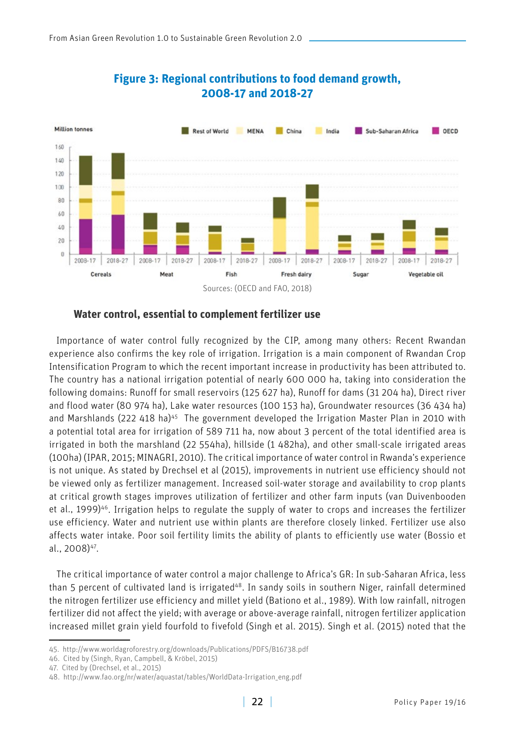**Figure 3: Regional contributions to food demand growth, 2008-17 and 2018-27**

Sources: (OECD and FAO, 2018)

### Water control, essential to complement fertilizer use

Importance of water control fully recognized by the CIP, among many others: Recent Rwandan experience also confirms the key role of irrigation. Irrigation is a main component of Rwandan Crop Intensification Program to which the recent important increase in productivity has been attributed to. The country has a national irrigation potential of nearly 600 000 ha, taking into consideration the following domains: Runoff for small reservoirs (125 627 ha), Runoff for dams (31 204 ha), Direct river and flood water (80 974 ha), Lake water resources (100 153 ha), Groundwater resources (36 434 ha) and Marshlands (222 418 ha)[45] The government developed the Irrigation Master Plan in 2010 with a potential total area for irrigation of 589 711 ha, now about 3 percent of the total identified area is irrigated in both the marshland (22 554ha), hillside (1 482ha), and other small-scale irrigated areas (100ha) (IPAR, 2015; MINAGRI, 2010). The critical importance of water control in Rwanda's experience is not unique. As stated by Drechsel et al (2015), improvements in nutrient use efficiency should not be viewed only as fertilizer management. Increased soil-water storage and availability to crop plants at critical growth stages improves utilization of fertilizer and other farm inputs (van Duivenbooden et al., 1999)[46]. Irrigation helps to regulate the supply of water to crops and increases the fertilizer use efficiency. Water and nutrient use within plants are therefore closely linked. Fertilizer use also affects water intake. Poor soil fertility limits the ability of plants to efficiently use water (Bossio et al., 2008)[47].

The critical importance of water control a major challenge to Africa's GR: In sub-Saharan Africa, less than 5 percent of cultivated land is irrigated[48]. In sandy soils in southern Niger, rainfall determined the nitrogen fertilizer use efficiency and millet yield (Bationo et al., 1989). With low rainfall, nitrogen fertilizer did not affect the yield; with average or above-average rainfall, nitrogen fertilizer application increased millet grain yield fourfold to fivefold (Singh et al. 2015). Singh et al. (2015) noted that the

45. http://www.worldagroforestry.org/downloads/Publications/PDFS/B16738.pdf
46. Cited by (Singh, Ryan, Campbell, & Kröbel, 2015)
47. Cited by (Drechsel, et al., 2015)
48. http://www.fao.org/nr/water/aquastat/tables/WorldData-Irrigation_eng.pdf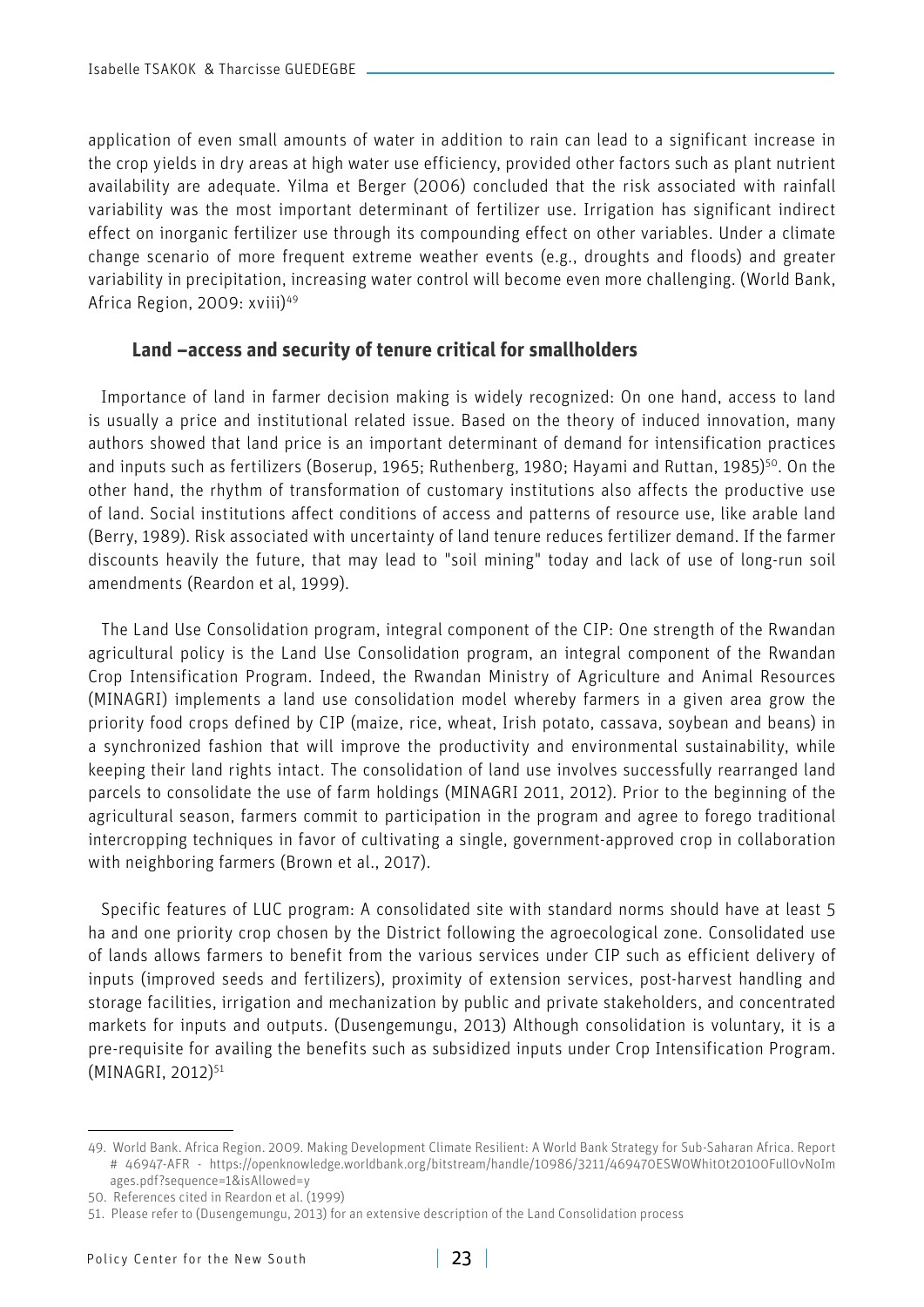application of even small amounts of water in addition to rain can lead to a significant increase in the crop yields in dry areas at high water use efficiency, provided other factors such as plant nutrient availability are adequate. Yilma et Berger (2006) concluded that the risk associated with rainfall variability was the most important determinant of fertilizer use. Irrigation has significant indirect effect on inorganic fertilizer use through its compounding effect on other variables. Under a climate change scenario of more frequent extreme weather events (e.g., droughts and floods) and greater variability in precipitation, increasing water control will become even more challenging. (World Bank, Africa Region, 2009: xviii)[49]

### Land –access and security of tenure critical for smallholders

Importance of land in farmer decision making is widely recognized: On one hand, access to land is usually a price and institutional related issue. Based on the theory of induced innovation, many authors showed that land price is an important determinant of demand for intensification practices and inputs such as fertilizers (Boserup, 1965; Ruthenberg, 1980; Hayami and Ruttan, 1985)[50]. On the other hand, the rhythm of transformation of customary institutions also affects the productive use of land. Social institutions affect conditions of access and patterns of resource use, like arable land (Berry, 1989). Risk associated with uncertainty of land tenure reduces fertilizer demand. If the farmer discounts heavily the future, that may lead to "soil mining" today and lack of use of long-run soil amendments (Reardon et al, 1999).

The Land Use Consolidation program, integral component of the CIP: One strength of the Rwandan agricultural policy is the Land Use Consolidation program, an integral component of the Rwandan Crop Intensification Program. Indeed, the Rwandan Ministry of Agriculture and Animal Resources (MINAGRI) implements a land use consolidation model whereby farmers in a given area grow the priority food crops defined by CIP (maize, rice, wheat, Irish potato, cassava, soybean and beans) in a synchronized fashion that will improve the productivity and environmental sustainability, while keeping their land rights intact. The consolidation of land use involves successfully rearranged land parcels to consolidate the use of farm holdings (MINAGRI 2011, 2012). Prior to the beginning of the agricultural season, farmers commit to participation in the program and agree to forego traditional intercropping techniques in favor of cultivating a single, government-approved crop in collaboration with neighboring farmers (Brown et al., 2017).

Specific features of LUC program: A consolidated site with standard norms should have at least 5 ha and one priority crop chosen by the District following the agroecological zone. Consolidated use of lands allows farmers to benefit from the various services under CIP such as efficient delivery of inputs (improved seeds and fertilizers), proximity of extension services, post-harvest handling and storage facilities, irrigation and mechanization by public and private stakeholders, and concentrated markets for inputs and outputs. (Dusengemungu, 2013) Although consolidation is voluntary, it is a pre-requisite for availing the benefits such as subsidized inputs under Crop Intensification Program. (MINAGRI, 2012)[51]

---

49. World Bank. Africa Region. 2009. Making Development Climate Resilient: A World Bank Strategy for Sub-Saharan Africa. Report # 46947-AFR - https://openknowledge.worldbank.org/bitstream/handle/10986/3211/469470ESW0Whit0t20100Full0vNoImages.pdf?sequence=1&isAllowed=y

50. References cited in Reardon et al. (1999)

51. Please refer to (Dusengemungu, 2013) for an extensive description of the Land Consolidation process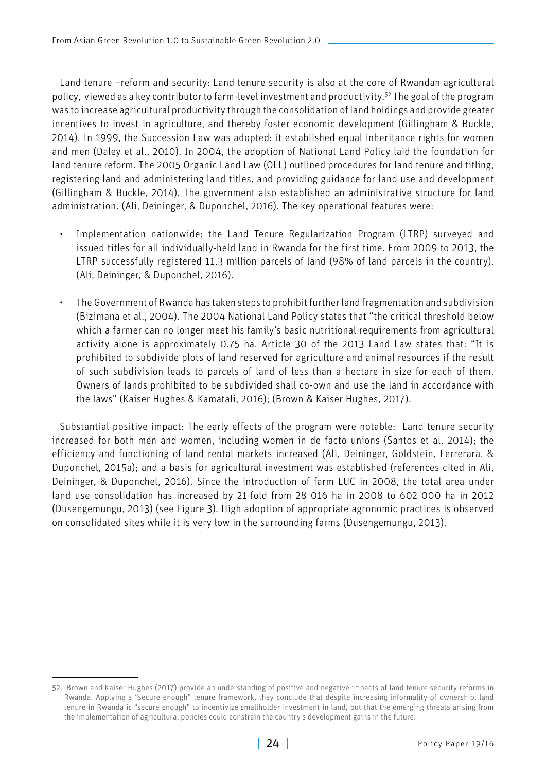Land tenure –reform and security: Land tenure security is also at the core of Rwandan agricultural policy, viewed as a key contributor to farm-level investment and productivity.[52] The goal of the program was to increase agricultural productivity through the consolidation of land holdings and provide greater incentives to invest in agriculture, and thereby foster economic development (Gillingham & Buckle, 2014). In 1999, the Succession Law was adopted: it established equal inheritance rights for women and men (Daley et al., 2010). In 2004, the adoption of National Land Policy laid the foundation for land tenure reform. The 2005 Organic Land Law (OLL) outlined procedures for land tenure and titling, registering land and administering land titles, and providing guidance for land use and development (Gillingham & Buckle, 2014). The government also established an administrative structure for land administration. (Ali, Deininger, & Duponchel, 2016). The key operational features were:

- Implementation nationwide: the Land Tenure Regularization Program (LTRP) surveyed and issued titles for all individually-held land in Rwanda for the first time. From 2009 to 2013, the LTRP successfully registered 11.3 million parcels of land (98% of land parcels in the country). (Ali, Deininger, & Duponchel, 2016).
- The Government of Rwanda has taken steps to prohibit further land fragmentation and subdivision (Bizimana et al., 2004). The 2004 National Land Policy states that "the critical threshold below which a farmer can no longer meet his family's basic nutritional requirements from agricultural activity alone is approximately 0.75 ha. Article 30 of the 2013 Land Law states that: "It is prohibited to subdivide plots of land reserved for agriculture and animal resources if the result of such subdivision leads to parcels of land of less than a hectare in size for each of them. Owners of lands prohibited to be subdivided shall co-own and use the land in accordance with the laws" (Kaiser Hughes & Kamatali, 2016); (Brown & Kaiser Hughes, 2017).

Substantial positive impact: The early effects of the program were notable: Land tenure security increased for both men and women, including women in de facto unions (Santos et al. 2014); the efficiency and functioning of land rental markets increased (Ali, Deininger, Goldstein, Ferrerara, & Duponchel, 2015a); and a basis for agricultural investment was established (references cited in Ali, Deininger, & Duponchel, 2016). Since the introduction of farm LUC in 2008, the total area under land use consolidation has increased by 21-fold from 28 016 ha in 2008 to 602 000 ha in 2012 (Dusengemungu, 2013) (see Figure 3). High adoption of appropriate agronomic practices is observed on consolidated sites while it is very low in the surrounding farms (Dusengemungu, 2013).

52. Brown and Kaiser Hughes (2017) provide an understanding of positive and negative impacts of land tenure security reforms in Rwanda. Applying a "secure enough" tenure framework, they conclude that despite increasing informality of ownership, land tenure in Rwanda is "secure enough" to incentivize smallholder investment in land, but that the emerging threats arising from the implementation of agricultural policies could constrain the country's development gains in the future.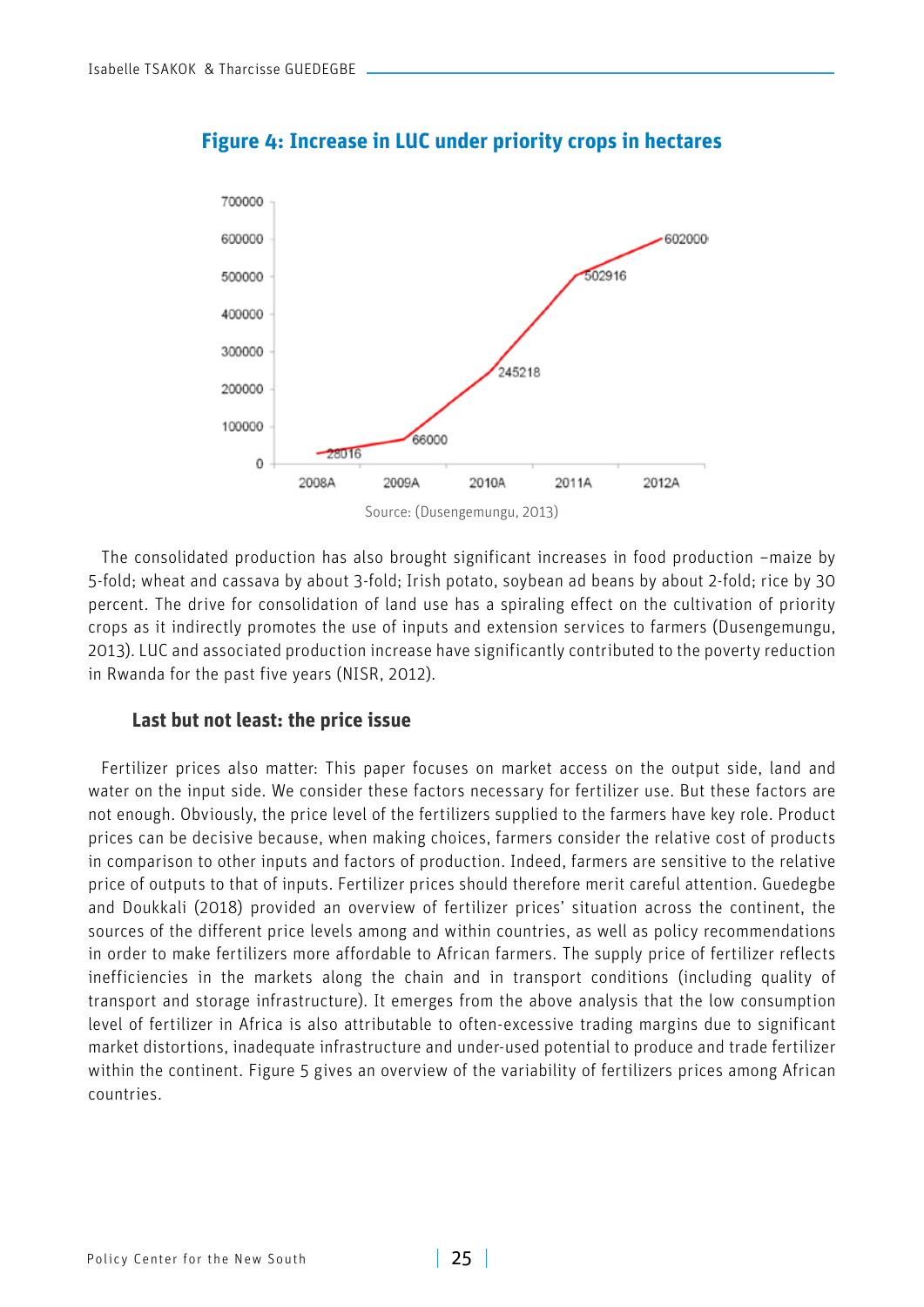**Figure 4: Increase in LUC under priority crops in hectares**

Source: (Dusengemungu, 2013)

The consolidated production has also brought significant increases in food production –maize by 5-fold; wheat and cassava by about 3-fold; Irish potato, soybean ad beans by about 2-fold; rice by 30 percent. The drive for consolidation of land use has a spiraling effect on the cultivation of priority crops as it indirectly promotes the use of inputs and extension services to farmers (Dusengemungu, 2013). LUC and associated production increase have significantly contributed to the poverty reduction in Rwanda for the past five years (NISR, 2012).

### Last but not least: the price issue

Fertilizer prices also matter: This paper focuses on market access on the output side, land and water on the input side. We consider these factors necessary for fertilizer use. But these factors are not enough. Obviously, the price level of the fertilizers supplied to the farmers have key role. Product prices can be decisive because, when making choices, farmers consider the relative cost of products in comparison to other inputs and factors of production. Indeed, farmers are sensitive to the relative price of outputs to that of inputs. Fertilizer prices should therefore merit careful attention. Guedegbe and Doukkali (2018) provided an overview of fertilizer prices' situation across the continent, the sources of the different price levels among and within countries, as well as policy recommendations in order to make fertilizers more affordable to African farmers. The supply price of fertilizer reflects inefficiencies in the markets along the chain and in transport conditions (including quality of transport and storage infrastructure). It emerges from the above analysis that the low consumption level of fertilizer in Africa is also attributable to often-excessive trading margins due to significant market distortions, inadequate infrastructure and under-used potential to produce and trade fertilizer within the continent. Figure 5 gives an overview of the variability of fertilizers prices among African countries.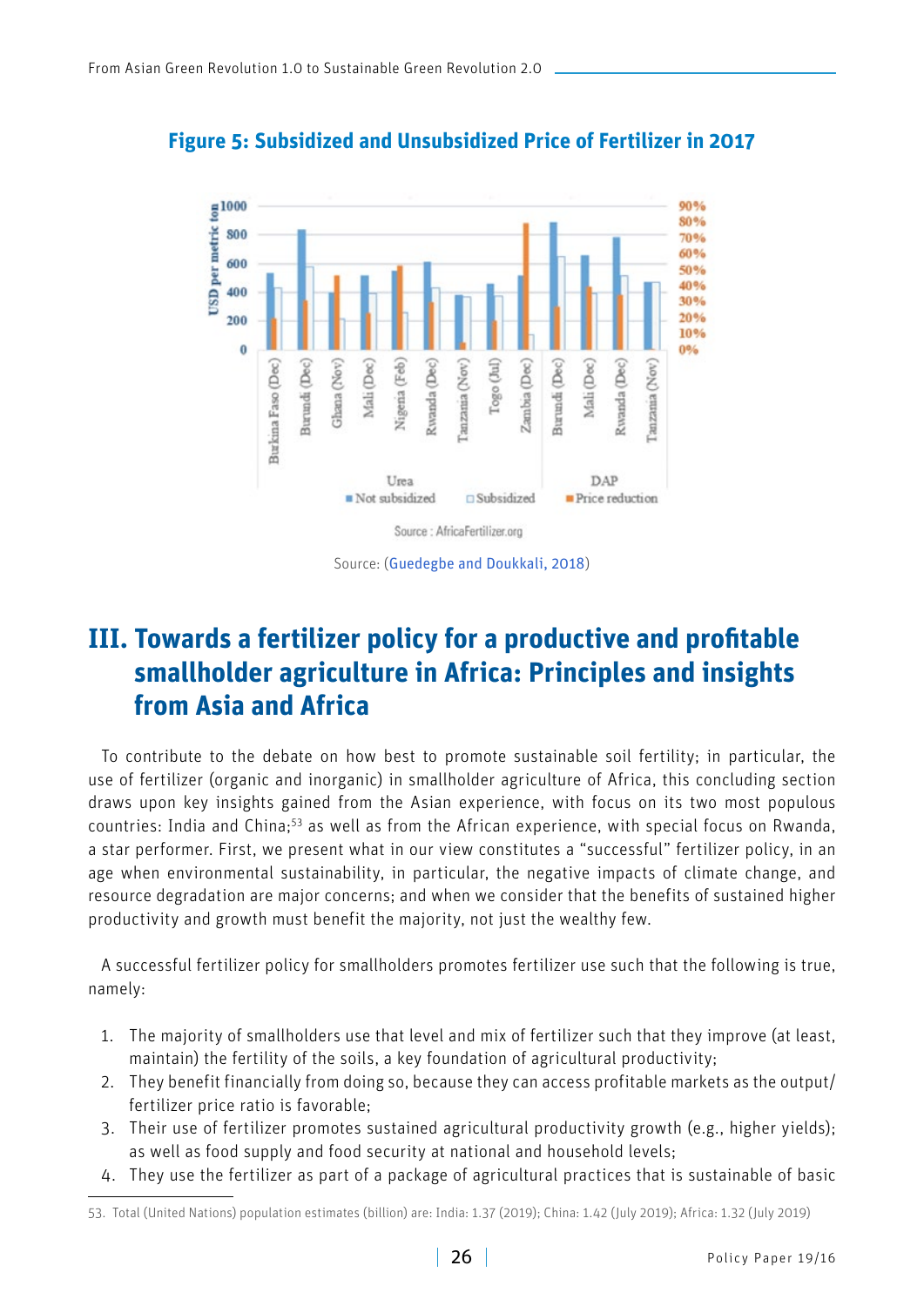**Figure 5: Subsidized and Unsubsidized Price of Fertilizer in 2017**

Source: AfricaFertilizer.org

Source: (Guedegbe and Doukkali, 2018)

# III. Towards a fertilizer policy for a productive and profitable smallholder agriculture in Africa: Principles and insights from Asia and Africa

To contribute to the debate on how best to promote sustainable soil fertility; in particular, the use of fertilizer (organic and inorganic) in smallholder agriculture of Africa, this concluding section draws upon key insights gained from the Asian experience, with focus on its two most populous countries: India and China;[53] as well as from the African experience, with special focus on Rwanda, a star performer. First, we present what in our view constitutes a "successful" fertilizer policy, in an age when environmental sustainability, in particular, the negative impacts of climate change, and resource degradation are major concerns; and when we consider that the benefits of sustained higher productivity and growth must benefit the majority, not just the wealthy few.

A successful fertilizer policy for smallholders promotes fertilizer use such that the following is true, namely:

1. The majority of smallholders use that level and mix of fertilizer such that they improve (at least, maintain) the fertility of the soils, a key foundation of agricultural productivity;
2. They benefit financially from doing so, because they can access profitable markets as the output/fertilizer price ratio is favorable;
3. Their use of fertilizer promotes sustained agricultural productivity growth (e.g., higher yields); as well as food supply and food security at national and household levels;
4. They use the fertilizer as part of a package of agricultural practices that is sustainable of basic

53. Total (United Nations) population estimates (billion) are: India: 1.37 (2019); China: 1.42 (July 2019); Africa: 1.32 (July 2019)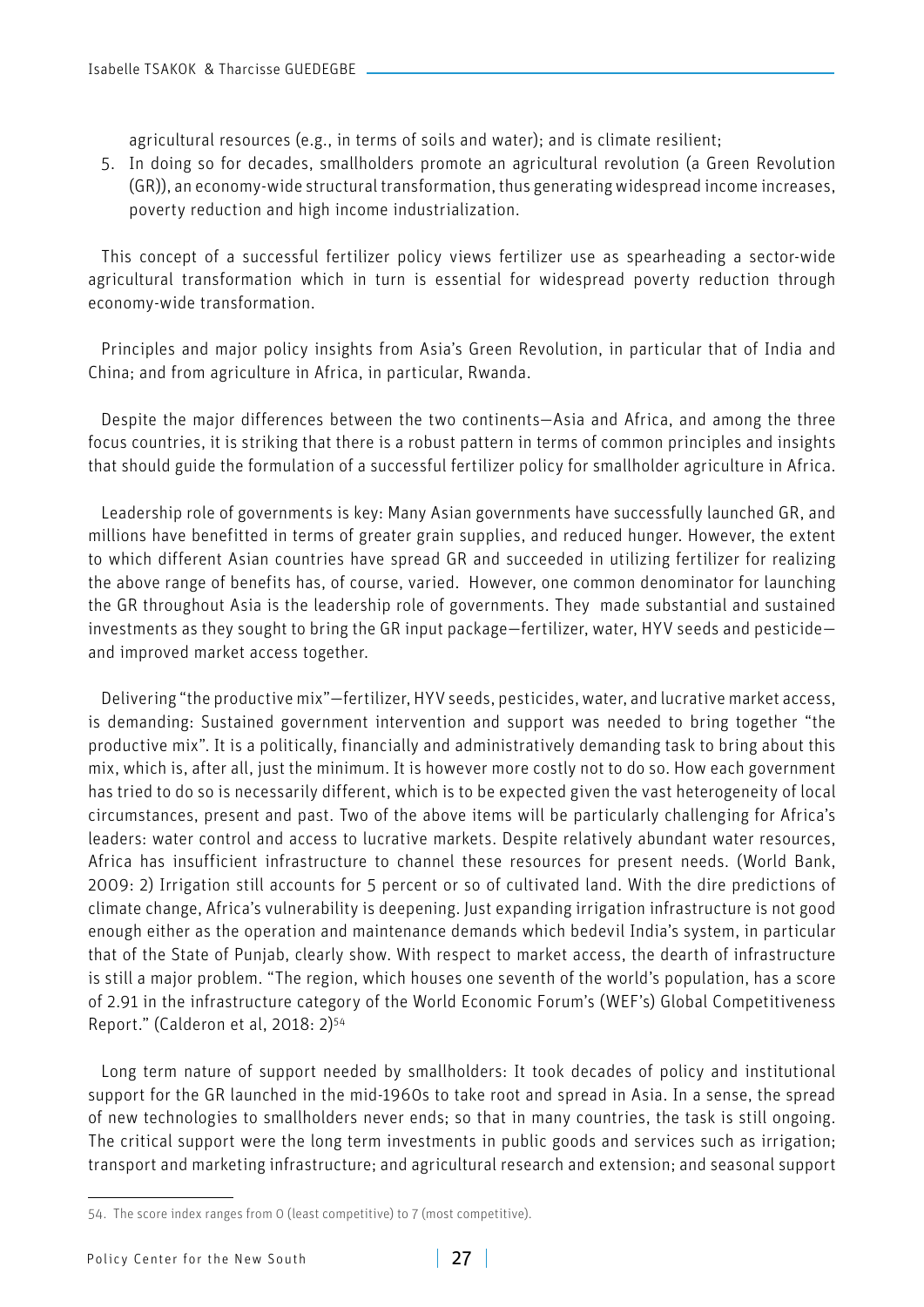agricultural resources (e.g., in terms of soils and water); and is climate resilient;

5. In doing so for decades, smallholders promote an agricultural revolution (a Green Revolution (GR)), an economy-wide structural transformation, thus generating widespread income increases, poverty reduction and high income industrialization.

This concept of a successful fertilizer policy views fertilizer use as spearheading a sector-wide agricultural transformation which in turn is essential for widespread poverty reduction through economy-wide transformation.

Principles and major policy insights from Asia's Green Revolution, in particular that of India and China; and from agriculture in Africa, in particular, Rwanda.

Despite the major differences between the two continents—Asia and Africa, and among the three focus countries, it is striking that there is a robust pattern in terms of common principles and insights that should guide the formulation of a successful fertilizer policy for smallholder agriculture in Africa.

Leadership role of governments is key: Many Asian governments have successfully launched GR, and millions have benefitted in terms of greater grain supplies, and reduced hunger. However, the extent to which different Asian countries have spread GR and succeeded in utilizing fertilizer for realizing the above range of benefits has, of course, varied. However, one common denominator for launching the GR throughout Asia is the leadership role of governments. They made substantial and sustained investments as they sought to bring the GR input package—fertilizer, water, HYV seeds and pesticide—and improved market access together.

Delivering "the productive mix"—fertilizer, HYV seeds, pesticides, water, and lucrative market access, is demanding: Sustained government intervention and support was needed to bring together "the productive mix". It is a politically, financially and administratively demanding task to bring about this mix, which is, after all, just the minimum. It is however more costly not to do so. How each government has tried to do so is necessarily different, which is to be expected given the vast heterogeneity of local circumstances, present and past. Two of the above items will be particularly challenging for Africa's leaders: water control and access to lucrative markets. Despite relatively abundant water resources, Africa has insufficient infrastructure to channel these resources for present needs. (World Bank, 2009: 2) Irrigation still accounts for 5 percent or so of cultivated land. With the dire predictions of climate change, Africa's vulnerability is deepening. Just expanding irrigation infrastructure is not good enough either as the operation and maintenance demands which bedevil India's system, in particular that of the State of Punjab, clearly show. With respect to market access, the dearth of infrastructure is still a major problem. "The region, which houses one seventh of the world's population, has a score of 2.91 in the infrastructure category of the World Economic Forum's (WEF's) Global Competitiveness Report." (Calderon et al, 2018: 2)[54]

Long term nature of support needed by smallholders: It took decades of policy and institutional support for the GR launched in the mid-1960s to take root and spread in Asia. In a sense, the spread of new technologies to smallholders never ends; so that in many countries, the task is still ongoing. The critical support were the long term investments in public goods and services such as irrigation; transport and marketing infrastructure; and agricultural research and extension; and seasonal support

54. The score index ranges from 0 (least competitive) to 7 (most competitive).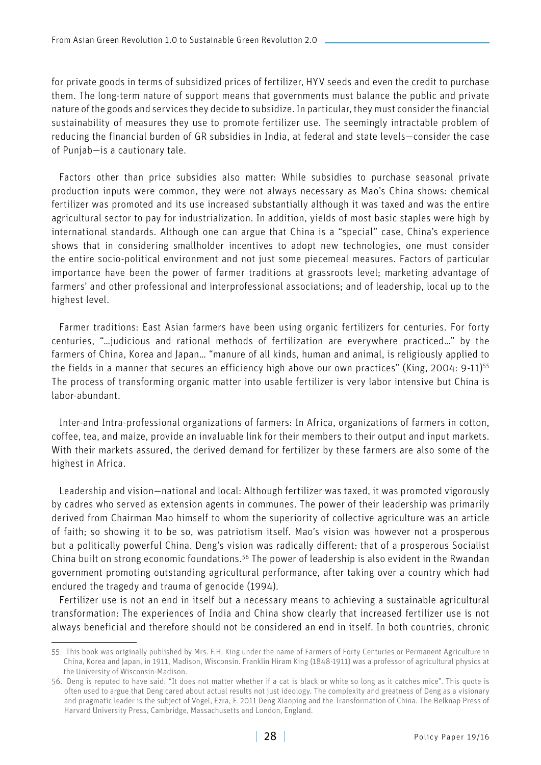for private goods in terms of subsidized prices of fertilizer, HYV seeds and even the credit to purchase them. The long-term nature of support means that governments must balance the public and private nature of the goods and services they decide to subsidize. In particular, they must consider the financial sustainability of measures they use to promote fertilizer use. The seemingly intractable problem of reducing the financial burden of GR subsidies in India, at federal and state levels—consider the case of Punjab—is a cautionary tale.

Factors other than price subsidies also matter: While subsidies to purchase seasonal private production inputs were common, they were not always necessary as Mao's China shows: chemical fertilizer was promoted and its use increased substantially although it was taxed and was the entire agricultural sector to pay for industrialization. In addition, yields of most basic staples were high by international standards. Although one can argue that China is a "special" case, China's experience shows that in considering smallholder incentives to adopt new technologies, one must consider the entire socio-political environment and not just some piecemeal measures. Factors of particular importance have been the power of farmer traditions at grassroots level; marketing advantage of farmers' and other professional and interprofessional associations; and of leadership, local up to the highest level.

Farmer traditions: East Asian farmers have been using organic fertilizers for centuries. For forty centuries, "…judicious and rational methods of fertilization are everywhere practiced…" by the farmers of China, Korea and Japan… "manure of all kinds, human and animal, is religiously applied to the fields in a manner that secures an efficiency high above our own practices" (King, 2004: 9-11)[55] The process of transforming organic matter into usable fertilizer is very labor intensive but China is labor-abundant.

Inter-and Intra-professional organizations of farmers: In Africa, organizations of farmers in cotton, coffee, tea, and maize, provide an invaluable link for their members to their output and input markets. With their markets assured, the derived demand for fertilizer by these farmers are also some of the highest in Africa.

Leadership and vision—national and local: Although fertilizer was taxed, it was promoted vigorously by cadres who served as extension agents in communes. The power of their leadership was primarily derived from Chairman Mao himself to whom the superiority of collective agriculture was an article of faith; so showing it to be so, was patriotism itself. Mao's vision was however not a prosperous but a politically powerful China. Deng's vision was radically different: that of a prosperous Socialist China built on strong economic foundations.[56] The power of leadership is also evident in the Rwandan government promoting outstanding agricultural performance, after taking over a country which had endured the tragedy and trauma of genocide (1994).

Fertilizer use is not an end in itself but a necessary means to achieving a sustainable agricultural transformation: The experiences of India and China show clearly that increased fertilizer use is not always beneficial and therefore should not be considered an end in itself. In both countries, chronic

---

55. This book was originally published by Mrs. F.H. King under the name of Farmers of Forty Centuries or Permanent Agriculture in China, Korea and Japan, in 1911, Madison, Wisconsin. Franklin Hiram King (1848-1911) was a professor of agricultural physics at the University of Wisconsin-Madison.

56. Deng is reputed to have said: "It does not matter whether if a cat is black or white so long as it catches mice". This quote is often used to argue that Deng cared about actual results not just ideology. The complexity and greatness of Deng as a visionary and pragmatic leader is the subject of Vogel, Ezra, F. 2011 Deng Xiaoping and the Transformation of China. The Belknap Press of Harvard University Press, Cambridge, Massachusetts and London, England.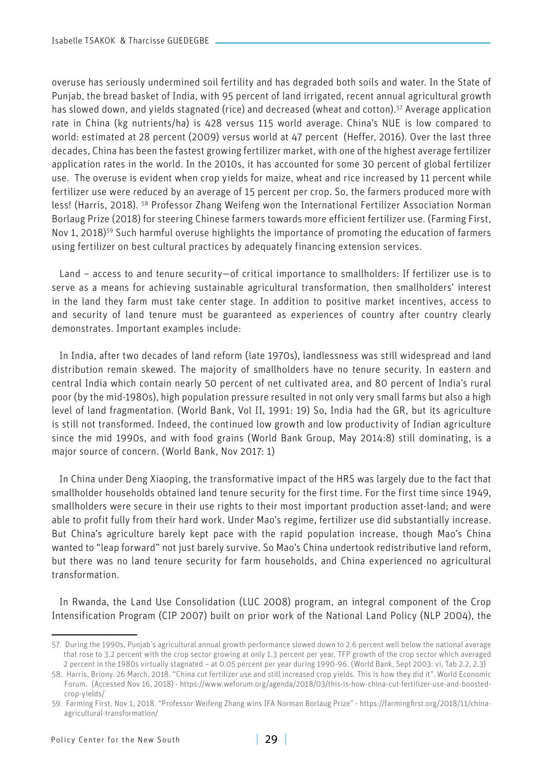overuse has seriously undermined soil fertility and has degraded both soils and water. In the State of Punjab, the bread basket of India, with 95 percent of land irrigated, recent annual agricultural growth has slowed down, and yields stagnated (rice) and decreased (wheat and cotton).[57] Average application rate in China (kg nutrients/ha) is 428 versus 115 world average. China's NUE is low compared to world: estimated at 28 percent (2009) versus world at 47 percent (Heffer, 2016). Over the last three decades, China has been the fastest growing fertilizer market, with one of the highest average fertilizer application rates in the world. In the 2010s, it has accounted for some 30 percent of global fertilizer use. The overuse is evident when crop yields for maize, wheat and rice increased by 11 percent while fertilizer use were reduced by an average of 15 percent per crop. So, the farmers produced more with less! (Harris, 2018). [58] Professor Zhang Weifeng won the International Fertilizer Association Norman Borlaug Prize (2018) for steering Chinese farmers towards more efficient fertilizer use. (Farming First, Nov 1, 2018)[59] Such harmful overuse highlights the importance of promoting the education of farmers using fertilizer on best cultural practices by adequately financing extension services.

Land – access to and tenure security—of critical importance to smallholders: If fertilizer use is to serve as a means for achieving sustainable agricultural transformation, then smallholders' interest in the land they farm must take center stage. In addition to positive market incentives, access to and security of land tenure must be guaranteed as experiences of country after country clearly demonstrates. Important examples include:

In India, after two decades of land reform (late 1970s), landlessness was still widespread and land distribution remain skewed. The majority of smallholders have no tenure security. In eastern and central India which contain nearly 50 percent of net cultivated area, and 80 percent of India's rural poor (by the mid-1980s), high population pressure resulted in not only very small farms but also a high level of land fragmentation. (World Bank, Vol II, 1991: 19) So, India had the GR, but its agriculture is still not transformed. Indeed, the continued low growth and low productivity of Indian agriculture since the mid 1990s, and with food grains (World Bank Group, May 2014:8) still dominating, is a major source of concern. (World Bank, Nov 2017: 1)

In China under Deng Xiaoping, the transformative impact of the HRS was largely due to the fact that smallholder households obtained land tenure security for the first time. For the first time since 1949, smallholders were secure in their use rights to their most important production asset-land; and were able to profit fully from their hard work. Under Mao's regime, fertilizer use did substantially increase. But China's agriculture barely kept pace with the rapid population increase, though Mao's China wanted to "leap forward" not just barely survive. So Mao's China undertook redistributive land reform, but there was no land tenure security for farm households, and China experienced no agricultural transformation.

In Rwanda, the Land Use Consolidation (LUC 2008) program, an integral component of the Crop Intensification Program (CIP 2007) built on prior work of the National Land Policy (NLP 2004), the

---

57. During the 1990s, Punjab's agricultural annual growth performance slowed down to 2.6 percent well below the national average that rose to 3.2 percent with the crop sector growing at only 1.3 percent per year. TFP growth of the crop sector which averaged 2 percent in the 1980s virtually stagnated – at 0.05 percent per year during 1990-96. (World Bank, Sept 2003: vi, Tab 2.2, 2.3)

58. Harris, Briony. 26 March, 2018. "China cut fertilizer use and still increased crop yields. This is how they did it". World Economic Forum. (Accessed Nov 16, 2018) - https://www.weforum.org/agenda/2018/03/this-is-how-china-cut-fertilizer-use-and-boosted-crop-yields/

59. Farming First. Nov 1, 2018. "Professor Weifeng Zhang wins IFA Norman Borlaug Prize" - https://farmingfirst.org/2018/11/china-agricultural-transformation/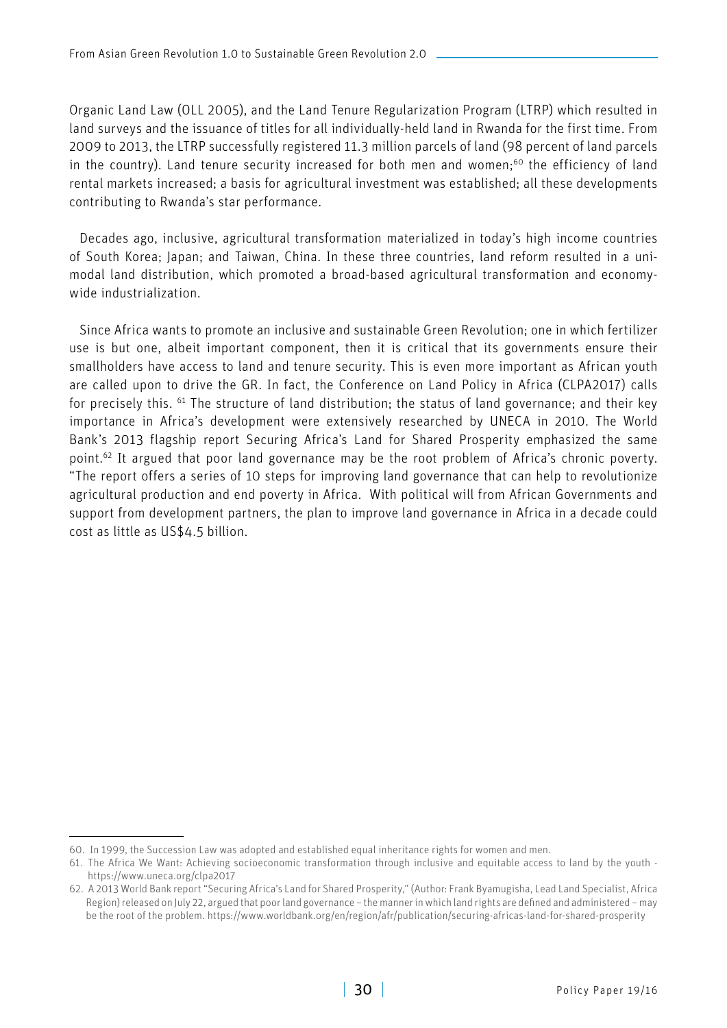Organic Land Law (OLL 2005), and the Land Tenure Regularization Program (LTRP) which resulted in land surveys and the issuance of titles for all individually-held land in Rwanda for the first time. From 2009 to 2013, the LTRP successfully registered 11.3 million parcels of land (98 percent of land parcels in the country). Land tenure security increased for both men and women;[60] the efficiency of land rental markets increased; a basis for agricultural investment was established; all these developments contributing to Rwanda's star performance.

Decades ago, inclusive, agricultural transformation materialized in today's high income countries of South Korea; Japan; and Taiwan, China. In these three countries, land reform resulted in a uni-modal land distribution, which promoted a broad-based agricultural transformation and economy-wide industrialization.

Since Africa wants to promote an inclusive and sustainable Green Revolution; one in which fertilizer use is but one, albeit important component, then it is critical that its governments ensure their smallholders have access to land and tenure security. This is even more important as African youth are called upon to drive the GR. In fact, the Conference on Land Policy in Africa (CLPA2017) calls for precisely this. [61] The structure of land distribution; the status of land governance; and their key importance in Africa's development were extensively researched by UNECA in 2010. The World Bank's 2013 flagship report Securing Africa's Land for Shared Prosperity emphasized the same point.[62] It argued that poor land governance may be the root problem of Africa's chronic poverty. "The report offers a series of 10 steps for improving land governance that can help to revolutionize agricultural production and end poverty in Africa. With political will from African Governments and support from development partners, the plan to improve land governance in Africa in a decade could cost as little as US$4.5 billion.

---

60. In 1999, the Succession Law was adopted and established equal inheritance rights for women and men.

61. The Africa We Want: Achieving socioeconomic transformation through inclusive and equitable access to land by the youth - https://www.uneca.org/clpa2017

62. A 2013 World Bank report "Securing Africa's Land for Shared Prosperity," (Author: Frank Byamugisha, Lead Land Specialist, Africa Region) released on July 22, argued that poor land governance – the manner in which land rights are defined and administered – may be the root of the problem. https://www.worldbank.org/en/region/afr/publication/securing-africas-land-for-shared-prosperity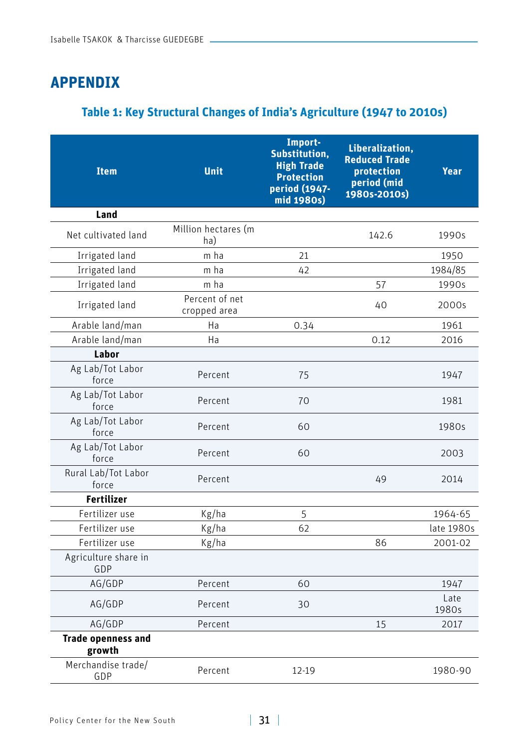# APPENDIX

### Table 1: Key Structural Changes of India's Agriculture (1947 to 2010s)

| Item | Unit | Import-Substitution, High Trade Protection period (1947-mid 1980s) | Liberalization, Reduced Trade protection period (mid 1980s-2010s) | Year |
|---|---|---|---|---|
| **Land** | | | | |
| Net cultivated land | Million hectares (m ha) | | 142.6 | 1990s |
| Irrigated land | m ha | 21 | | 1950 |
| Irrigated land | m ha | 42 | | 1984/85 |
| Irrigated land | m ha | | 57 | 1990s |
| Irrigated land | Percent of net cropped area | | 40 | 2000s |
| Arable land/man | Ha | 0.34 | | 1961 |
| Arable land/man | Ha | | 0.12 | 2016 |
| **Labor** | | | | |
| Ag Lab/Tot Labor force | Percent | 75 | | 1947 |
| Ag Lab/Tot Labor force | Percent | 70 | | 1981 |
| Ag Lab/Tot Labor force | Percent | 60 | | 1980s |
| Ag Lab/Tot Labor force | Percent | 60 | | 2003 |
| Rural Lab/Tot Labor force | Percent | | 49 | 2014 |
| **Fertilizer** | | | | |
| Fertilizer use | Kg/ha | 5 | | 1964-65 |
| Fertilizer use | Kg/ha | 62 | | late 1980s |
| Fertilizer use | Kg/ha | | 86 | 2001-02 |
| Agriculture share in GDP | | | | |
| AG/GDP | Percent | 60 | | 1947 |
| AG/GDP | Percent | 30 | | Late 1980s |
| AG/GDP | Percent | | 15 | 2017 |
| **Trade openness and growth** | | | | |
| Merchandise trade/ GDP | Percent | 12-19 | | 1980-90 |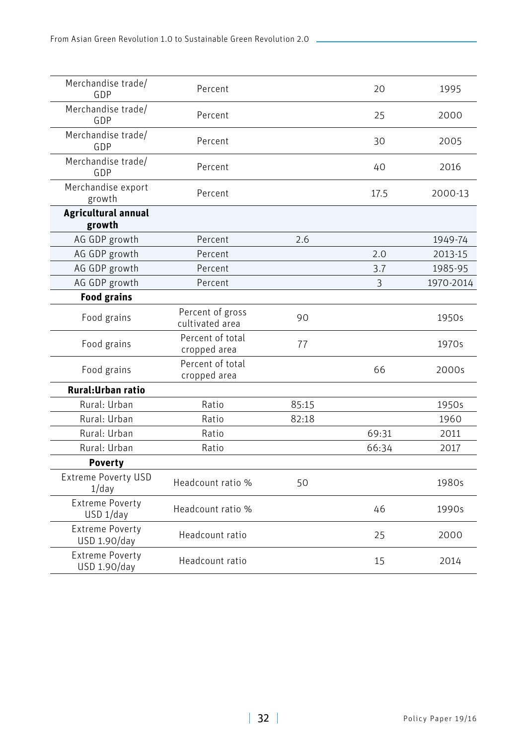| | | | | |
|---|---|---|---|---|
| Merchandise trade/ GDP | Percent | | 20 | 1995 |
| Merchandise trade/ GDP | Percent | | 25 | 2000 |
| Merchandise trade/ GDP | Percent | | 30 | 2005 |
| Merchandise trade/ GDP | Percent | | 40 | 2016 |
| Merchandise export growth | Percent | | 17.5 | 2000-13 |
| **Agricultural annual growth** | | | | |
| AG GDP growth | Percent | 2.6 | | 1949-74 |
| AG GDP growth | Percent | | 2.0 | 2013-15 |
| AG GDP growth | Percent | | 3.7 | 1985-95 |
| AG GDP growth | Percent | | 3 | 1970-2014 |
| **Food grains** | | | | |
| Food grains | Percent of gross cultivated area | 90 | | 1950s |
| Food grains | Percent of total cropped area | 77 | | 1970s |
| Food grains | Percent of total cropped area | | 66 | 2000s |
| **Rural:Urban ratio** | | | | |
| Rural: Urban | Ratio | 85:15 | | 1950s |
| Rural: Urban | Ratio | 82:18 | | 1960 |
| Rural: Urban | Ratio | | 69:31 | 2011 |
| Rural: Urban | Ratio | | 66:34 | 2017 |
| **Poverty** | | | | |
| Extreme Poverty USD 1/day | Headcount ratio % | 50 | | 1980s |
| Extreme Poverty USD 1/day | Headcount ratio % | | 46 | 1990s |
| Extreme Poverty USD 1.90/day | Headcount ratio | | 25 | 2000 |
| Extreme Poverty USD 1.90/day | Headcount ratio | | 15 | 2014 |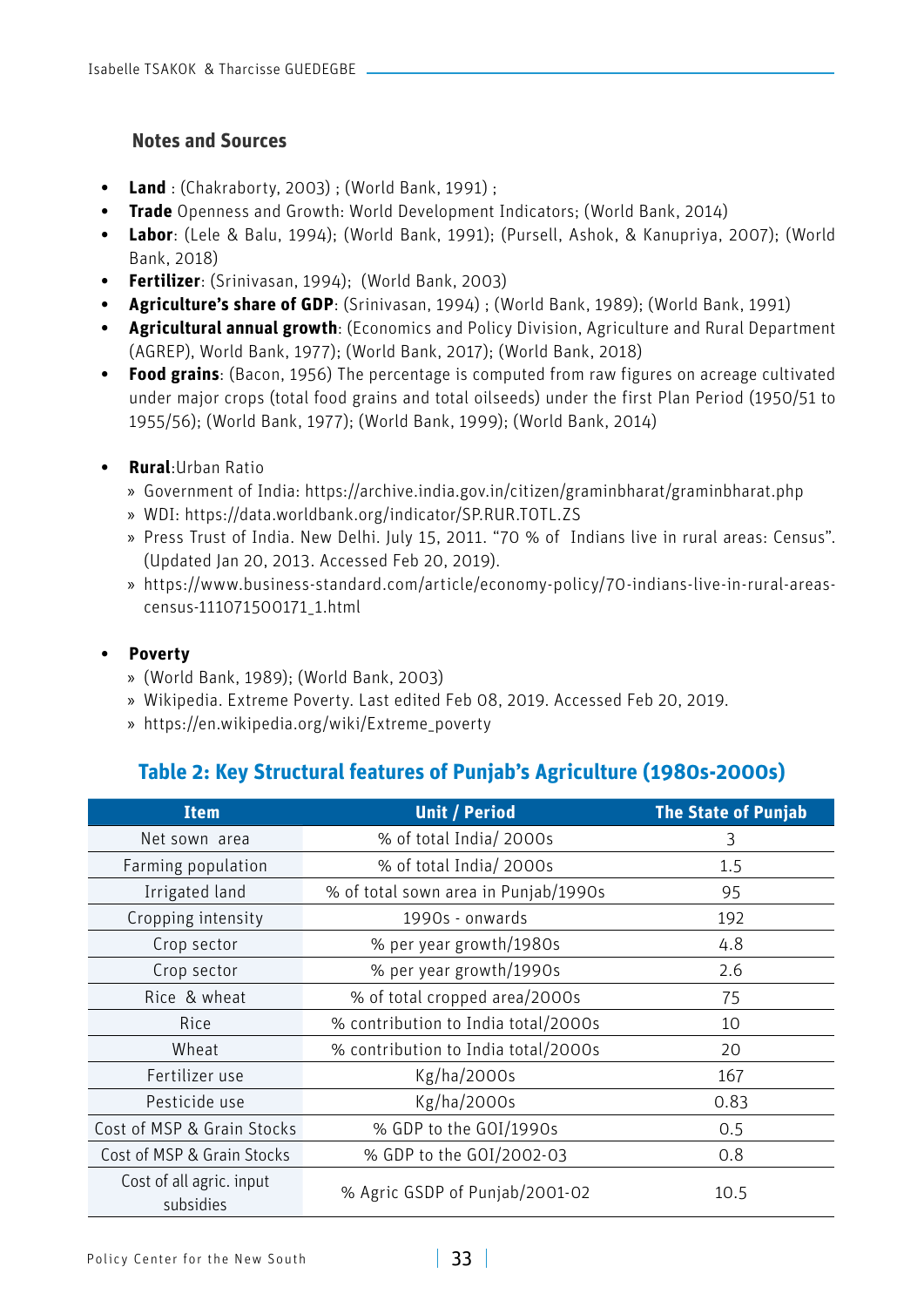### Notes and Sources

- **Land** : (Chakraborty, 2003) ; (World Bank, 1991) ;
- **Trade** Openness and Growth: World Development Indicators; (World Bank, 2014)
- **Labor**: (Lele & Balu, 1994); (World Bank, 1991); (Pursell, Ashok, & Kanupriya, 2007); (World Bank, 2018)
- **Fertilizer**: (Srinivasan, 1994); (World Bank, 2003)
- **Agriculture's share of GDP**: (Srinivasan, 1994) ; (World Bank, 1989); (World Bank, 1991)
- **Agricultural annual growth**: (Economics and Policy Division, Agriculture and Rural Department (AGREP), World Bank, 1977); (World Bank, 2017); (World Bank, 2018)
- **Food grains**: (Bacon, 1956) The percentage is computed from raw figures on acreage cultivated under major crops (total food grains and total oilseeds) under the first Plan Period (1950/51 to 1955/56); (World Bank, 1977); (World Bank, 1999); (World Bank, 2014)

- **Rural**:Urban Ratio
  - » Government of India: https://archive.india.gov.in/citizen/graminbharat/graminbharat.php
  - » WDI: https://data.worldbank.org/indicator/SP.RUR.TOTL.ZS
  - » Press Trust of India. New Delhi. July 15, 2011. "70 % of Indians live in rural areas: Census". (Updated Jan 20, 2013. Accessed Feb 20, 2019).
  - » https://www.business-standard.com/article/economy-policy/70-indians-live-in-rural-areas-census-111071500171_1.html

- **Poverty**
  - » (World Bank, 1989); (World Bank, 2003)
  - » Wikipedia. Extreme Poverty. Last edited Feb 08, 2019. Accessed Feb 20, 2019.
  - » https://en.wikipedia.org/wiki/Extreme_poverty

### Table 2: Key Structural features of Punjab's Agriculture (1980s-2000s)

| Item | Unit / Period | The State of Punjab |
|---|---|---|
| Net sown area | % of total India/ 2000s | 3 |
| Farming population | % of total India/ 2000s | 1.5 |
| Irrigated land | % of total sown area in Punjab/1990s | 95 |
| Cropping intensity | 1990s - onwards | 192 |
| Crop sector | % per year growth/1980s | 4.8 |
| Crop sector | % per year growth/1990s | 2.6 |
| Rice & wheat | % of total cropped area/2000s | 75 |
| Rice | % contribution to India total/2000s | 10 |
| Wheat | % contribution to India total/2000s | 20 |
| Fertilizer use | Kg/ha/2000s | 167 |
| Pesticide use | Kg/ha/2000s | 0.83 |
| Cost of MSP & Grain Stocks | % GDP to the GOI/1990s | 0.5 |
| Cost of MSP & Grain Stocks | % GDP to the GOI/2002-03 | 0.8 |
| Cost of all agric. input subsidies | % Agric GSDP of Punjab/2001-02 | 10.5 |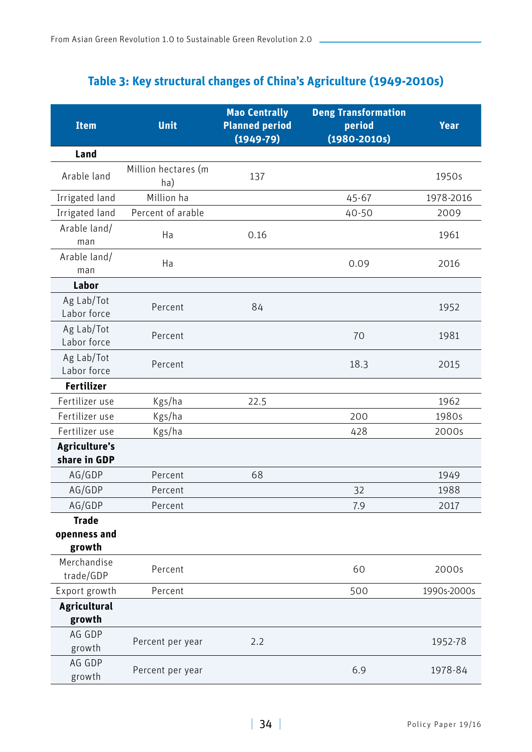### Table 3: Key structural changes of China's Agriculture (1949-2010s)

| Item | Unit | Mao Centrally Planned period (1949-79) | Deng Transformation period (1980-2010s) | Year |
|---|---|---|---|---|
| **Land** | | | | |
| Arable land | Million hectares (m ha) | 137 | | 1950s |
| Irrigated land | Million ha | | 45-67 | 1978-2016 |
| Irrigated land | Percent of arable | | 40-50 | 2009 |
| Arable land/ man | Ha | 0.16 | | 1961 |
| Arable land/ man | Ha | | 0.09 | 2016 |
| **Labor** | | | | |
| Ag Lab/Tot Labor force | Percent | 84 | | 1952 |
| Ag Lab/Tot Labor force | Percent | | 70 | 1981 |
| Ag Lab/Tot Labor force | Percent | | 18.3 | 2015 |
| **Fertilizer** | | | | |
| Fertilizer use | Kgs/ha | 22.5 | | 1962 |
| Fertilizer use | Kgs/ha | | 200 | 1980s |
| Fertilizer use | Kgs/ha | | 428 | 2000s |
| **Agriculture's share in GDP** | | | | |
| AG/GDP | Percent | 68 | | 1949 |
| AG/GDP | Percent | | 32 | 1988 |
| AG/GDP | Percent | | 7.9 | 2017 |
| **Trade openness and growth** | | | | |
| Merchandise trade/GDP | Percent | | 60 | 2000s |
| Export growth | Percent | | 500 | 1990s-2000s |
| **Agricultural growth** | | | | |
| AG GDP growth | Percent per year | 2.2 | | 1952-78 |
| AG GDP growth | Percent per year | | 6.9 | 1978-84 |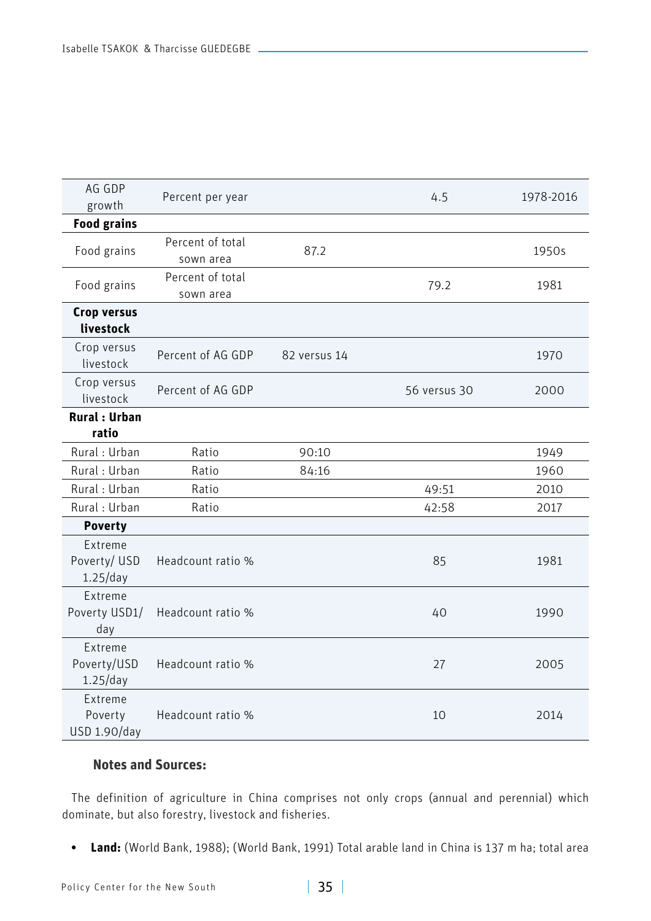| | | | | |
|---|---|---|---|---|
| AG GDP growth | Percent per year | | 4.5 | 1978-2016 |
| **Food grains** | | | | |
| Food grains | Percent of total sown area | 87.2 | | 1950s |
| Food grains | Percent of total sown area | | 79.2 | 1981 |
| **Crop versus livestock** | | | | |
| Crop versus livestock | Percent of AG GDP | 82 versus 14 | | 1970 |
| Crop versus livestock | Percent of AG GDP | | 56 versus 30 | 2000 |
| **Rural : Urban ratio** | | | | |
| Rural : Urban | Ratio | 90:10 | | 1949 |
| Rural : Urban | Ratio | 84:16 | | 1960 |
| Rural : Urban | Ratio | | 49:51 | 2010 |
| Rural : Urban | Ratio | | 42:58 | 2017 |
| **Poverty** | | | | |
| Extreme Poverty/ USD 1.25/day | Headcount ratio % | | 85 | 1981 |
| Extreme Poverty USD1/ day | Headcount ratio % | | 40 | 1990 |
| Extreme Poverty/USD 1.25/day | Headcount ratio % | | 27 | 2005 |
| Extreme Poverty USD 1.90/day | Headcount ratio % | | 10 | 2014 |

**Notes and Sources:**

The definition of agriculture in China comprises not only crops (annual and perennial) which dominate, but also forestry, livestock and fisheries.

- **Land:** (World Bank, 1988); (World Bank, 1991) Total arable land in China is 137 m ha; total area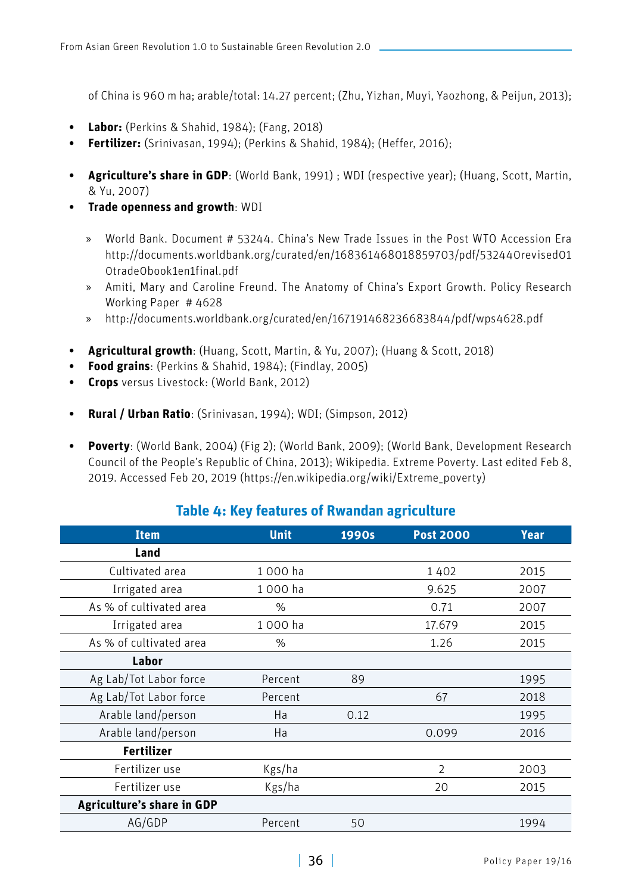of China is 960 m ha; arable/total: 14.27 percent; (Zhu, Yizhan, Muyi, Yaozhong, & Peijun, 2013);

- **Labor:** (Perkins & Shahid, 1984); (Fang, 2018)
- **Fertilizer:** (Srinivasan, 1994); (Perkins & Shahid, 1984); (Heffer, 2016);

- **Agriculture's share in GDP**: (World Bank, 1991) ; WDI (respective year); (Huang, Scott, Martin, & Yu, 2007)
- **Trade openness and growth**: WDI

  » World Bank. Document # 53244. China's New Trade Issues in the Post WTO Accession Era http://documents.worldbank.org/curated/en/168361468018859703/pdf/532440revised01OtradeObook1en1final.pdf

  » Amiti, Mary and Caroline Freund. The Anatomy of China's Export Growth. Policy Research Working Paper # 4628

  » http://documents.worldbank.org/curated/en/167191468236683844/pdf/wps4628.pdf

- **Agricultural growth**: (Huang, Scott, Martin, & Yu, 2007); (Huang & Scott, 2018)
- **Food grains**: (Perkins & Shahid, 1984); (Findlay, 2005)
- **Crops** versus Livestock: (World Bank, 2012)

- **Rural / Urban Ratio**: (Srinivasan, 1994); WDI; (Simpson, 2012)

- **Poverty**: (World Bank, 2004) (Fig 2); (World Bank, 2009); (World Bank, Development Research Council of the People's Republic of China, 2013); Wikipedia. Extreme Poverty. Last edited Feb 8, 2019. Accessed Feb 20, 2019 (https://en.wikipedia.org/wiki/Extreme_poverty)

## Table 4: Key features of Rwandan agriculture

| Item | Unit | 1990s | Post 2000 | Year |
|---|---|---|---|---|
| **Land** | | | | |
| Cultivated area | 1 000 ha | | 1 402 | 2015 |
| Irrigated area | 1 000 ha | | 9.625 | 2007 |
| As % of cultivated area | % | | 0.71 | 2007 |
| Irrigated area | 1 000 ha | | 17.679 | 2015 |
| As % of cultivated area | % | | 1.26 | 2015 |
| **Labor** | | | | |
| Ag Lab/Tot Labor force | Percent | 89 | | 1995 |
| Ag Lab/Tot Labor force | Percent | | 67 | 2018 |
| Arable land/person | Ha | 0.12 | | 1995 |
| Arable land/person | Ha | | 0.099 | 2016 |
| **Fertilizer** | | | | |
| Fertilizer use | Kgs/ha | | 2 | 2003 |
| Fertilizer use | Kgs/ha | | 20 | 2015 |
| **Agriculture's share in GDP** | | | | |
| AG/GDP | Percent | 50 | | 1994 |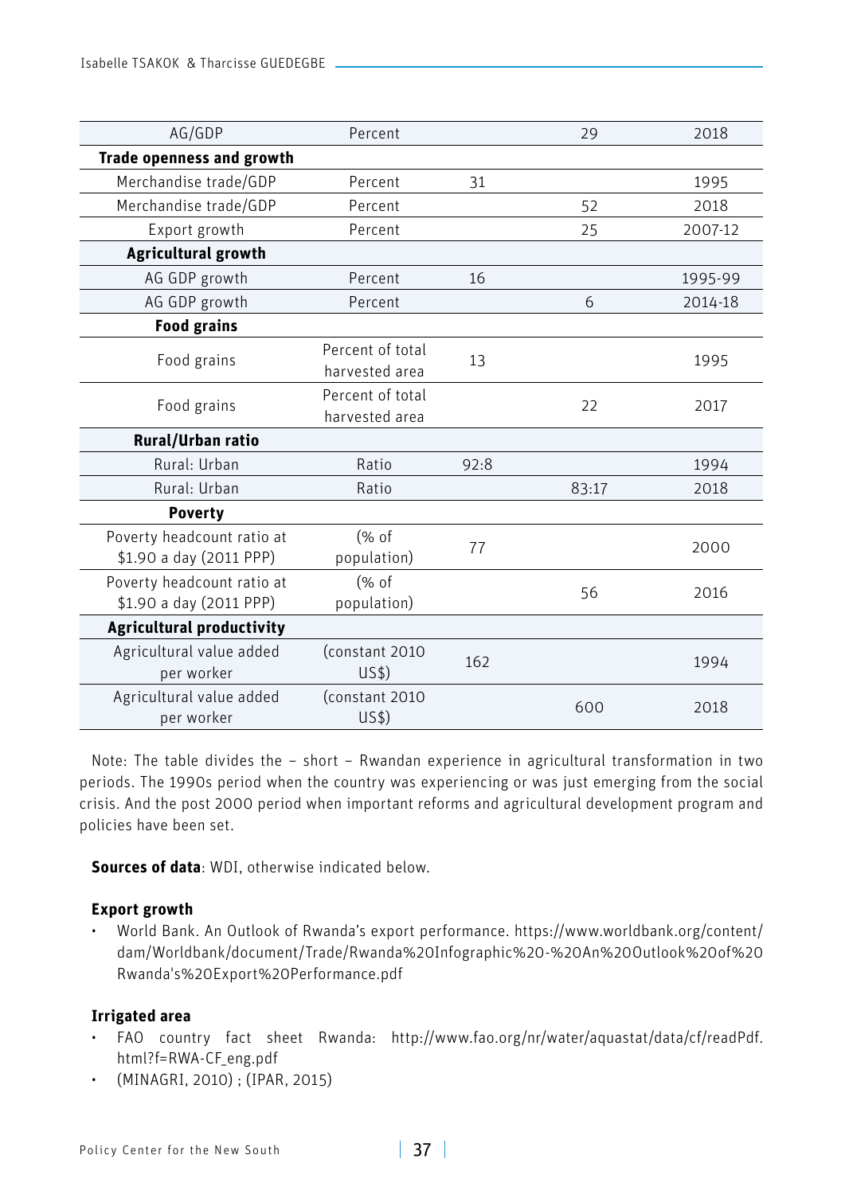| | | | | |
|---|---|---|---|---|
| AG/GDP | Percent | | 29 | 2018 |
| **Trade openness and growth** | | | | |
| Merchandise trade/GDP | Percent | 31 | | 1995 |
| Merchandise trade/GDP | Percent | | 52 | 2018 |
| Export growth | Percent | | 25 | 2007-12 |
| **Agricultural growth** | | | | |
| AG GDP growth | Percent | 16 | | 1995-99 |
| AG GDP growth | Percent | | 6 | 2014-18 |
| **Food grains** | | | | |
| Food grains | Percent of total harvested area | 13 | | 1995 |
| Food grains | Percent of total harvested area | | 22 | 2017 |
| **Rural/Urban ratio** | | | | |
| Rural: Urban | Ratio | 92:8 | | 1994 |
| Rural: Urban | Ratio | | 83:17 | 2018 |
| **Poverty** | | | | |
| Poverty headcount ratio at $1.90 a day (2011 PPP) | (% of population) | 77 | | 2000 |
| Poverty headcount ratio at $1.90 a day (2011 PPP) | (% of population) | | 56 | 2016 |
| **Agricultural productivity** | | | | |
| Agricultural value added per worker | (constant 2010 US$) | 162 | | 1994 |
| Agricultural value added per worker | (constant 2010 US$) | | 600 | 2018 |

Note: The table divides the – short – Rwandan experience in agricultural transformation in two periods. The 1990s period when the country was experiencing or was just emerging from the social crisis. And the post 2000 period when important reforms and agricultural development program and policies have been set.

**Sources of data**: WDI, otherwise indicated below.

**Export growth**

- World Bank. An Outlook of Rwanda's export performance. https://www.worldbank.org/content/dam/Worldbank/document/Trade/Rwanda%20Infographic%20-%20An%20Outlook%20of%20Rwanda's%20Export%20Performance.pdf

**Irrigated area**

- FAO country fact sheet Rwanda: http://www.fao.org/nr/water/aquastat/data/cf/readPdf.html?f=RWA-CF_eng.pdf
- (MINAGRI, 2010) ; (IPAR, 2015)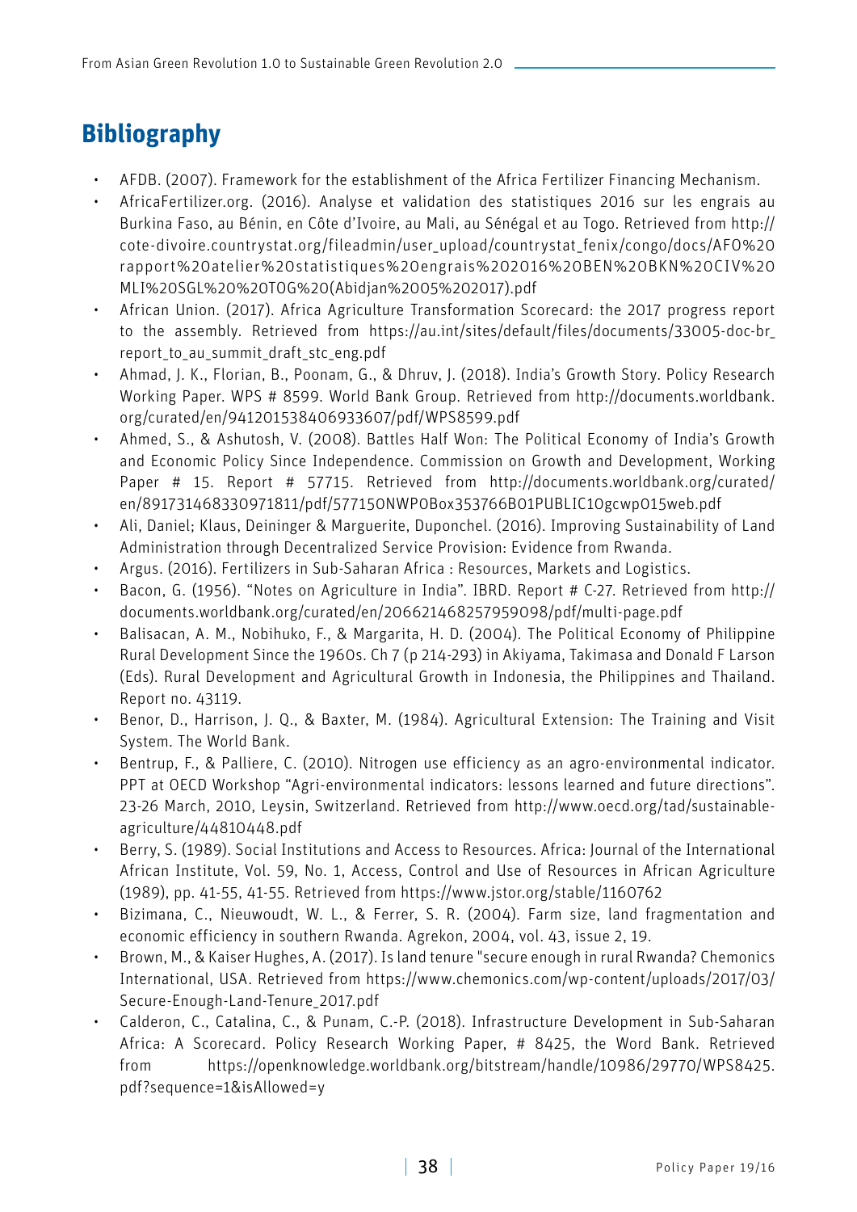# Bibliography

- AFDB. (2007). Framework for the establishment of the Africa Fertilizer Financing Mechanism.
- AfricaFertilizer.org. (2016). Analyse et validation des statistiques 2016 sur les engrais au Burkina Faso, au Bénin, en Côte d'Ivoire, au Mali, au Sénégal et au Togo. Retrieved from http://cote-divoire.countrystat.org/fileadmin/user_upload/countrystat_fenix/congo/docs/AFO%20rapport%20atelier%20statistiques%20engrais%202016%20BEN%20BKN%20CIV%20MLI%20SGL%20%20TOG%20(Abidjan%2005%202017).pdf
- African Union. (2017). Africa Agriculture Transformation Scorecard: the 2017 progress report to the assembly. Retrieved from https://au.int/sites/default/files/documents/33005-doc-br_report_to_au_summit_draft_stc_eng.pdf
- Ahmad, J. K., Florian, B., Poonam, G., & Dhruv, J. (2018). India's Growth Story. Policy Research Working Paper. WPS # 8599. World Bank Group. Retrieved from http://documents.worldbank.org/curated/en/941201538406933607/pdf/WPS8599.pdf
- Ahmed, S., & Ashutosh, V. (2008). Battles Half Won: The Political Economy of India's Growth and Economic Policy Since Independence. Commission on Growth and Development, Working Paper # 15. Report # 57715. Retrieved from http://documents.worldbank.org/curated/en/891731468330971811/pdf/577150NWP0Box353766B01PUBLIC10gcwp015web.pdf
- Ali, Daniel; Klaus, Deininger & Marguerite, Duponchel. (2016). Improving Sustainability of Land Administration through Decentralized Service Provision: Evidence from Rwanda.
- Argus. (2016). Fertilizers in Sub-Saharan Africa : Resources, Markets and Logistics.
- Bacon, G. (1956). "Notes on Agriculture in India". IBRD. Report # C-27. Retrieved from http://documents.worldbank.org/curated/en/206621468257959098/pdf/multi-page.pdf
- Balisacan, A. M., Nobihuko, F., & Margarita, H. D. (2004). The Political Economy of Philippine Rural Development Since the 1960s. Ch 7 (p 214-293) in Akiyama, Takimasa and Donald F Larson (Eds). Rural Development and Agricultural Growth in Indonesia, the Philippines and Thailand. Report no. 43119.
- Benor, D., Harrison, J. Q., & Baxter, M. (1984). Agricultural Extension: The Training and Visit System. The World Bank.
- Bentrup, F., & Palliere, C. (2010). Nitrogen use efficiency as an agro-environmental indicator. PPT at OECD Workshop "Agri-environmental indicators: lessons learned and future directions". 23-26 March, 2010, Leysin, Switzerland. Retrieved from http://www.oecd.org/tad/sustainable-agriculture/44810448.pdf
- Berry, S. (1989). Social Institutions and Access to Resources. Africa: Journal of the International African Institute, Vol. 59, No. 1, Access, Control and Use of Resources in African Agriculture (1989), pp. 41-55, 41-55. Retrieved from https://www.jstor.org/stable/1160762
- Bizimana, C., Nieuwoudt, W. L., & Ferrer, S. R. (2004). Farm size, land fragmentation and economic efficiency in southern Rwanda. Agrekon, 2004, vol. 43, issue 2, 19.
- Brown, M., & Kaiser Hughes, A. (2017). Is land tenure "secure enough in rural Rwanda? Chemonics International, USA. Retrieved from https://www.chemonics.com/wp-content/uploads/2017/03/Secure-Enough-Land-Tenure_2017.pdf
- Calderon, C., Catalina, C., & Punam, C.-P. (2018). Infrastructure Development in Sub-Saharan Africa: A Scorecard. Policy Research Working Paper, # 8425, the Word Bank. Retrieved from https://openknowledge.worldbank.org/bitstream/handle/10986/29770/WPS8425.pdf?sequence=1&isAllowed=y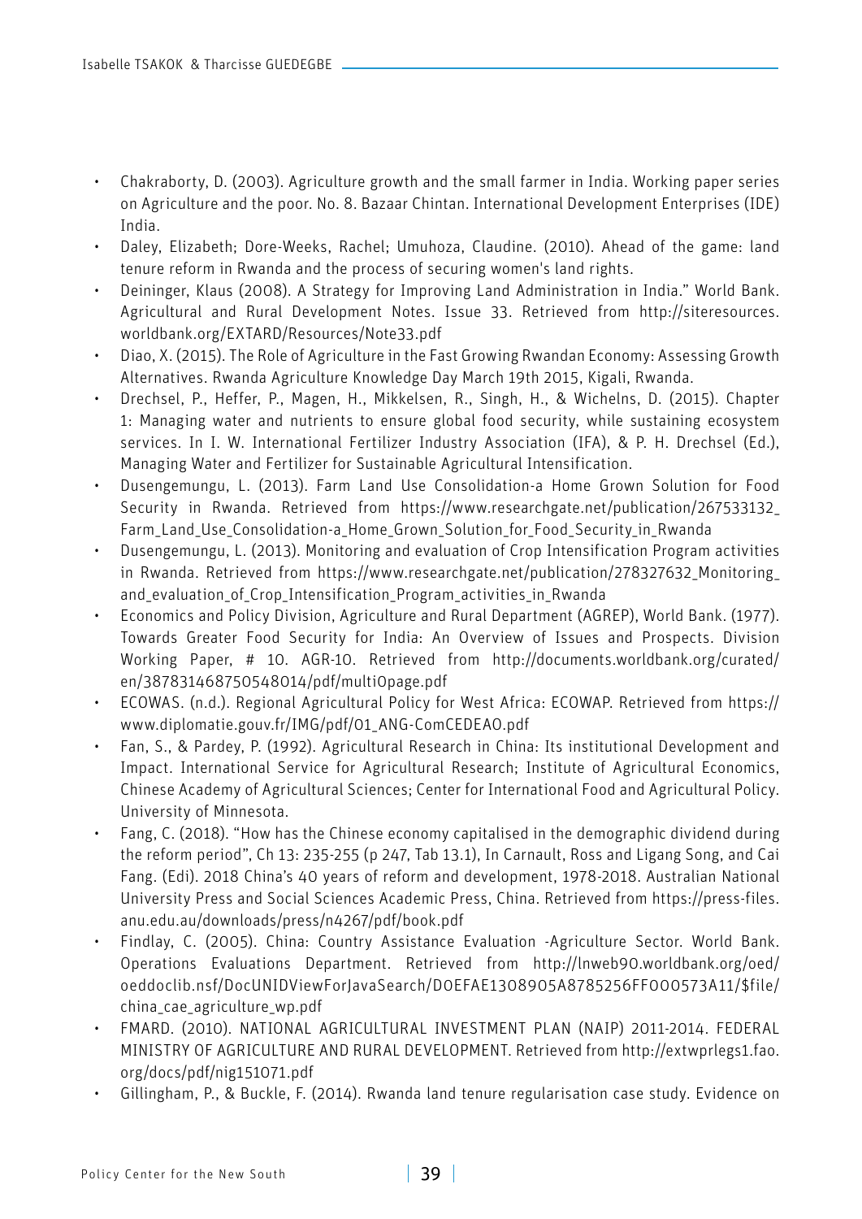- Chakraborty, D. (2003). Agriculture growth and the small farmer in India. Working paper series on Agriculture and the poor. No. 8. Bazaar Chintan. International Development Enterprises (IDE) India.
- Daley, Elizabeth; Dore-Weeks, Rachel; Umuhoza, Claudine. (2010). Ahead of the game: land tenure reform in Rwanda and the process of securing women's land rights.
- Deininger, Klaus (2008). A Strategy for Improving Land Administration in India." World Bank. Agricultural and Rural Development Notes. Issue 33. Retrieved from http://siteresources.worldbank.org/EXTARD/Resources/Note33.pdf
- Diao, X. (2015). The Role of Agriculture in the Fast Growing Rwandan Economy: Assessing Growth Alternatives. Rwanda Agriculture Knowledge Day March 19th 2015, Kigali, Rwanda.
- Drechsel, P., Heffer, P., Magen, H., Mikkelsen, R., Singh, H., & Wichelns, D. (2015). Chapter 1: Managing water and nutrients to ensure global food security, while sustaining ecosystem services. In I. W. International Fertilizer Industry Association (IFA), & P. H. Drechsel (Ed.), Managing Water and Fertilizer for Sustainable Agricultural Intensification.
- Dusengemungu, L. (2013). Farm Land Use Consolidation-a Home Grown Solution for Food Security in Rwanda. Retrieved from https://www.researchgate.net/publication/267533132_Farm_Land_Use_Consolidation-a_Home_Grown_Solution_for_Food_Security_in_Rwanda
- Dusengemungu, L. (2013). Monitoring and evaluation of Crop Intensification Program activities in Rwanda. Retrieved from https://www.researchgate.net/publication/278327632_Monitoring_and_evaluation_of_Crop_Intensification_Program_activities_in_Rwanda
- Economics and Policy Division, Agriculture and Rural Department (AGREP), World Bank. (1977). Towards Greater Food Security for India: An Overview of Issues and Prospects. Division Working Paper, # 10. AGR-10. Retrieved from http://documents.worldbank.org/curated/en/387831468750548014/pdf/multi0page.pdf
- ECOWAS. (n.d.). Regional Agricultural Policy for West Africa: ECOWAP. Retrieved from https://www.diplomatie.gouv.fr/IMG/pdf/01_ANG-ComCEDEAO.pdf
- Fan, S., & Pardey, P. (1992). Agricultural Research in China: Its institutional Development and Impact. International Service for Agricultural Research; Institute of Agricultural Economics, Chinese Academy of Agricultural Sciences; Center for International Food and Agricultural Policy. University of Minnesota.
- Fang, C. (2018). "How has the Chinese economy capitalised in the demographic dividend during the reform period", Ch 13: 235-255 (p 247, Tab 13.1), In Carnault, Ross and Ligang Song, and Cai Fang. (Edi). 2018 China's 40 years of reform and development, 1978-2018. Australian National University Press and Social Sciences Academic Press, China. Retrieved from https://press-files.anu.edu.au/downloads/press/n4267/pdf/book.pdf
- Findlay, C. (2005). China: Country Assistance Evaluation -Agriculture Sector. World Bank. Operations Evaluations Department. Retrieved from http://lnweb90.worldbank.org/oed/oeddoclib.nsf/DocUNIDViewForJavaSearch/D0EFAE1308905A8785256FF000573A11/$file/china_cae_agriculture_wp.pdf
- FMARD. (2010). NATIONAL AGRICULTURAL INVESTMENT PLAN (NAIP) 2011-2014. FEDERAL MINISTRY OF AGRICULTURE AND RURAL DEVELOPMENT. Retrieved from http://extwprlegs1.fao.org/docs/pdf/nig151071.pdf
- Gillingham, P., & Buckle, F. (2014). Rwanda land tenure regularisation case study. Evidence on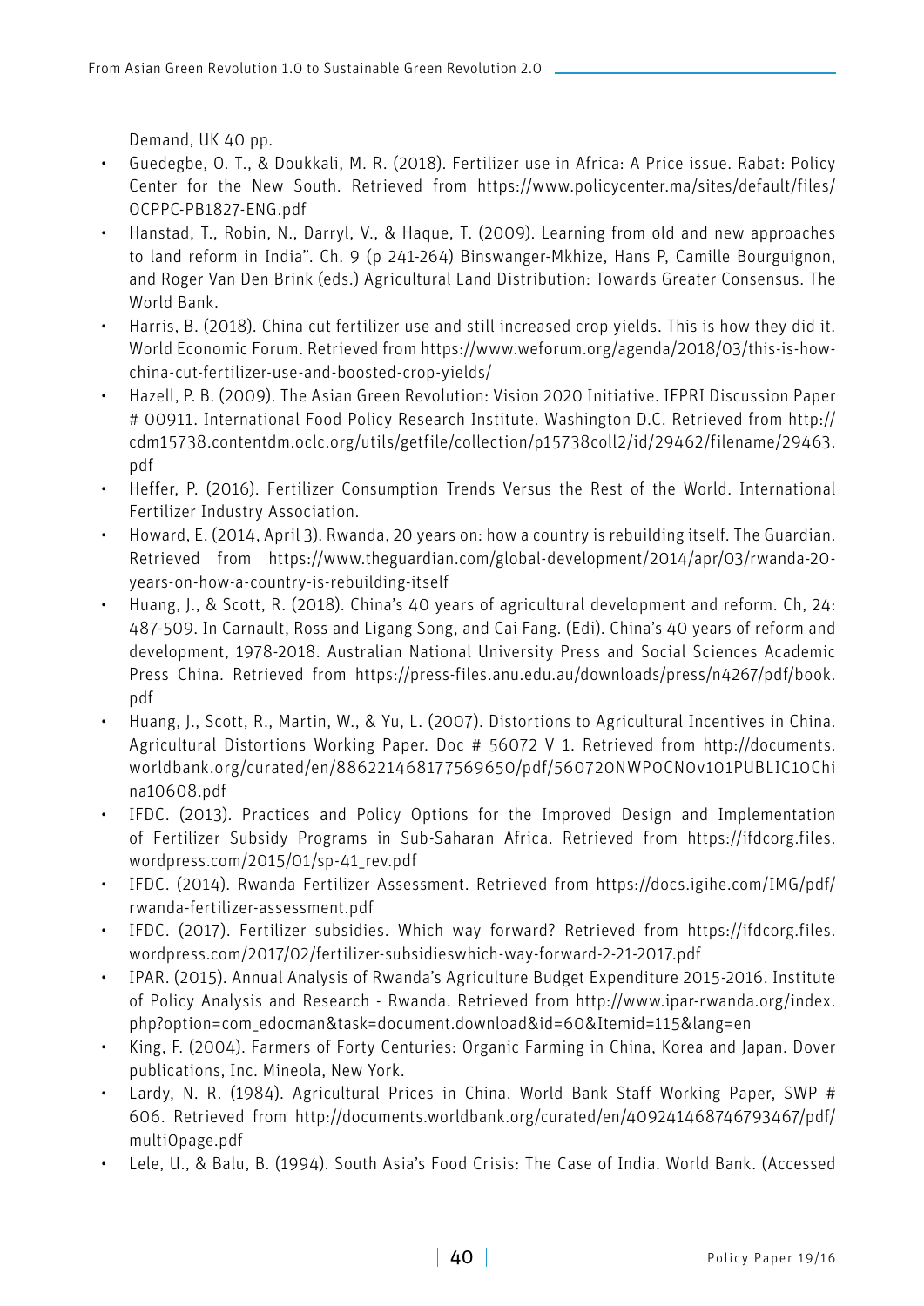Demand, UK 40 pp.

- Guedegbe, O. T., & Doukkali, M. R. (2018). Fertilizer use in Africa: A Price issue. Rabat: Policy Center for the New South. Retrieved from https://www.policycenter.ma/sites/default/files/OCPPC-PB1827-ENG.pdf
- Hanstad, T., Robin, N., Darryl, V., & Haque, T. (2009). Learning from old and new approaches to land reform in India". Ch. 9 (p 241-264) Binswanger-Mkhize, Hans P, Camille Bourguignon, and Roger Van Den Brink (eds.) Agricultural Land Distribution: Towards Greater Consensus. The World Bank.
- Harris, B. (2018). China cut fertilizer use and still increased crop yields. This is how they did it. World Economic Forum. Retrieved from https://www.weforum.org/agenda/2018/03/this-is-how-china-cut-fertilizer-use-and-boosted-crop-yields/
- Hazell, P. B. (2009). The Asian Green Revolution: Vision 2020 Initiative. IFPRI Discussion Paper # 00911. International Food Policy Research Institute. Washington D.C. Retrieved from http://cdm15738.contentdm.oclc.org/utils/getfile/collection/p15738coll2/id/29462/filename/29463.pdf
- Heffer, P. (2016). Fertilizer Consumption Trends Versus the Rest of the World. International Fertilizer Industry Association.
- Howard, E. (2014, April 3). Rwanda, 20 years on: how a country is rebuilding itself. The Guardian. Retrieved from https://www.theguardian.com/global-development/2014/apr/03/rwanda-20-years-on-how-a-country-is-rebuilding-itself
- Huang, J., & Scott, R. (2018). China's 40 years of agricultural development and reform. Ch, 24: 487-509. In Carnault, Ross and Ligang Song, and Cai Fang. (Edi). China's 40 years of reform and development, 1978-2018. Australian National University Press and Social Sciences Academic Press China. Retrieved from https://press-files.anu.edu.au/downloads/press/n4267/pdf/book.pdf
- Huang, J., Scott, R., Martin, W., & Yu, L. (2007). Distortions to Agricultural Incentives in China. Agricultural Distortions Working Paper. Doc # 56072 V 1. Retrieved from http://documents.worldbank.org/curated/en/886221468177569650/pdf/560720NWP0CN0v101PUBLIC10China10608.pdf
- IFDC. (2013). Practices and Policy Options for the Improved Design and Implementation of Fertilizer Subsidy Programs in Sub-Saharan Africa. Retrieved from https://ifdcorg.files.wordpress.com/2015/01/sp-41_rev.pdf
- IFDC. (2014). Rwanda Fertilizer Assessment. Retrieved from https://docs.igihe.com/IMG/pdf/rwanda-fertilizer-assessment.pdf
- IFDC. (2017). Fertilizer subsidies. Which way forward? Retrieved from https://ifdcorg.files.wordpress.com/2017/02/fertilizer-subsidieswhich-way-forward-2-21-2017.pdf
- IPAR. (2015). Annual Analysis of Rwanda's Agriculture Budget Expenditure 2015-2016. Institute of Policy Analysis and Research - Rwanda. Retrieved from http://www.ipar-rwanda.org/index.php?option=com_edocman&task=document.download&id=60&Itemid=115&lang=en
- King, F. (2004). Farmers of Forty Centuries: Organic Farming in China, Korea and Japan. Dover publications, Inc. Mineola, New York.
- Lardy, N. R. (1984). Agricultural Prices in China. World Bank Staff Working Paper, SWP # 606. Retrieved from http://documents.worldbank.org/curated/en/409241468746793467/pdf/multi0page.pdf
- Lele, U., & Balu, B. (1994). South Asia's Food Crisis: The Case of India. World Bank. (Accessed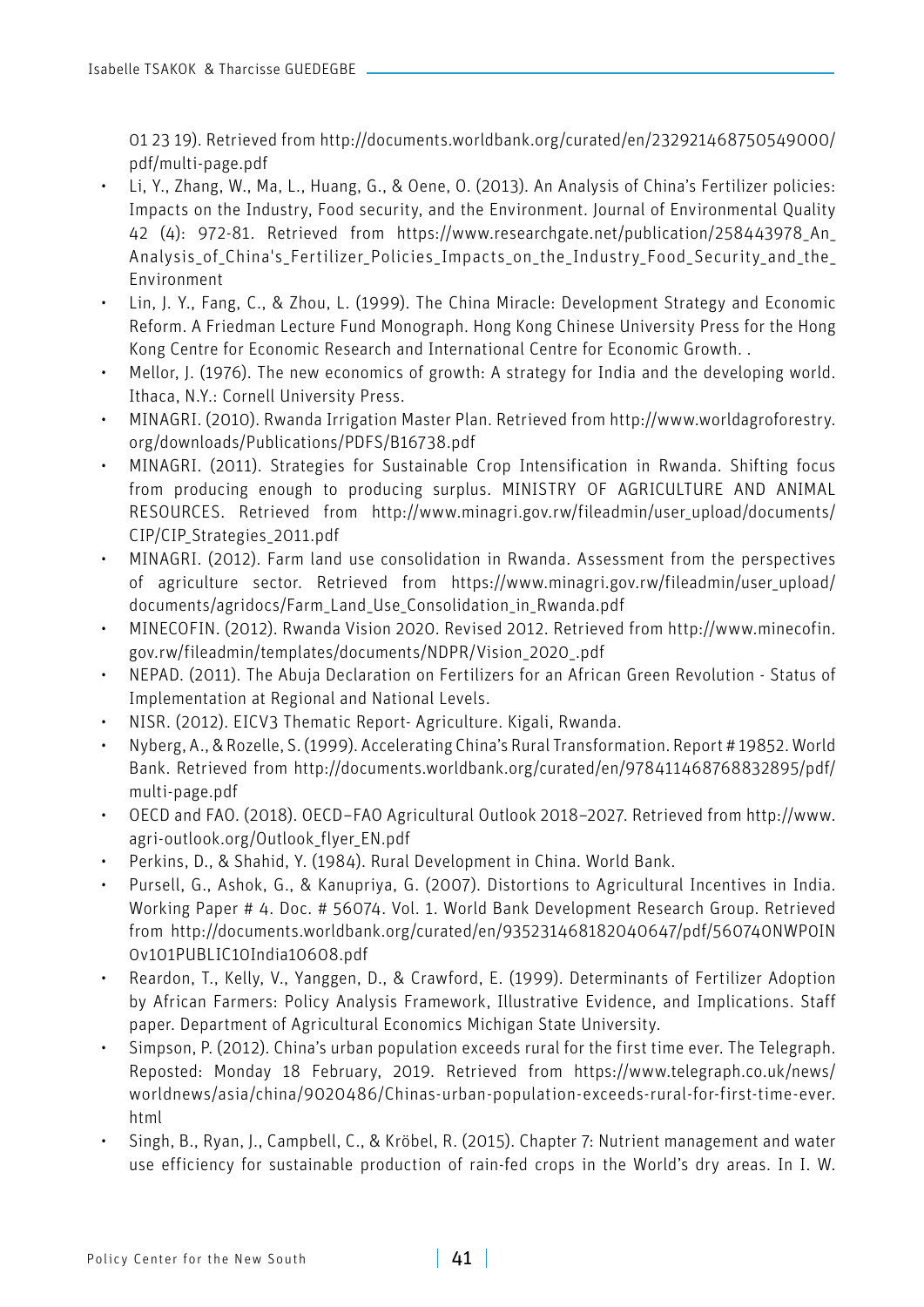01 23 19). Retrieved from http://documents.worldbank.org/curated/en/232921468750549000/pdf/multi-page.pdf

- Li, Y., Zhang, W., Ma, L., Huang, G., & Oene, O. (2013). An Analysis of China's Fertilizer policies: Impacts on the Industry, Food security, and the Environment. Journal of Environmental Quality 42 (4): 972-81. Retrieved from https://www.researchgate.net/publication/258443978_An_Analysis_of_China's_Fertilizer_Policies_Impacts_on_the_Industry_Food_Security_and_the_Environment
- Lin, J. Y., Fang, C., & Zhou, L. (1999). The China Miracle: Development Strategy and Economic Reform. A Friedman Lecture Fund Monograph. Hong Kong Chinese University Press for the Hong Kong Centre for Economic Research and International Centre for Economic Growth. .
- Mellor, J. (1976). The new economics of growth: A strategy for India and the developing world. Ithaca, N.Y.: Cornell University Press.
- MINAGRI. (2010). Rwanda Irrigation Master Plan. Retrieved from http://www.worldagroforestry.org/downloads/Publications/PDFS/B16738.pdf
- MINAGRI. (2011). Strategies for Sustainable Crop Intensification in Rwanda. Shifting focus from producing enough to producing surplus. MINISTRY OF AGRICULTURE AND ANIMAL RESOURCES. Retrieved from http://www.minagri.gov.rw/fileadmin/user_upload/documents/CIP/CIP_Strategies_2011.pdf
- MINAGRI. (2012). Farm land use consolidation in Rwanda. Assessment from the perspectives of agriculture sector. Retrieved from https://www.minagri.gov.rw/fileadmin/user_upload/documents/agridocs/Farm_Land_Use_Consolidation_in_Rwanda.pdf
- MINECOFIN. (2012). Rwanda Vision 2020. Revised 2012. Retrieved from http://www.minecofin.gov.rw/fileadmin/templates/documents/NDPR/Vision_2020_.pdf
- NEPAD. (2011). The Abuja Declaration on Fertilizers for an African Green Revolution - Status of Implementation at Regional and National Levels.
- NISR. (2012). EICV3 Thematic Report- Agriculture. Kigali, Rwanda.
- Nyberg, A., & Rozelle, S. (1999). Accelerating China's Rural Transformation. Report # 19852. World Bank. Retrieved from http://documents.worldbank.org/curated/en/978411468768832895/pdf/multi-page.pdf
- OECD and FAO. (2018). OECD–FAO Agricultural Outlook 2018–2027. Retrieved from http://www.agri-outlook.org/Outlook_flyer_EN.pdf
- Perkins, D., & Shahid, Y. (1984). Rural Development in China. World Bank.
- Pursell, G., Ashok, G., & Kanupriya, G. (2007). Distortions to Agricultural Incentives in India. Working Paper # 4. Doc. # 56074. Vol. 1. World Bank Development Research Group. Retrieved from http://documents.worldbank.org/curated/en/935231468182040647/pdf/560740NWP0IN0v101PUBLIC10India10608.pdf
- Reardon, T., Kelly, V., Yanggen, D., & Crawford, E. (1999). Determinants of Fertilizer Adoption by African Farmers: Policy Analysis Framework, Illustrative Evidence, and Implications. Staff paper. Department of Agricultural Economics Michigan State University.
- Simpson, P. (2012). China's urban population exceeds rural for the first time ever. The Telegraph. Reposted: Monday 18 February, 2019. Retrieved from https://www.telegraph.co.uk/news/worldnews/asia/china/9020486/Chinas-urban-population-exceeds-rural-for-first-time-ever.html
- Singh, B., Ryan, J., Campbell, C., & Kröbel, R. (2015). Chapter 7: Nutrient management and water use efficiency for sustainable production of rain-fed crops in the World's dry areas. In I. W.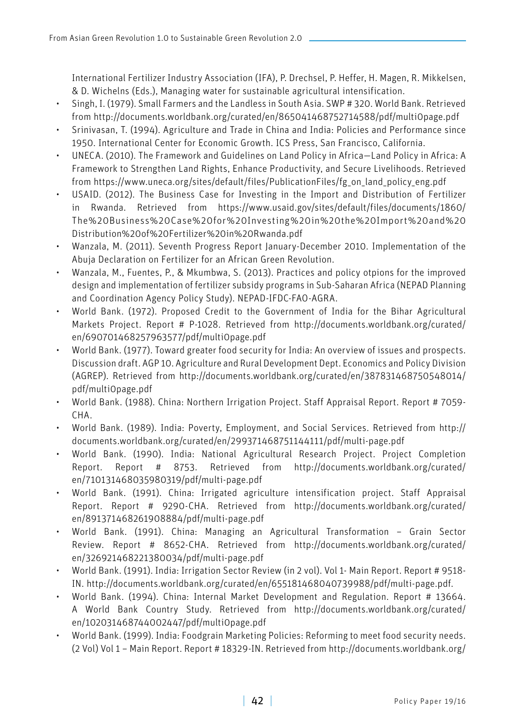International Fertilizer Industry Association (IFA), P. Drechsel, P. Heffer, H. Magen, R. Mikkelsen, & D. Wichelns (Eds.), Managing water for sustainable agricultural intensification.

- Singh, I. (1979). Small Farmers and the Landless in South Asia. SWP # 320. World Bank. Retrieved from http://documents.worldbank.org/curated/en/865041468752714588/pdf/multi0page.pdf
- Srinivasan, T. (1994). Agriculture and Trade in China and India: Policies and Performance since 1950. International Center for Economic Growth. ICS Press, San Francisco, California.
- UNECA. (2010). The Framework and Guidelines on Land Policy in Africa—Land Policy in Africa: A Framework to Strengthen Land Rights, Enhance Productivity, and Secure Livelihoods. Retrieved from https://www.uneca.org/sites/default/files/PublicationFiles/fg_on_land_policy_eng.pdf
- USAID. (2012). The Business Case for Investing in the Import and Distribution of Fertilizer in Rwanda. Retrieved from https://www.usaid.gov/sites/default/files/documents/1860/The%20Business%20Case%20for%20Investing%20in%20the%20Import%20and%20Distribution%20of%20Fertilizer%20in%20Rwanda.pdf
- Wanzala, M. (2011). Seventh Progress Report January-December 2010. Implementation of the Abuja Declaration on Fertilizer for an African Green Revolution.
- Wanzala, M., Fuentes, P., & Mkumbwa, S. (2013). Practices and policy otpions for the improved design and implementation of fertilizer subsidy programs in Sub-Saharan Africa (NEPAD Planning and Coordination Agency Policy Study). NEPAD-IFDC-FAO-AGRA.
- World Bank. (1972). Proposed Credit to the Government of India for the Bihar Agricultural Markets Project. Report # P-1028. Retrieved from http://documents.worldbank.org/curated/en/690701468257963577/pdf/multi0page.pdf
- World Bank. (1977). Toward greater food security for India: An overview of issues and prospects. Discussion draft. AGP 10. Agriculture and Rural Development Dept. Economics and Policy Division (AGREP). Retrieved from http://documents.worldbank.org/curated/en/387831468750548014/pdf/multi0page.pdf
- World Bank. (1988). China: Northern Irrigation Project. Staff Appraisal Report. Report # 7059-CHA.
- World Bank. (1989). India: Poverty, Employment, and Social Services. Retrieved from http://documents.worldbank.org/curated/en/299371468751144111/pdf/multi-page.pdf
- World Bank. (1990). India: National Agricultural Research Project. Project Completion Report. Report # 8753. Retrieved from http://documents.worldbank.org/curated/en/710131468035980319/pdf/multi-page.pdf
- World Bank. (1991). China: Irrigated agriculture intensification project. Staff Appraisal Report. Report # 9290-CHA. Retrieved from http://documents.worldbank.org/curated/en/891371468261908884/pdf/multi-page.pdf
- World Bank. (1991). China: Managing an Agricultural Transformation – Grain Sector Review. Report # 8652-CHA. Retrieved from http://documents.worldbank.org/curated/en/326921468221380034/pdf/multi-page.pdf
- World Bank. (1991). India: Irrigation Sector Review (in 2 vol). Vol 1- Main Report. Report # 9518-IN. http://documents.worldbank.org/curated/en/655181468040739988/pdf/multi-page.pdf.
- World Bank. (1994). China: Internal Market Development and Regulation. Report # 13664. A World Bank Country Study. Retrieved from http://documents.worldbank.org/curated/en/102031468744002447/pdf/multi0page.pdf
- World Bank. (1999). India: Foodgrain Marketing Policies: Reforming to meet food security needs. (2 Vol) Vol 1 – Main Report. Report # 18329-IN. Retrieved from http://documents.worldbank.org/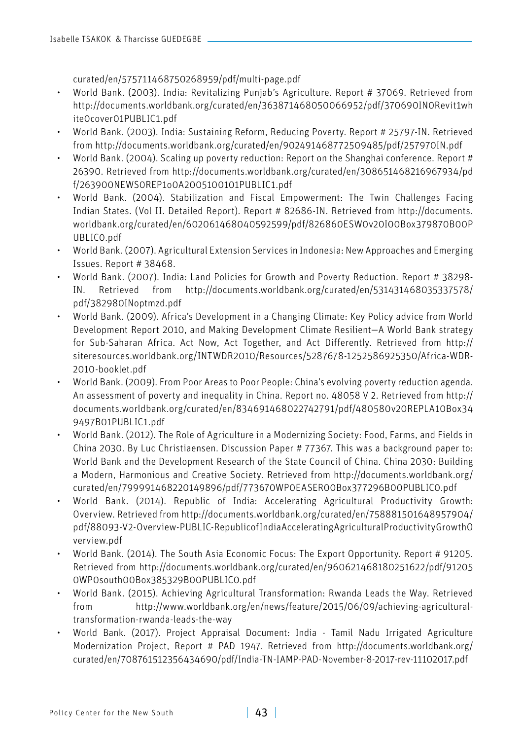curated/en/575711468750268959/pdf/multi-page.pdf

- World Bank. (2003). India: Revitalizing Punjab's Agriculture. Report # 37069. Retrieved from http://documents.worldbank.org/curated/en/363871468050066952/pdf/370690IN0Revit1whiteOcover01PUBLIC1.pdf
- World Bank. (2003). India: Sustaining Reform, Reducing Poverty. Report # 25797-IN. Retrieved from http://documents.worldbank.org/curated/en/902491468772509485/pdf/257970IN.pdf
- World Bank. (2004). Scaling up poverty reduction: Report on the Shanghai conference. Report # 26390. Retrieved from http://documents.worldbank.org/curated/en/308651468216967934/pdf/263900NEWS0REP1o0A2005100101PUBLIC1.pdf
- World Bank. (2004). Stabilization and Fiscal Empowerment: The Twin Challenges Facing Indian States. (Vol II. Detailed Report). Report # 82686-IN. Retrieved from http://documents.worldbank.org/curated/en/602061468040592599/pdf/826860ESW0v20I00Box379870B00PUBLIC0.pdf
- World Bank. (2007). Agricultural Extension Services in Indonesia: New Approaches and Emerging Issues. Report # 38468.
- World Bank. (2007). India: Land Policies for Growth and Poverty Reduction. Report # 38298-IN. Retrieved from http://documents.worldbank.org/curated/en/531431468035337578/pdf/382980INoptmzd.pdf
- World Bank. (2009). Africa's Development in a Changing Climate: Key Policy advice from World Development Report 2010, and Making Development Climate Resilient—A World Bank strategy for Sub-Saharan Africa. Act Now, Act Together, and Act Differently. Retrieved from http://siteresources.worldbank.org/INTWDR2010/Resources/5287678-1252586925350/Africa-WDR-2010-booklet.pdf
- World Bank. (2009). From Poor Areas to Poor People: China's evolving poverty reduction agenda. An assessment of poverty and inequality in China. Report no. 48058 V 2. Retrieved from http://documents.worldbank.org/curated/en/834691468022742791/pdf/480580v20REPLA10Box349497B01PUBLIC1.pdf
- World Bank. (2012). The Role of Agriculture in a Modernizing Society: Food, Farms, and Fields in China 2030. By Luc Christiaensen. Discussion Paper # 77367. This was a background paper to: World Bank and the Development Research of the State Council of China. China 2030: Building a Modern, Harmonious and Creative Society. Retrieved from http://documents.worldbank.org/curated/en/799991468220149896/pdf/773670WP0EASER00Box377296B00PUBLIC0.pdf
- World Bank. (2014). Republic of India: Accelerating Agricultural Productivity Growth: Overview. Retrieved from http://documents.worldbank.org/curated/en/758881501648957904/pdf/88093-V2-Overview-PUBLIC-RepublicofIndiaAcceleratingAgriculturalProductivityGrowthOverview.pdf
- World Bank. (2014). The South Asia Economic Focus: The Export Opportunity. Report # 91205. Retrieved from http://documents.worldbank.org/curated/en/960621468180251622/pdf/912050WP0south00Box385329B00PUBLIC0.pdf
- World Bank. (2015). Achieving Agricultural Transformation: Rwanda Leads the Way. Retrieved from http://www.worldbank.org/en/news/feature/2015/06/09/achieving-agricultural-transformation-rwanda-leads-the-way
- World Bank. (2017). Project Appraisal Document: India - Tamil Nadu Irrigated Agriculture Modernization Project, Report # PAD 1947. Retrieved from http://documents.worldbank.org/curated/en/708761512356434690/pdf/India-TN-IAMP-PAD-November-8-2017-rev-11102017.pdf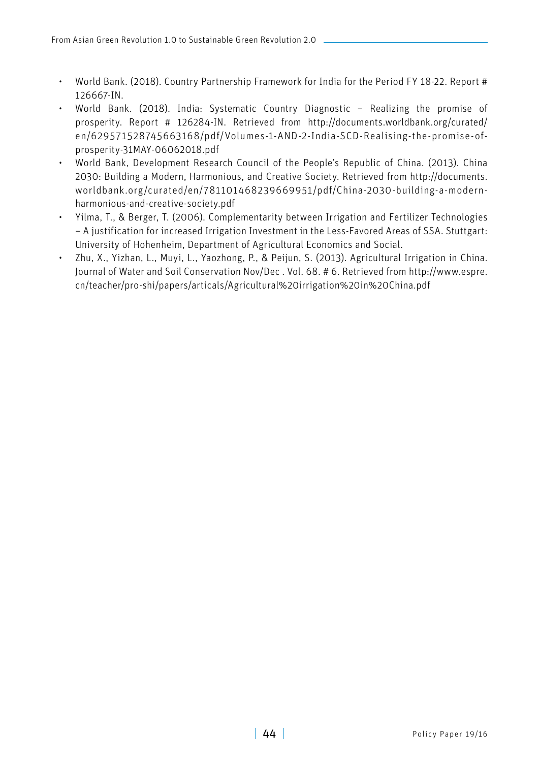- World Bank. (2018). Country Partnership Framework for India for the Period FY 18-22. Report # 126667-IN.
- World Bank. (2018). India: Systematic Country Diagnostic – Realizing the promise of prosperity. Report # 126284-IN. Retrieved from http://documents.worldbank.org/curated/en/629571528745663168/pdf/Volumes-1-AND-2-India-SCD-Realising-the-promise-of-prosperity-31MAY-06062018.pdf
- World Bank, Development Research Council of the People's Republic of China. (2013). China 2030: Building a Modern, Harmonious, and Creative Society. Retrieved from http://documents.worldbank.org/curated/en/781101468239669951/pdf/China-2030-building-a-modern-harmonious-and-creative-society.pdf
- Yilma, T., & Berger, T. (2006). Complementarity between Irrigation and Fertilizer Technologies – A justification for increased Irrigation Investment in the Less-Favored Areas of SSA. Stuttgart: University of Hohenheim, Department of Agricultural Economics and Social.
- Zhu, X., Yizhan, L., Muyi, L., Yaozhong, P., & Peijun, S. (2013). Agricultural Irrigation in China. Journal of Water and Soil Conservation Nov/Dec . Vol. 68. # 6. Retrieved from http://www.espre.cn/teacher/pro-shi/papers/articals/Agricultural%20irrigation%20in%20China.pdf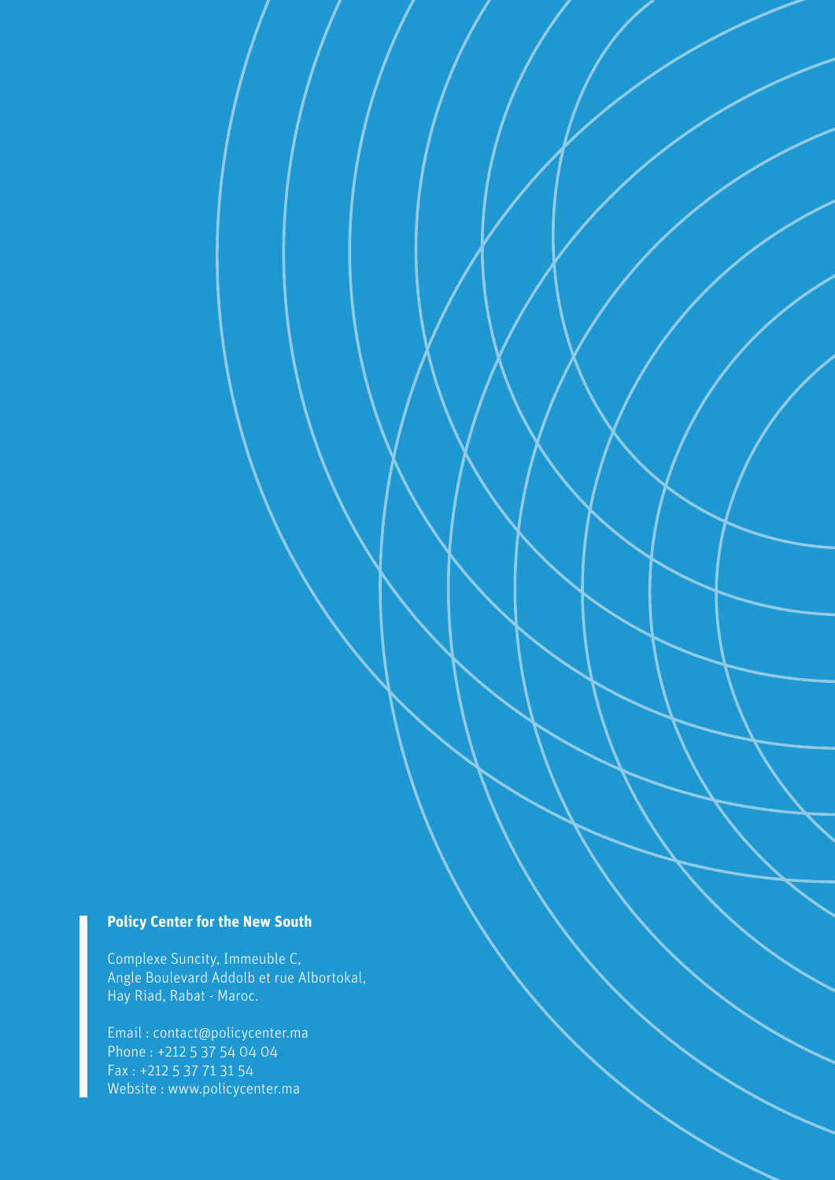**Policy Center for the New South**

Complexe Suncity, Immeuble C,
Angle Boulevard Addolb et rue Albortokal,
Hay Riad, Rabat - Maroc.

Email : contact@policycenter.ma
Phone : +212 5 37 54 04 04
Fax : +212 5 37 71 31 54
Website : www.policycenter.ma